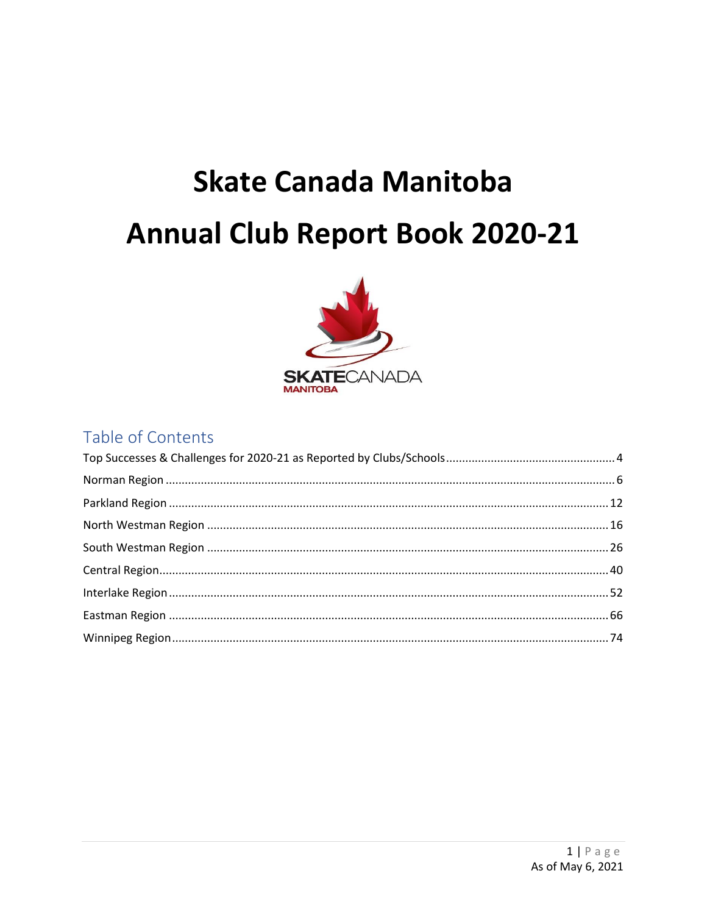# Skate Canada Manitoba

# Annual Club Report Book 2020-21

## Table of Contents

Top Successes & Challenges for 2020-21 as Reported by Clubs/Schools .......... 4
Norman Region .......... 6
Parkland Region .......... 12
North Westman Region .......... 16
South Westman Region .......... 26
Central Region .......... 40
Interlake Region .......... 52
Eastman Region .......... 66
Winnipeg Region .......... 74

As of May 6, 2021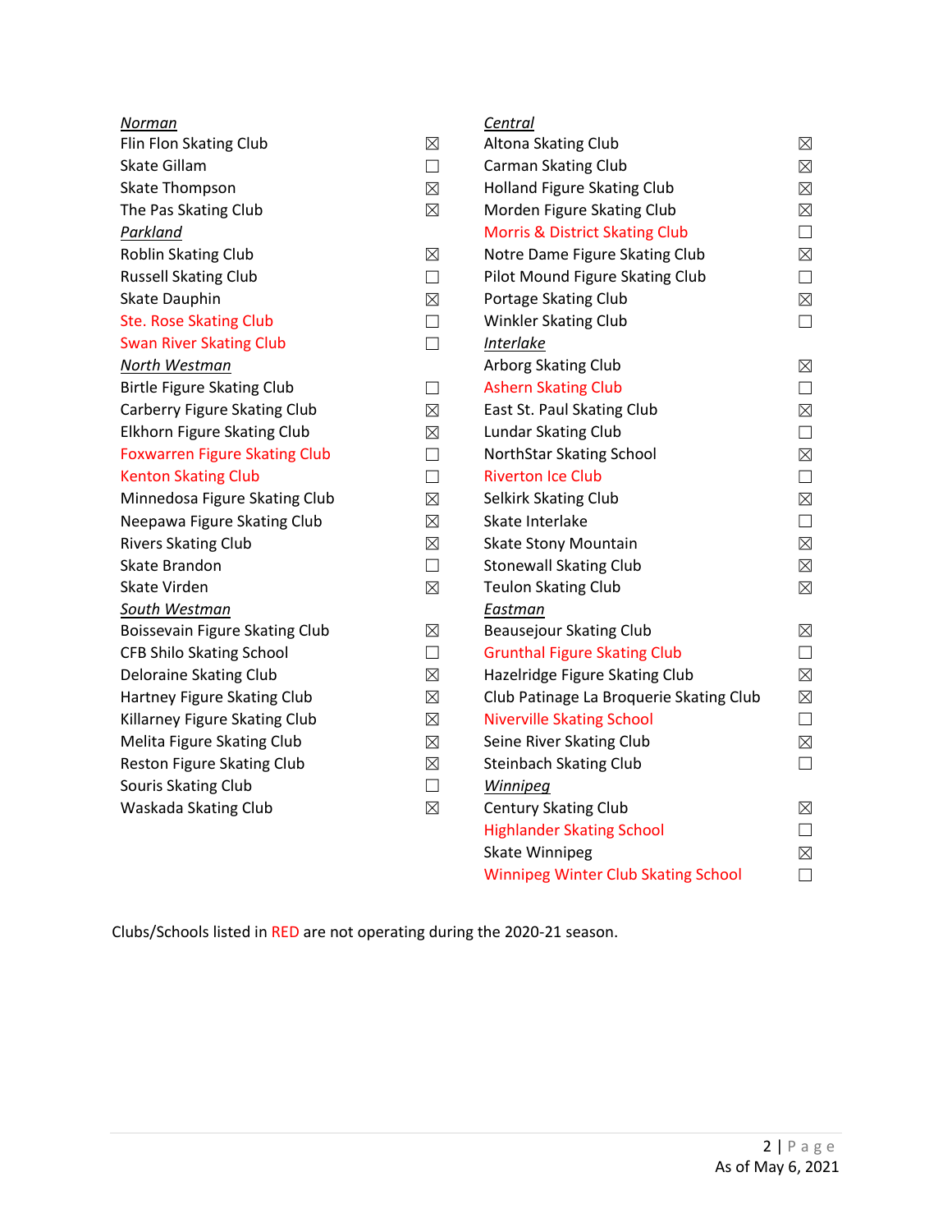*__Norman__*

- Flin Flon Skating Club ☒
- Skate Gillam ☐
- Skate Thompson ☒
- The Pas Skating Club ☒

*__Parkland__*

- Roblin Skating Club ☒
- Russell Skating Club ☐
- Skate Dauphin ☒
- Ste. Rose Skating Club ☐
- Swan River Skating Club ☐

*__North Westman__*

- Birtle Figure Skating Club ☐
- Carberry Figure Skating Club ☒
- Elkhorn Figure Skating Club ☒
- Foxwarren Figure Skating Club ☐
- Kenton Skating Club ☐
- Minnedosa Figure Skating Club ☒
- Neepawa Figure Skating Club ☒
- Rivers Skating Club ☒
- Skate Brandon ☐
- Skate Virden ☒

*__South Westman__*

- Boissevain Figure Skating Club ☒
- CFB Shilo Skating School ☐
- Deloraine Skating Club ☒
- Hartney Figure Skating Club ☒
- Killarney Figure Skating Club ☒
- Melita Figure Skating Club ☒
- Reston Figure Skating Club ☒
- Souris Skating Club ☐
- Waskada Skating Club ☒

*__Central__*

- Altona Skating Club ☒
- Carman Skating Club ☒
- Holland Figure Skating Club ☒
- Morden Figure Skating Club ☒
- Morris & District Skating Club ☐
- Notre Dame Figure Skating Club ☒
- Pilot Mound Figure Skating Club ☐
- Portage Skating Club ☒
- Winkler Skating Club ☐

*__Interlake__*

- Arborg Skating Club ☒
- Ashern Skating Club ☐
- East St. Paul Skating Club ☒
- Lundar Skating Club ☐
- NorthStar Skating School ☒
- Riverton Ice Club ☐
- Selkirk Skating Club ☒
- Skate Interlake ☐
- Skate Stony Mountain ☒
- Stonewall Skating Club ☒
- Teulon Skating Club ☒

*__Eastman__*

- Beausejour Skating Club ☒
- Grunthal Figure Skating Club ☐
- Hazelridge Figure Skating Club ☒
- Club Patinage La Broquerie Skating Club ☒
- Niverville Skating School ☐
- Seine River Skating Club ☒
- Steinbach Skating Club ☐

*__Winnipeg__*

- Century Skating Club ☒
- Highlander Skating School ☐
- Skate Winnipeg ☒
- Winnipeg Winter Club Skating School ☐

Clubs/Schools listed in RED are not operating during the 2020-21 season.

As of May 6, 2021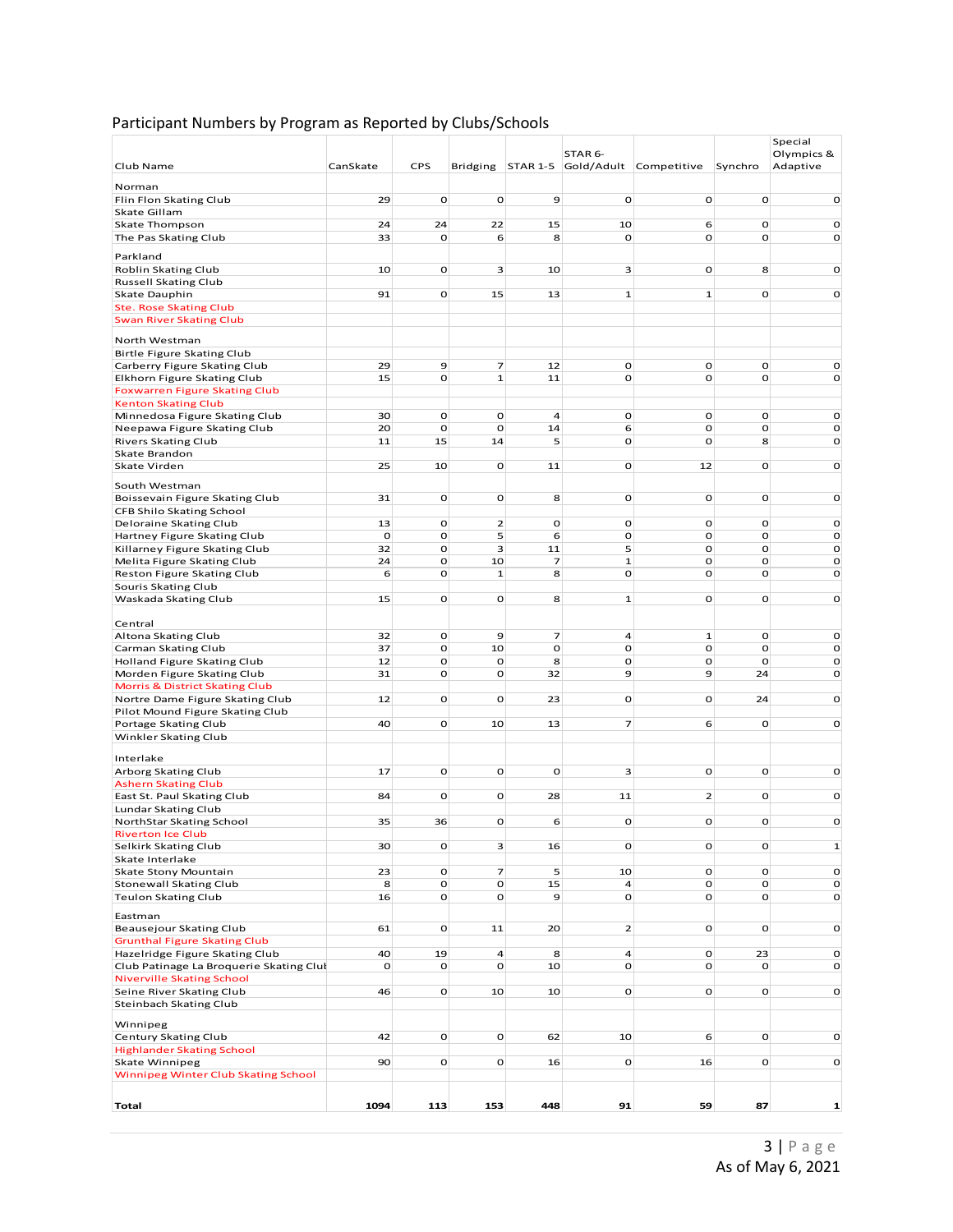## Participant Numbers by Program as Reported by Clubs/Schools

| Club Name | CanSkate | CPS | Bridging | STAR 1-5 | STAR 6-Gold/Adult | Competitive | Synchro | Special Olympics & Adaptive |
|---|---|---|---|---|---|---|---|---|
| Norman | | | | | | | | |
| Flin Flon Skating Club | 29 | 0 | 0 | 9 | 0 | 0 | 0 | 0 |
| Skate Gillam | | | | | | | | |
| Skate Thompson | 24 | 24 | 22 | 15 | 10 | 6 | 0 | 0 |
| The Pas Skating Club | 33 | 0 | 6 | 8 | 0 | 0 | 0 | 0 |
| Parkland | | | | | | | | |
| Roblin Skating Club | 10 | 0 | 3 | 10 | 3 | 0 | 8 | 0 |
| Russell Skating Club | | | | | | | | |
| Skate Dauphin | 91 | 0 | 15 | 13 | 1 | 1 | 0 | 0 |
| Ste. Rose Skating Club | | | | | | | | |
| Swan River Skating Club | | | | | | | | |
| North Westman | | | | | | | | |
| Birtle Figure Skating Club | | | | | | | | |
| Carberry Figure Skating Club | 29 | 9 | 7 | 12 | 0 | 0 | 0 | 0 |
| Elkhorn Figure Skating Club | 15 | 0 | 1 | 11 | 0 | 0 | 0 | 0 |
| Foxwarren Figure Skating Club | | | | | | | | |
| Kenton Skating Club | | | | | | | | |
| Minnedosa Figure Skating Club | 30 | 0 | 0 | 4 | 0 | 0 | 0 | 0 |
| Neepawa Figure Skating Club | 20 | 0 | 0 | 14 | 6 | 0 | 0 | 0 |
| Rivers Skating Club | 11 | 15 | 14 | 5 | 0 | 0 | 8 | 0 |
| Skate Brandon | | | | | | | | |
| Skate Virden | 25 | 10 | 0 | 11 | 0 | 12 | 0 | 0 |
| South Westman | | | | | | | | |
| Boissevain Figure Skating Club | 31 | 0 | 0 | 8 | 0 | 0 | 0 | 0 |
| CFB Shilo Skating School | | | | | | | | |
| Deloraine Skating Club | 13 | 0 | 2 | 0 | 0 | 0 | 0 | 0 |
| Hartney Figure Skating Club | 0 | 0 | 5 | 6 | 0 | 0 | 0 | 0 |
| Killarney Figure Skating Club | 32 | 0 | 3 | 11 | 5 | 0 | 0 | 0 |
| Melita Figure Skating Club | 24 | 0 | 10 | 7 | 1 | 0 | 0 | 0 |
| Reston Figure Skating Club | 6 | 0 | 1 | 8 | 0 | 0 | 0 | 0 |
| Souris Skating Club | | | | | | | | |
| Waskada Skating Club | 15 | 0 | 0 | 8 | 1 | 0 | 0 | 0 |
| Central | | | | | | | | |
| Altona Skating Club | 32 | 0 | 9 | 7 | 4 | 1 | 0 | 0 |
| Carman Skating Club | 37 | 0 | 10 | 0 | 0 | 0 | 0 | 0 |
| Holland Figure Skating Club | 12 | 0 | 0 | 8 | 0 | 0 | 0 | 0 |
| Morden Figure Skating Club | 31 | 0 | 0 | 32 | 9 | 9 | 24 | 0 |
| Morris & District Skating Club | | | | | | | | |
| Nortre Dame Figure Skating Club | 12 | 0 | 0 | 23 | 0 | 0 | 24 | 0 |
| Pilot Mound Figure Skating Club | | | | | | | | |
| Portage Skating Club | 40 | 0 | 10 | 13 | 7 | 6 | 0 | 0 |
| Winkler Skating Club | | | | | | | | |
| Interlake | | | | | | | | |
| Arborg Skating Club | 17 | 0 | 0 | 0 | 3 | 0 | 0 | 0 |
| Ashern Skating Club | | | | | | | | |
| East St. Paul Skating Club | 84 | 0 | 0 | 28 | 11 | 2 | 0 | 0 |
| Lundar Skating Club | | | | | | | | |
| NorthStar Skating School | 35 | 36 | 0 | 6 | 0 | 0 | 0 | 0 |
| Riverton Ice Club | | | | | | | | |
| Selkirk Skating Club | 30 | 0 | 3 | 16 | 0 | 0 | 0 | 1 |
| Skate Interlake | | | | | | | | |
| Skate Stony Mountain | 23 | 0 | 7 | 5 | 10 | 0 | 0 | 0 |
| Stonewall Skating Club | 8 | 0 | 0 | 15 | 4 | 0 | 0 | 0 |
| Teulon Skating Club | 16 | 0 | 0 | 9 | 0 | 0 | 0 | 0 |
| Eastman | | | | | | | | |
| Beausejour Skating Club | 61 | 0 | 11 | 20 | 2 | 0 | 0 | 0 |
| Grunthal Figure Skating Club | | | | | | | | |
| Hazelridge Figure Skating Club | 40 | 19 | 4 | 8 | 4 | 0 | 23 | 0 |
| Club Patinage La Broquerie Skating Clut | 0 | 0 | 0 | 10 | 0 | 0 | 0 | 0 |
| Niverville Skating School | | | | | | | | |
| Seine River Skating Club | 46 | 0 | 10 | 10 | 0 | 0 | 0 | 0 |
| Steinbach Skating Club | | | | | | | | |
| Winnipeg | | | | | | | | |
| Century Skating Club | 42 | 0 | 0 | 62 | 10 | 6 | 0 | 0 |
| Highlander Skating School | | | | | | | | |
| Skate Winnipeg | 90 | 0 | 0 | 16 | 0 | 16 | 0 | 0 |
| Winnipeg Winter Club Skating School | | | | | | | | |
| **Total** | **1094** | **113** | **153** | **448** | **91** | **59** | **87** | **1** |

As of May 6, 2021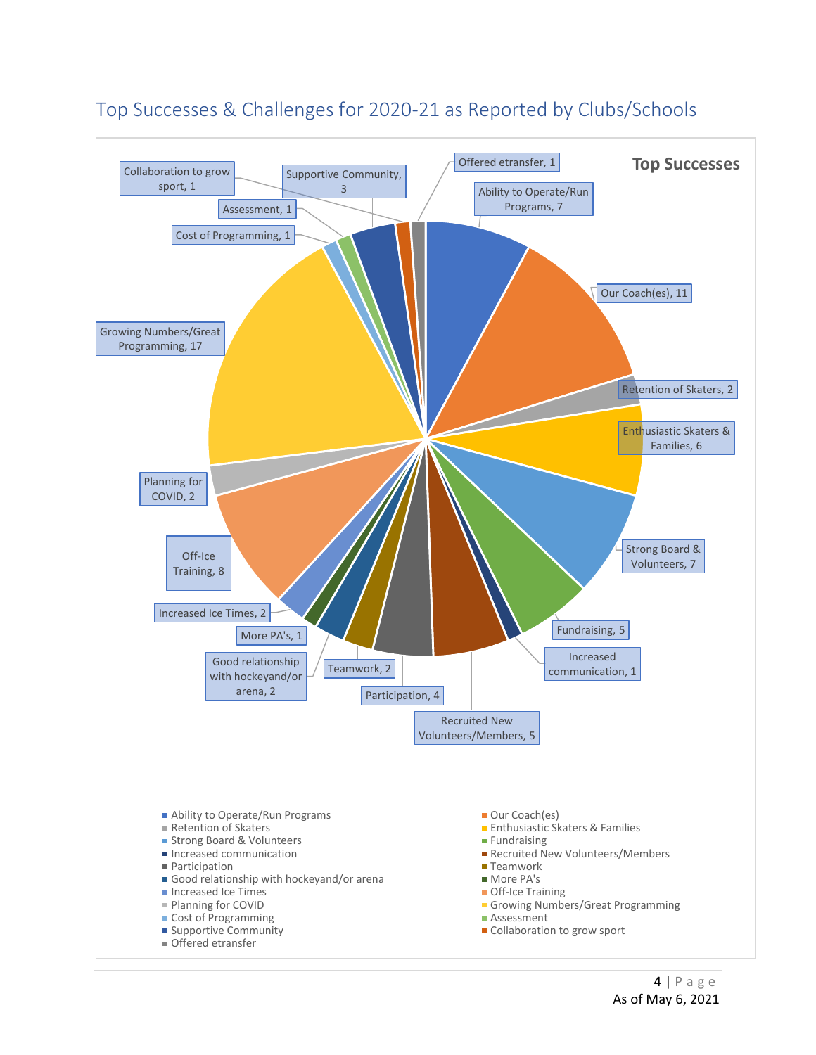## Top Successes & Challenges for 2020-21 as Reported by Clubs/Schools

**Top Successes**

| Category | Count |
|---|---|
| Ability to Operate/Run Programs | 7 |
| Our Coach(es) | 11 |
| Retention of Skaters | 2 |
| Enthusiastic Skaters & Families | 6 |
| Strong Board & Volunteers | 7 |
| Fundraising | 5 |
| Increased communication | 1 |
| Recruited New Volunteers/Members | 5 |
| Participation | 4 |
| Teamwork | 2 |
| Good relationship with hockeyand/or arena | 2 |
| More PA's | 1 |
| Increased Ice Times | 2 |
| Off-Ice Training | 8 |
| Planning for COVID | 2 |
| Growing Numbers/Great Programming | 17 |
| Cost of Programming | 1 |
| Assessment | 1 |
| Supportive Community | 3 |
| Collaboration to grow sport | 1 |
| Offered etransfer | 1 |

As of May 6, 2021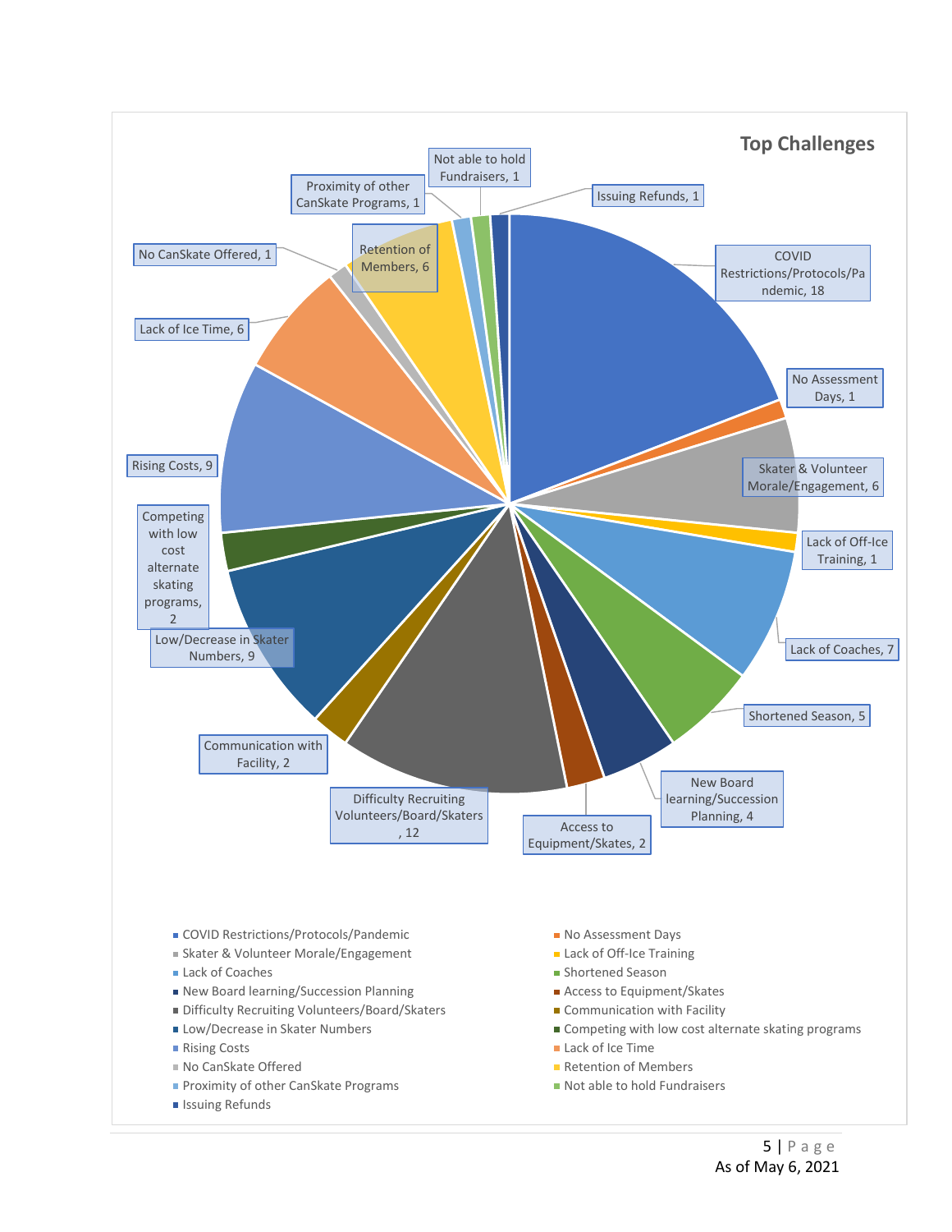**Top Challenges**

| Challenge | Count |
|---|---|
| COVID Restrictions/Protocols/Pandemic | 18 |
| No Assessment Days | 1 |
| Skater & Volunteer Morale/Engagement | 6 |
| Lack of Off-Ice Training | 1 |
| Lack of Coaches | 7 |
| Shortened Season | 5 |
| New Board learning/Succession Planning | 4 |
| Access to Equipment/Skates | 2 |
| Difficulty Recruiting Volunteers/Board/Skaters | 12 |
| Communication with Facility | 2 |
| Low/Decrease in Skater Numbers | 9 |
| Competing with low cost alternate skating programs | 2 |
| Rising Costs | 9 |
| Lack of Ice Time | 6 |
| No CanSkate Offered | 1 |
| Retention of Members | 6 |
| Proximity of other CanSkate Programs | 1 |
| Not able to hold Fundraisers | 1 |
| Issuing Refunds | 1 |

As of May 6, 2021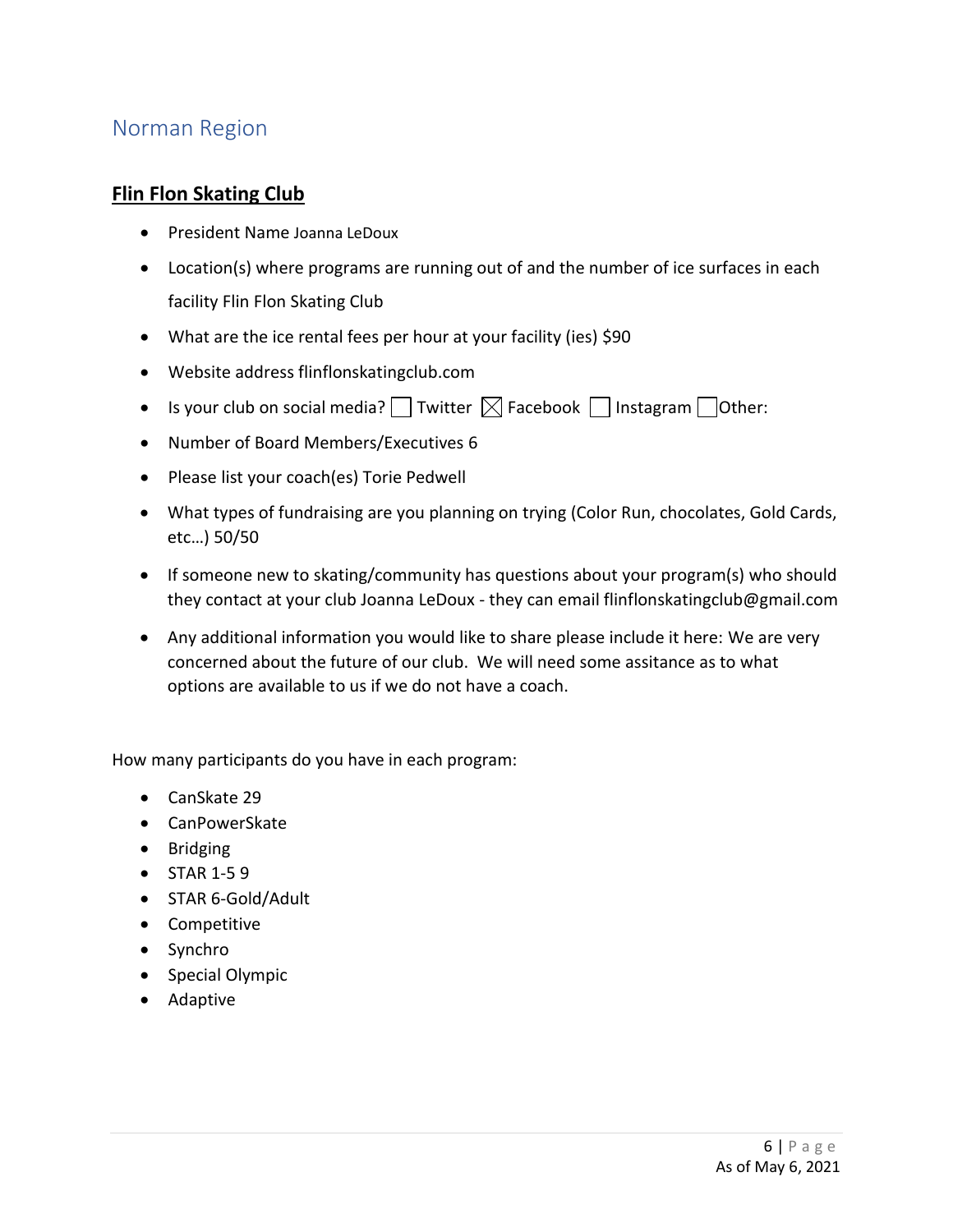## Norman Region

### Flin Flon Skating Club

- President Name Joanna LeDoux
- Location(s) where programs are running out of and the number of ice surfaces in each facility Flin Flon Skating Club
- What are the ice rental fees per hour at your facility (ies) $90
- Website address flinflonskatingclub.com
- Is your club on social media? ☐ Twitter ☒ Facebook ☐ Instagram ☐ Other:
- Number of Board Members/Executives 6
- Please list your coach(es) Torie Pedwell
- What types of fundraising are you planning on trying (Color Run, chocolates, Gold Cards, etc…) 50/50
- If someone new to skating/community has questions about your program(s) who should they contact at your club Joanna LeDoux - they can email flinflonskatingclub@gmail.com
- Any additional information you would like to share please include it here: We are very concerned about the future of our club. We will need some assitance as to what options are available to us if we do not have a coach.

How many participants do you have in each program:

- CanSkate 29
- CanPowerSkate
- Bridging
- STAR 1-5 9
- STAR 6-Gold/Adult
- Competitive
- Synchro
- Special Olympic
- Adaptive

As of May 6, 2021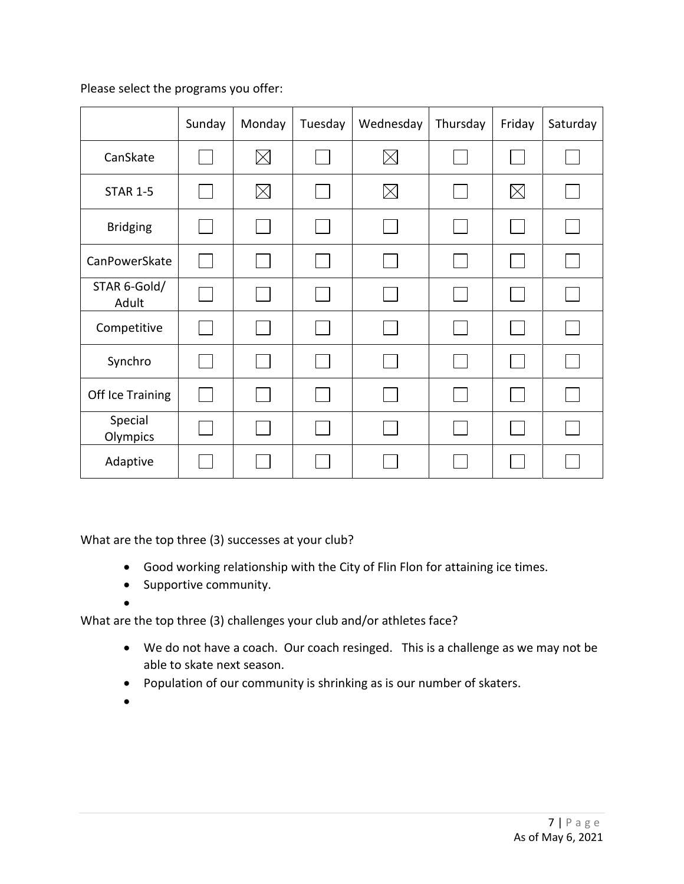Please select the programs you offer:

| | Sunday | Monday | Tuesday | Wednesday | Thursday | Friday | Saturday |
|---|---|---|---|---|---|---|---|
| CanSkate | ☐ | ☒ | ☐ | ☒ | ☐ | ☐ | ☐ |
| STAR 1-5 | ☐ | ☒ | ☐ | ☒ | ☐ | ☒ | ☐ |
| Bridging | ☐ | ☐ | ☐ | ☐ | ☐ | ☐ | ☐ |
| CanPowerSkate | ☐ | ☐ | ☐ | ☐ | ☐ | ☐ | ☐ |
| STAR 6-Gold/ Adult | ☐ | ☐ | ☐ | ☐ | ☐ | ☐ | ☐ |
| Competitive | ☐ | ☐ | ☐ | ☐ | ☐ | ☐ | ☐ |
| Synchro | ☐ | ☐ | ☐ | ☐ | ☐ | ☐ | ☐ |
| Off Ice Training | ☐ | ☐ | ☐ | ☐ | ☐ | ☐ | ☐ |
| Special Olympics | ☐ | ☐ | ☐ | ☐ | ☐ | ☐ | ☐ |
| Adaptive | ☐ | ☐ | ☐ | ☐ | ☐ | ☐ | ☐ |

What are the top three (3) successes at your club?

- Good working relationship with the City of Flin Flon for attaining ice times.
- Supportive community.
-

What are the top three (3) challenges your club and/or athletes face?

- We do not have a coach. Our coach resinged. This is a challenge as we may not be able to skate next season.
- Population of our community is shrinking as is our number of skaters.
-

As of May 6, 2021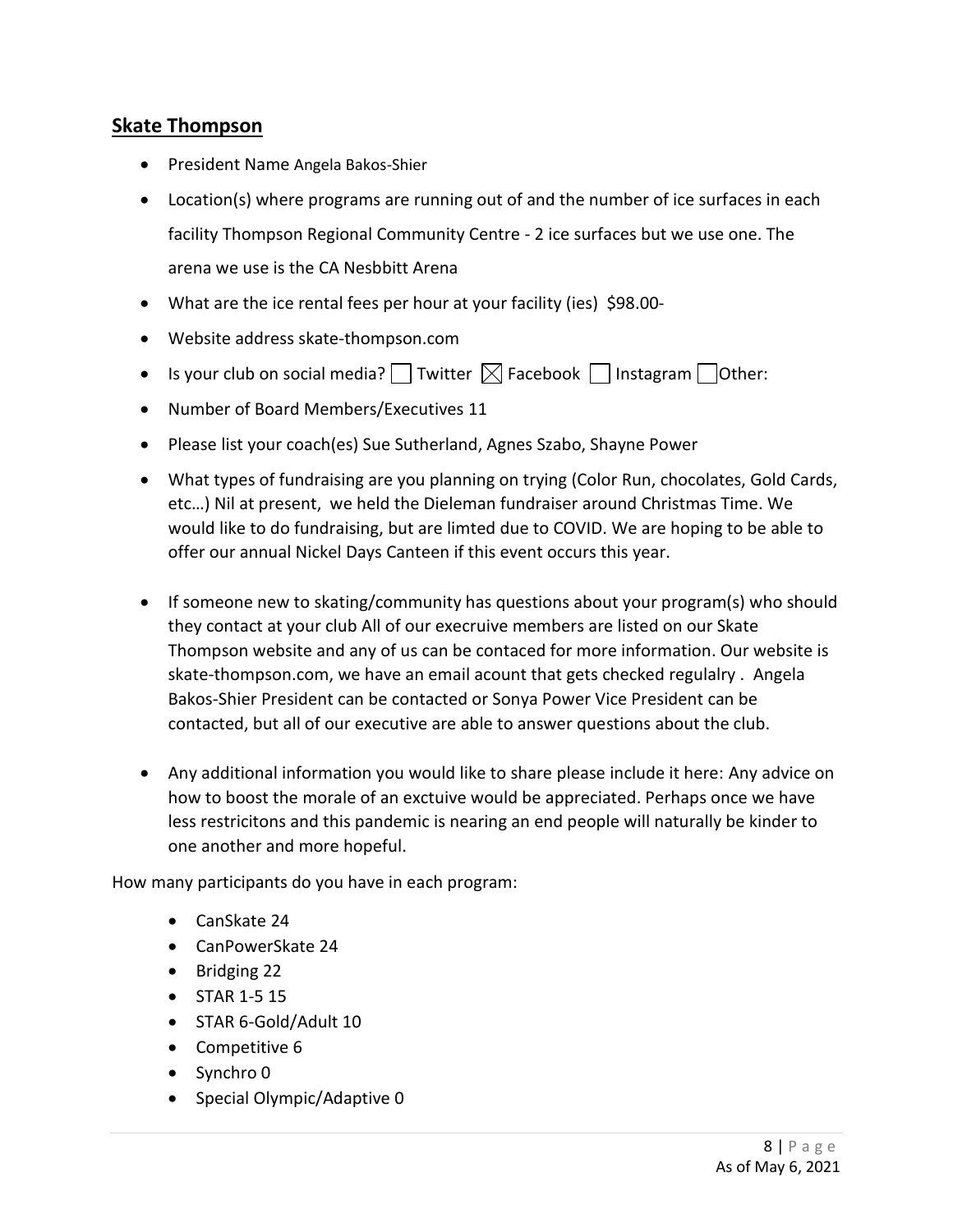## Skate Thompson

- President Name Angela Bakos-Shier
- Location(s) where programs are running out of and the number of ice surfaces in each facility Thompson Regional Community Centre - 2 ice surfaces but we use one. The arena we use is the CA Nesbbitt Arena
- What are the ice rental fees per hour at your facility (ies) $98.00-
- Website address skate-thompson.com
- Is your club on social media? ☐ Twitter ☒ Facebook ☐ Instagram ☐ Other:
- Number of Board Members/Executives 11
- Please list your coach(es) Sue Sutherland, Agnes Szabo, Shayne Power
- What types of fundraising are you planning on trying (Color Run, chocolates, Gold Cards, etc…) Nil at present, we held the Dieleman fundraiser around Christmas Time. We would like to do fundraising, but are limted due to COVID. We are hoping to be able to offer our annual Nickel Days Canteen if this event occurs this year.
- If someone new to skating/community has questions about your program(s) who should they contact at your club All of our execruive members are listed on our Skate Thompson website and any of us can be contaced for more information. Our website is skate-thompson.com, we have an email acount that gets checked regulalry . Angela Bakos-Shier President can be contacted or Sonya Power Vice President can be contacted, but all of our executive are able to answer questions about the club.
- Any additional information you would like to share please include it here: Any advice on how to boost the morale of an exctuive would be appreciated. Perhaps once we have less restricitons and this pandemic is nearing an end people will naturally be kinder to one another and more hopeful.

How many participants do you have in each program:

- CanSkate 24
- CanPowerSkate 24
- Bridging 22
- STAR 1-5 15
- STAR 6-Gold/Adult 10
- Competitive 6
- Synchro 0
- Special Olympic/Adaptive 0

As of May 6, 2021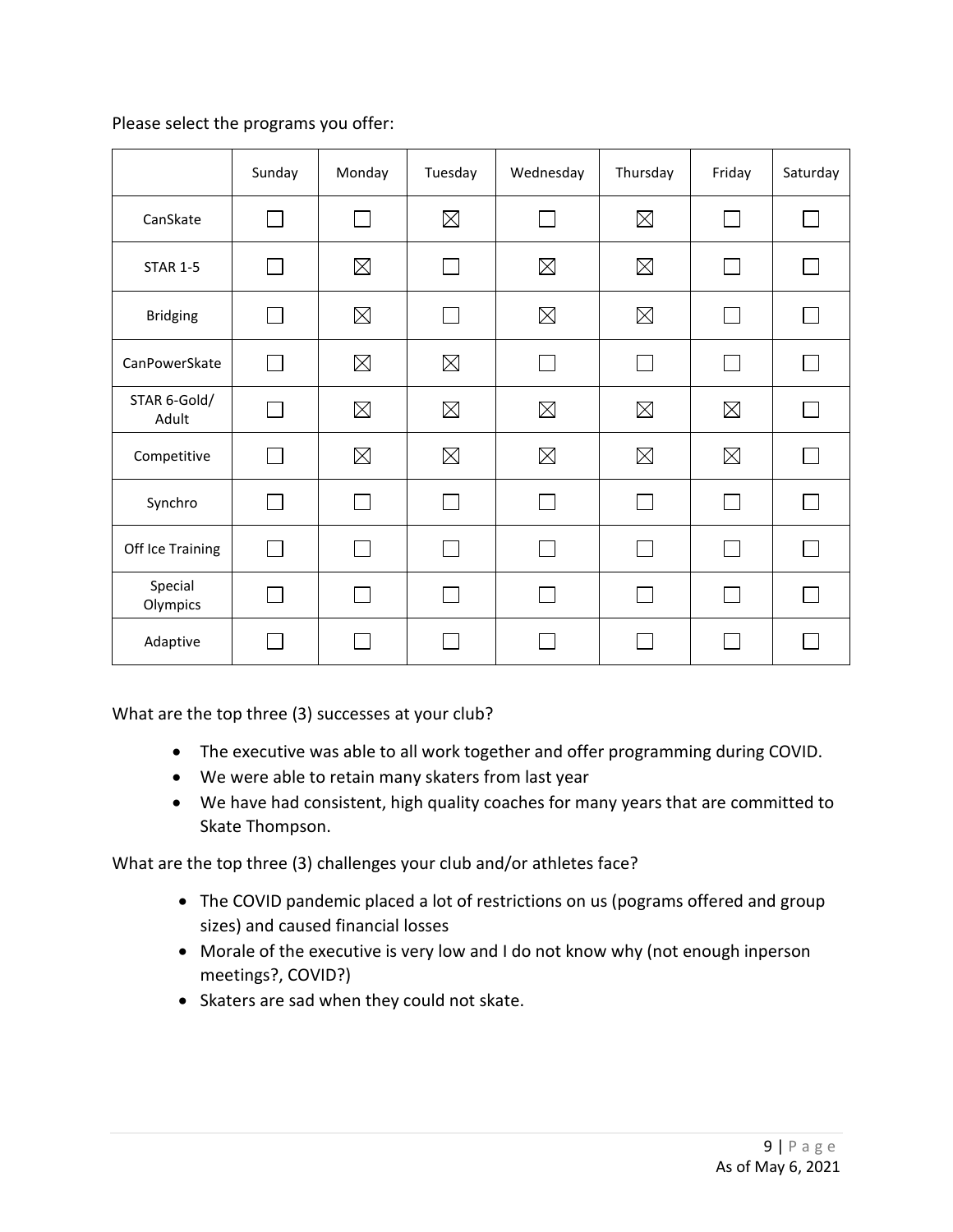Please select the programs you offer:

| | Sunday | Monday | Tuesday | Wednesday | Thursday | Friday | Saturday |
|---|---|---|---|---|---|---|---|
| CanSkate | ☐ | ☐ | ☒ | ☐ | ☒ | ☐ | ☐ |
| STAR 1-5 | ☐ | ☒ | ☐ | ☒ | ☒ | ☐ | ☐ |
| Bridging | ☐ | ☒ | ☐ | ☒ | ☒ | ☐ | ☐ |
| CanPowerSkate | ☐ | ☒ | ☒ | ☐ | ☐ | ☐ | ☐ |
| STAR 6-Gold/ Adult | ☐ | ☒ | ☒ | ☒ | ☒ | ☒ | ☐ |
| Competitive | ☐ | ☒ | ☒ | ☒ | ☒ | ☒ | ☐ |
| Synchro | ☐ | ☐ | ☐ | ☐ | ☐ | ☐ | ☐ |
| Off Ice Training | ☐ | ☐ | ☐ | ☐ | ☐ | ☐ | ☐ |
| Special Olympics | ☐ | ☐ | ☐ | ☐ | ☐ | ☐ | ☐ |
| Adaptive | ☐ | ☐ | ☐ | ☐ | ☐ | ☐ | ☐ |

What are the top three (3) successes at your club?

- The executive was able to all work together and offer programming during COVID.
- We were able to retain many skaters from last year
- We have had consistent, high quality coaches for many years that are committed to Skate Thompson.

What are the top three (3) challenges your club and/or athletes face?

- The COVID pandemic placed a lot of restrictions on us (pograms offered and group sizes) and caused financial losses
- Morale of the executive is very low and I do not know why (not enough inperson meetings?, COVID?)
- Skaters are sad when they could not skate.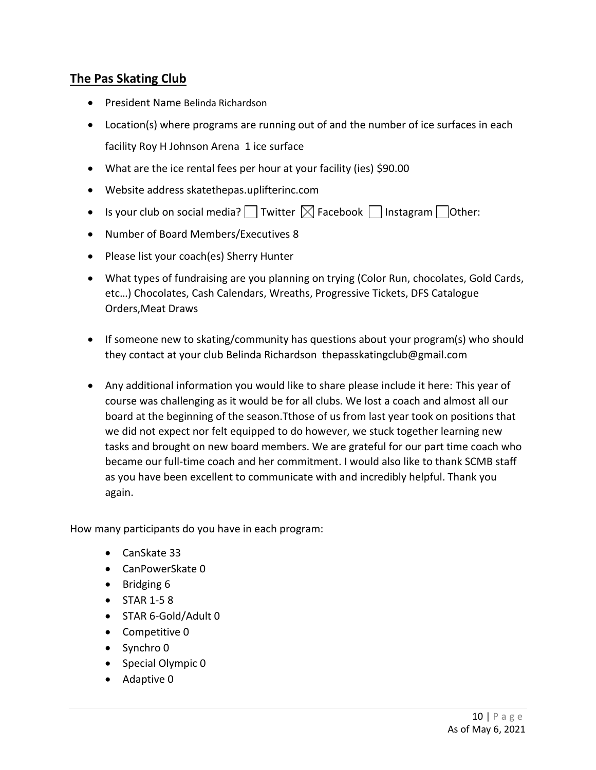## The Pas Skating Club

- President Name Belinda Richardson
- Location(s) where programs are running out of and the number of ice surfaces in each facility Roy H Johnson Arena 1 ice surface
- What are the ice rental fees per hour at your facility (ies) $90.00
- Website address skatethepas.uplifterinc.com
- Is your club on social media? ☐ Twitter ☒ Facebook ☐ Instagram ☐ Other:
- Number of Board Members/Executives 8
- Please list your coach(es) Sherry Hunter
- What types of fundraising are you planning on trying (Color Run, chocolates, Gold Cards, etc…) Chocolates, Cash Calendars, Wreaths, Progressive Tickets, DFS Catalogue Orders,Meat Draws
- If someone new to skating/community has questions about your program(s) who should they contact at your club Belinda Richardson thepasskatingclub@gmail.com
- Any additional information you would like to share please include it here: This year of course was challenging as it would be for all clubs. We lost a coach and almost all our board at the beginning of the season.Tthose of us from last year took on positions that we did not expect nor felt equipped to do however, we stuck together learning new tasks and brought on new board members. We are grateful for our part time coach who became our full-time coach and her commitment. I would also like to thank SCMB staff as you have been excellent to communicate with and incredibly helpful. Thank you again.

How many participants do you have in each program:

- CanSkate 33
- CanPowerSkate 0
- Bridging 6
- STAR 1-5 8
- STAR 6-Gold/Adult 0
- Competitive 0
- Synchro 0
- Special Olympic 0
- Adaptive 0

As of May 6, 2021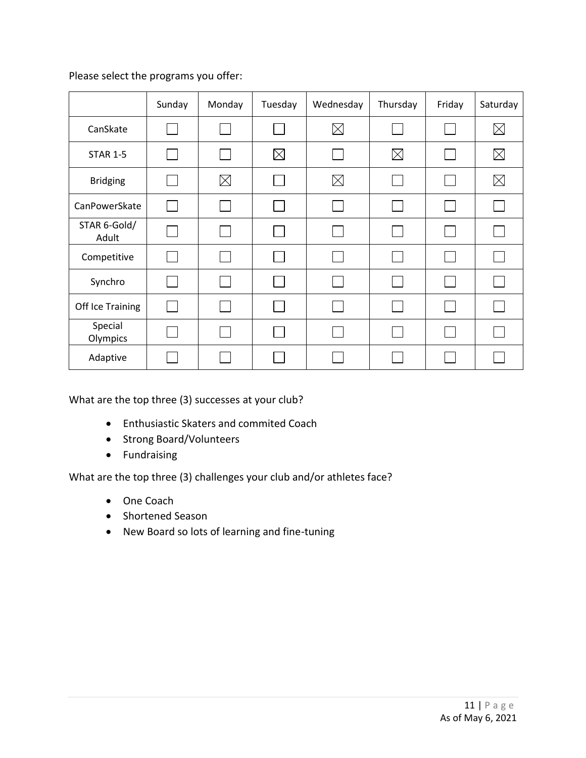Please select the programs you offer:

| | Sunday | Monday | Tuesday | Wednesday | Thursday | Friday | Saturday |
|---|---|---|---|---|---|---|---|
| CanSkate | ☐ | ☐ | ☐ | ☒ | ☐ | ☐ | ☒ |
| STAR 1-5 | ☐ | ☐ | ☒ | ☐ | ☒ | ☐ | ☒ |
| Bridging | ☐ | ☒ | ☐ | ☒ | ☐ | ☐ | ☒ |
| CanPowerSkate | ☐ | ☐ | ☐ | ☐ | ☐ | ☐ | ☐ |
| STAR 6-Gold/ Adult | ☐ | ☐ | ☐ | ☐ | ☐ | ☐ | ☐ |
| Competitive | ☐ | ☐ | ☐ | ☐ | ☐ | ☐ | ☐ |
| Synchro | ☐ | ☐ | ☐ | ☐ | ☐ | ☐ | ☐ |
| Off Ice Training | ☐ | ☐ | ☐ | ☐ | ☐ | ☐ | ☐ |
| Special Olympics | ☐ | ☐ | ☐ | ☐ | ☐ | ☐ | ☐ |
| Adaptive | ☐ | ☐ | ☐ | ☐ | ☐ | ☐ | ☐ |

What are the top three (3) successes at your club?

- Enthusiastic Skaters and commited Coach
- Strong Board/Volunteers
- Fundraising

What are the top three (3) challenges your club and/or athletes face?

- One Coach
- Shortened Season
- New Board so lots of learning and fine-tuning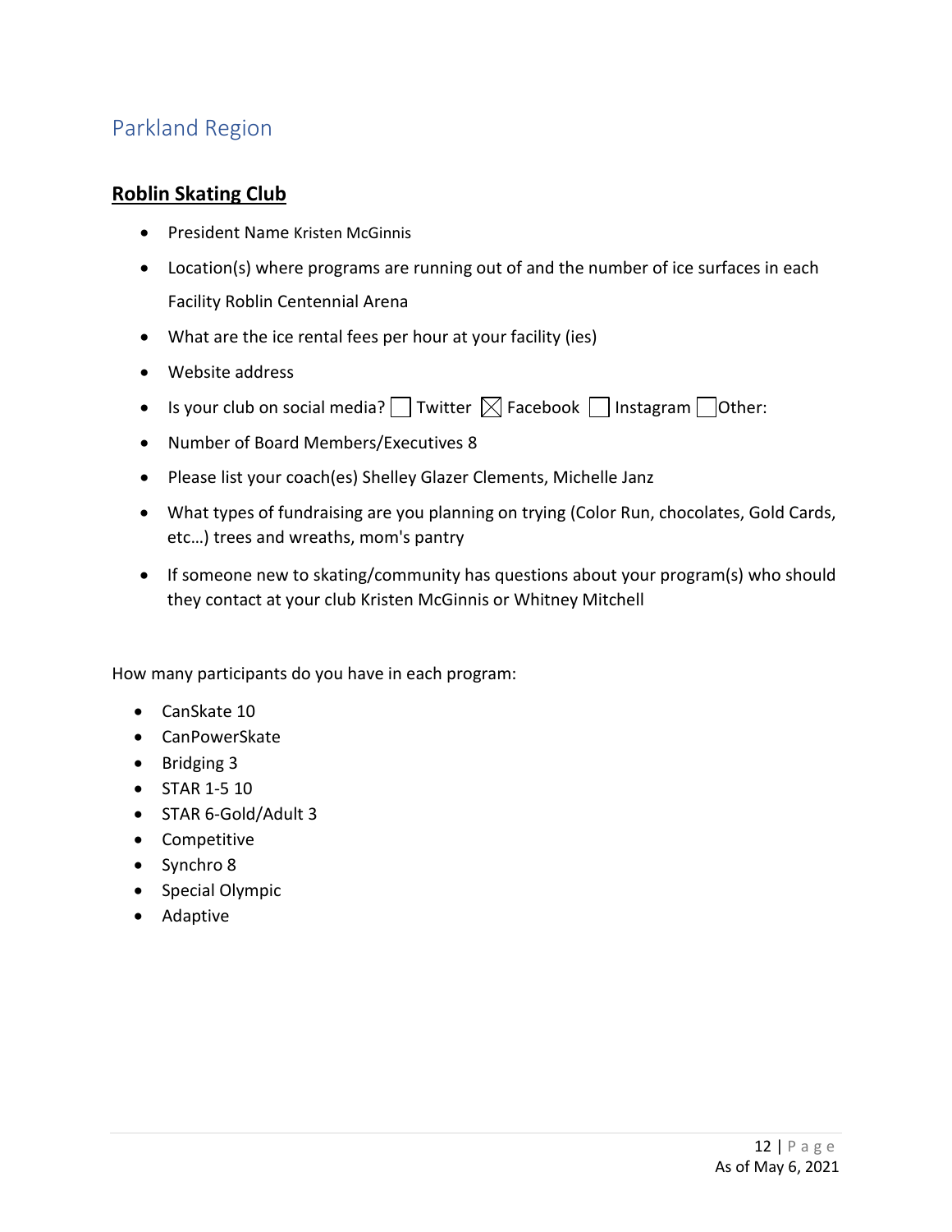## Parkland Region

### Roblin Skating Club

- President Name Kristen McGinnis
- Location(s) where programs are running out of and the number of ice surfaces in each Facility Roblin Centennial Arena
- What are the ice rental fees per hour at your facility (ies)
- Website address
- Is your club on social media? ☐ Twitter ☒ Facebook ☐ Instagram ☐ Other:
- Number of Board Members/Executives 8
- Please list your coach(es) Shelley Glazer Clements, Michelle Janz
- What types of fundraising are you planning on trying (Color Run, chocolates, Gold Cards, etc…) trees and wreaths, mom's pantry
- If someone new to skating/community has questions about your program(s) who should they contact at your club Kristen McGinnis or Whitney Mitchell

How many participants do you have in each program:

- CanSkate 10
- CanPowerSkate
- Bridging 3
- STAR 1-5 10
- STAR 6-Gold/Adult 3
- Competitive
- Synchro 8
- Special Olympic
- Adaptive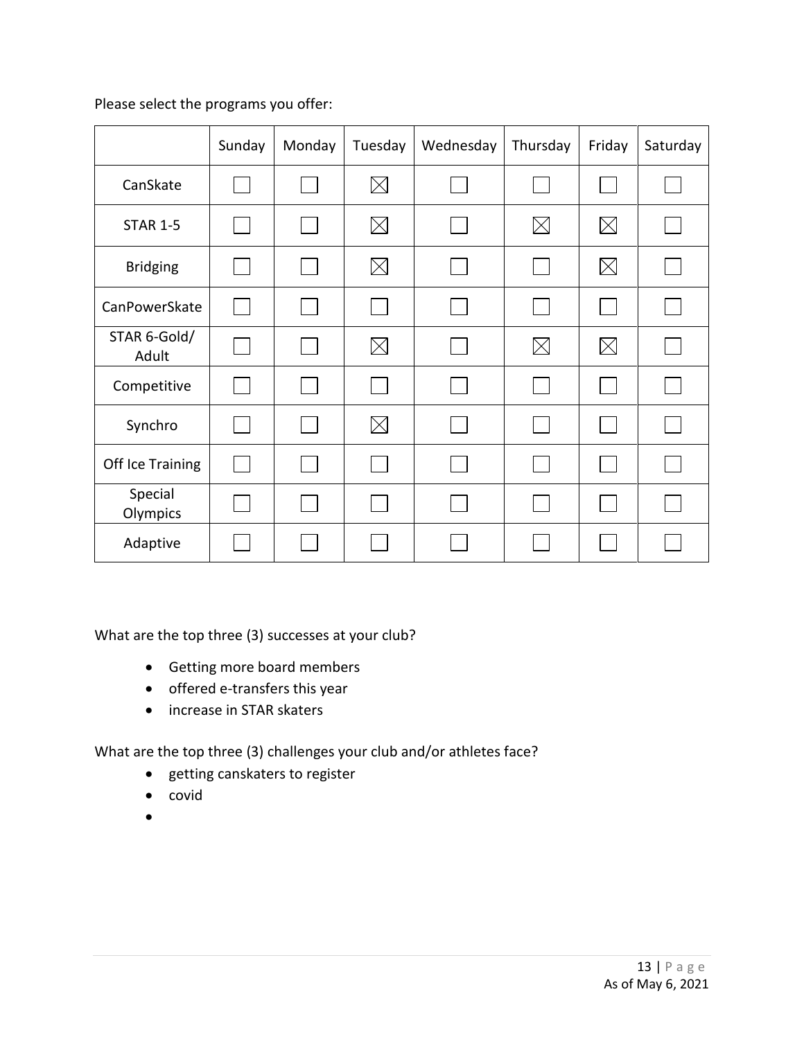Please select the programs you offer:

| | Sunday | Monday | Tuesday | Wednesday | Thursday | Friday | Saturday |
|---|---|---|---|---|---|---|---|
| CanSkate | ☐ | ☐ | ☒ | ☐ | ☐ | ☐ | ☐ |
| STAR 1-5 | ☐ | ☐ | ☒ | ☐ | ☒ | ☒ | ☐ |
| Bridging | ☐ | ☐ | ☒ | ☐ | ☐ | ☒ | ☐ |
| CanPowerSkate | ☐ | ☐ | ☐ | ☐ | ☐ | ☐ | ☐ |
| STAR 6-Gold/ Adult | ☐ | ☐ | ☒ | ☐ | ☒ | ☒ | ☐ |
| Competitive | ☐ | ☐ | ☐ | ☐ | ☐ | ☐ | ☐ |
| Synchro | ☐ | ☐ | ☒ | ☐ | ☐ | ☐ | ☐ |
| Off Ice Training | ☐ | ☐ | ☐ | ☐ | ☐ | ☐ | ☐ |
| Special Olympics | ☐ | ☐ | ☐ | ☐ | ☐ | ☐ | ☐ |
| Adaptive | ☐ | ☐ | ☐ | ☐ | ☐ | ☐ | ☐ |

What are the top three (3) successes at your club?

- Getting more board members
- offered e-transfers this year
- increase in STAR skaters

What are the top three (3) challenges your club and/or athletes face?

- getting canskaters to register
- covid
- 

As of May 6, 2021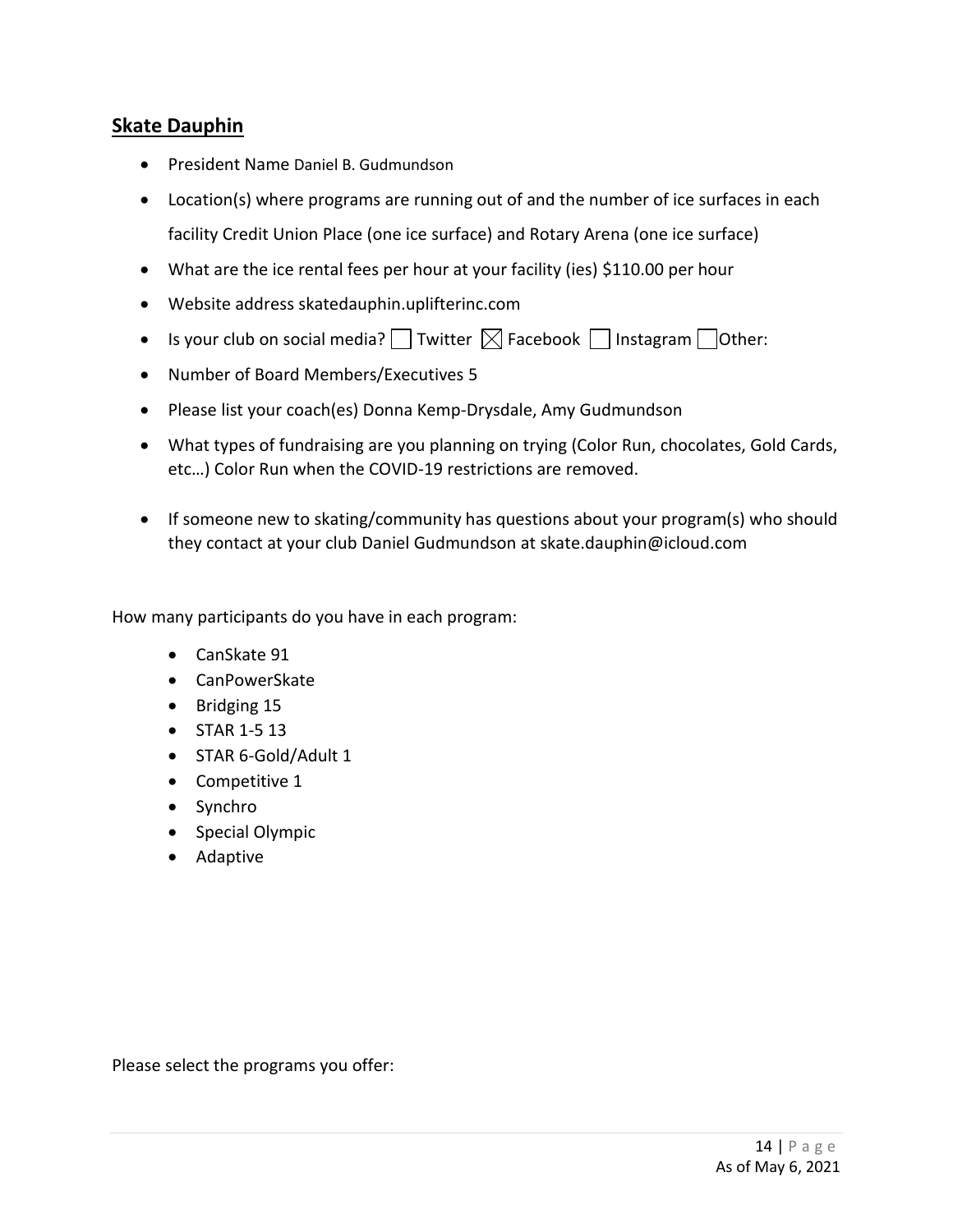## Skate Dauphin

- President Name Daniel B. Gudmundson
- Location(s) where programs are running out of and the number of ice surfaces in each facility Credit Union Place (one ice surface) and Rotary Arena (one ice surface)
- What are the ice rental fees per hour at your facility (ies) $110.00 per hour
- Website address skatedauphin.uplifterinc.com
- Is your club on social media? ☐ Twitter ☒ Facebook ☐ Instagram ☐ Other:
- Number of Board Members/Executives 5
- Please list your coach(es) Donna Kemp-Drysdale, Amy Gudmundson
- What types of fundraising are you planning on trying (Color Run, chocolates, Gold Cards, etc…) Color Run when the COVID-19 restrictions are removed.
- If someone new to skating/community has questions about your program(s) who should they contact at your club Daniel Gudmundson at skate.dauphin@icloud.com

How many participants do you have in each program:

- CanSkate 91
- CanPowerSkate
- Bridging 15
- STAR 1-5 13
- STAR 6-Gold/Adult 1
- Competitive 1
- Synchro
- Special Olympic
- Adaptive

Please select the programs you offer:

As of May 6, 2021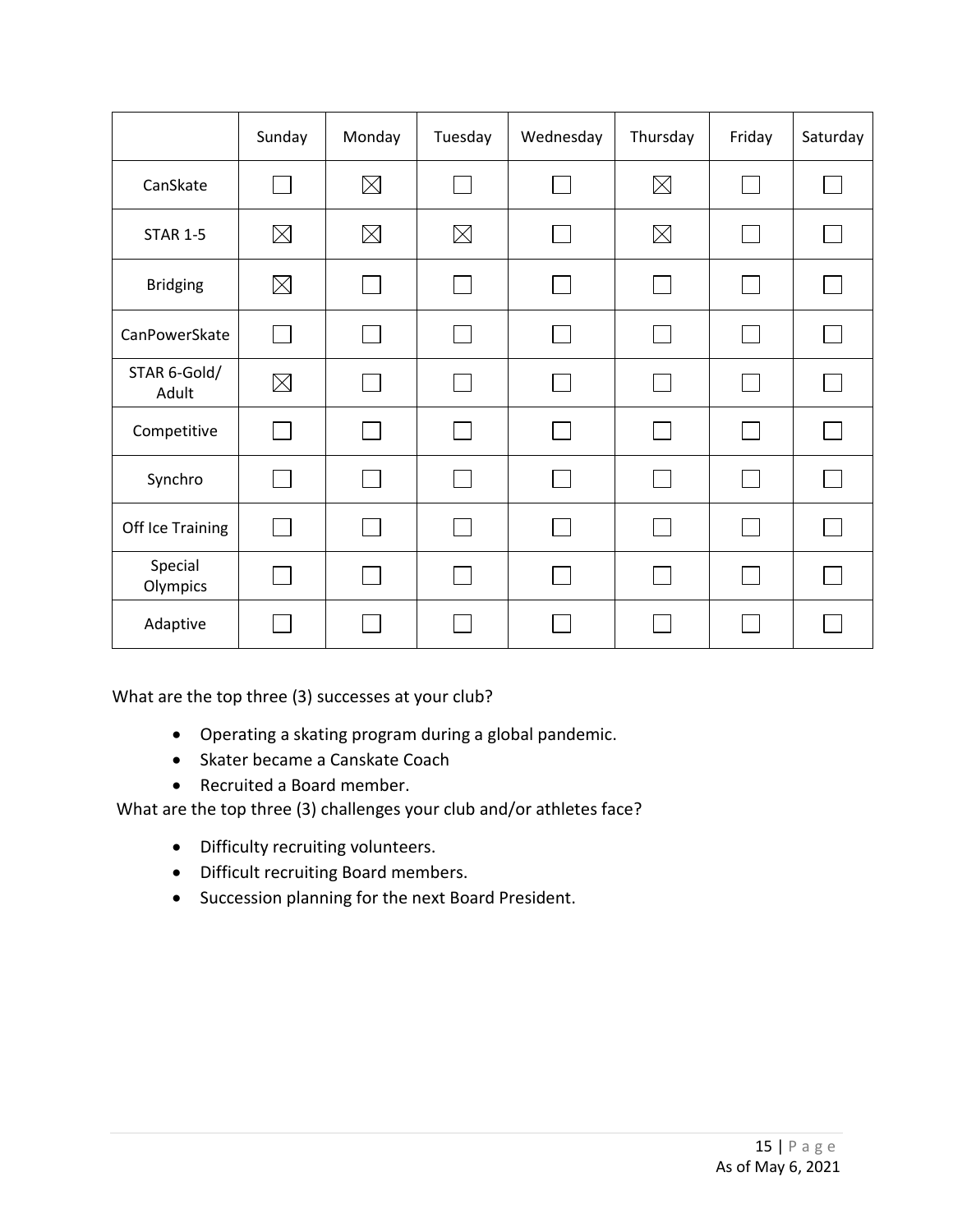| | Sunday | Monday | Tuesday | Wednesday | Thursday | Friday | Saturday |
|---|---|---|---|---|---|---|---|
| CanSkate | ☐ | ☒ | ☐ | ☐ | ☒ | ☐ | ☐ |
| STAR 1-5 | ☒ | ☒ | ☒ | ☐ | ☒ | ☐ | ☐ |
| Bridging | ☒ | ☐ | ☐ | ☐ | ☐ | ☐ | ☐ |
| CanPowerSkate | ☐ | ☐ | ☐ | ☐ | ☐ | ☐ | ☐ |
| STAR 6-Gold/ Adult | ☒ | ☐ | ☐ | ☐ | ☐ | ☐ | ☐ |
| Competitive | ☐ | ☐ | ☐ | ☐ | ☐ | ☐ | ☐ |
| Synchro | ☐ | ☐ | ☐ | ☐ | ☐ | ☐ | ☐ |
| Off Ice Training | ☐ | ☐ | ☐ | ☐ | ☐ | ☐ | ☐ |
| Special Olympics | ☐ | ☐ | ☐ | ☐ | ☐ | ☐ | ☐ |
| Adaptive | ☐ | ☐ | ☐ | ☐ | ☐ | ☐ | ☐ |

What are the top three (3) successes at your club?

- Operating a skating program during a global pandemic.
- Skater became a Canskate Coach
- Recruited a Board member.

What are the top three (3) challenges your club and/or athletes face?

- Difficulty recruiting volunteers.
- Difficult recruiting Board members.
- Succession planning for the next Board President.

As of May 6, 2021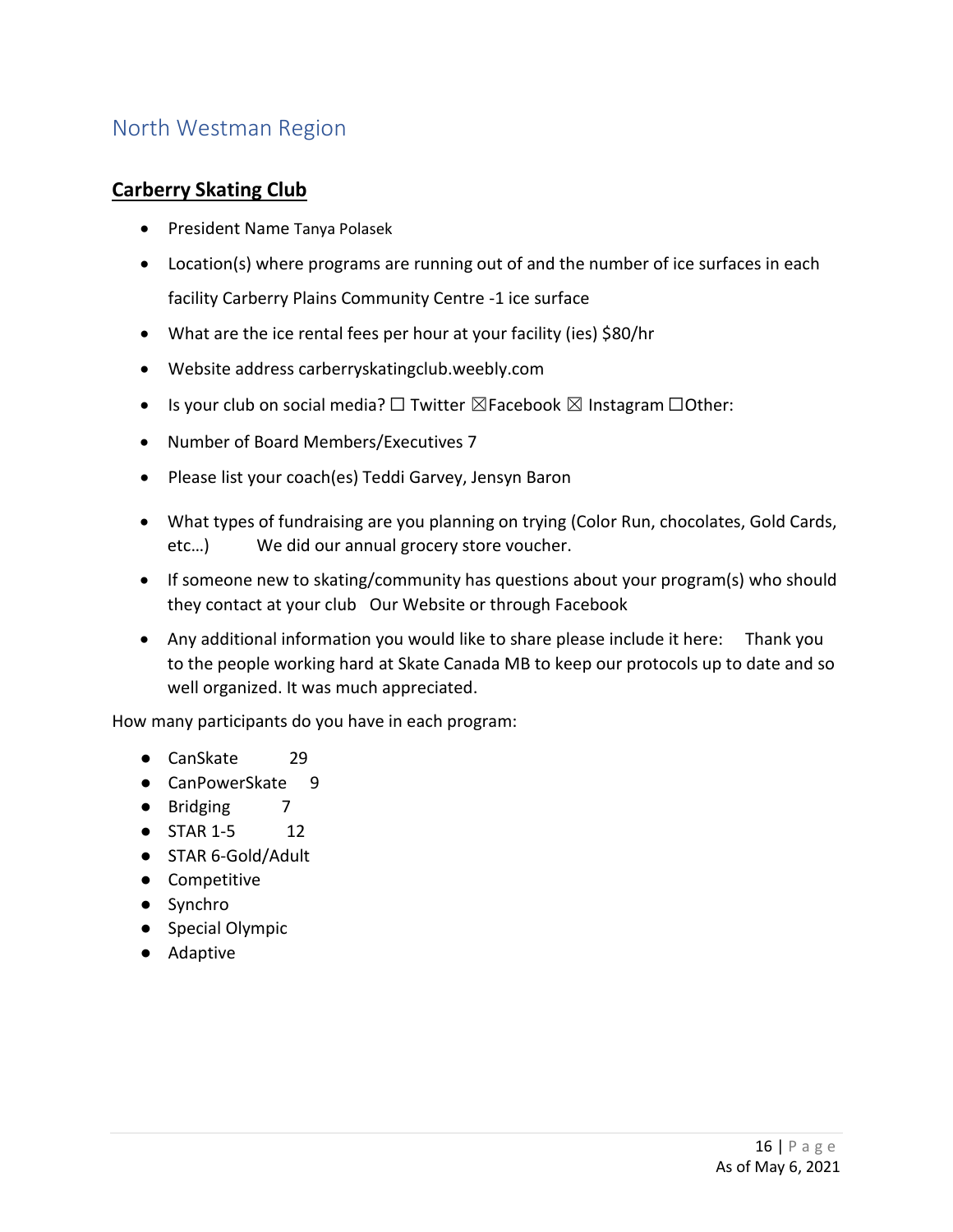## North Westman Region

### Carberry Skating Club

- President Name Tanya Polasek
- Location(s) where programs are running out of and the number of ice surfaces in each facility Carberry Plains Community Centre -1 ice surface
- What are the ice rental fees per hour at your facility (ies) $80/hr
- Website address carberryskatingclub.weebly.com
- Is your club on social media? ☐ Twitter ☒Facebook ☒ Instagram ☐Other:
- Number of Board Members/Executives 7
- Please list your coach(es) Teddi Garvey, Jensyn Baron
- What types of fundraising are you planning on trying (Color Run, chocolates, Gold Cards, etc…) We did our annual grocery store voucher.
- If someone new to skating/community has questions about your program(s) who should they contact at your club Our Website or through Facebook
- Any additional information you would like to share please include it here: Thank you to the people working hard at Skate Canada MB to keep our protocols up to date and so well organized. It was much appreciated.

How many participants do you have in each program:

- CanSkate 29
- CanPowerSkate 9
- Bridging 7
- STAR 1-5 12
- STAR 6-Gold/Adult
- Competitive
- Synchro
- Special Olympic
- Adaptive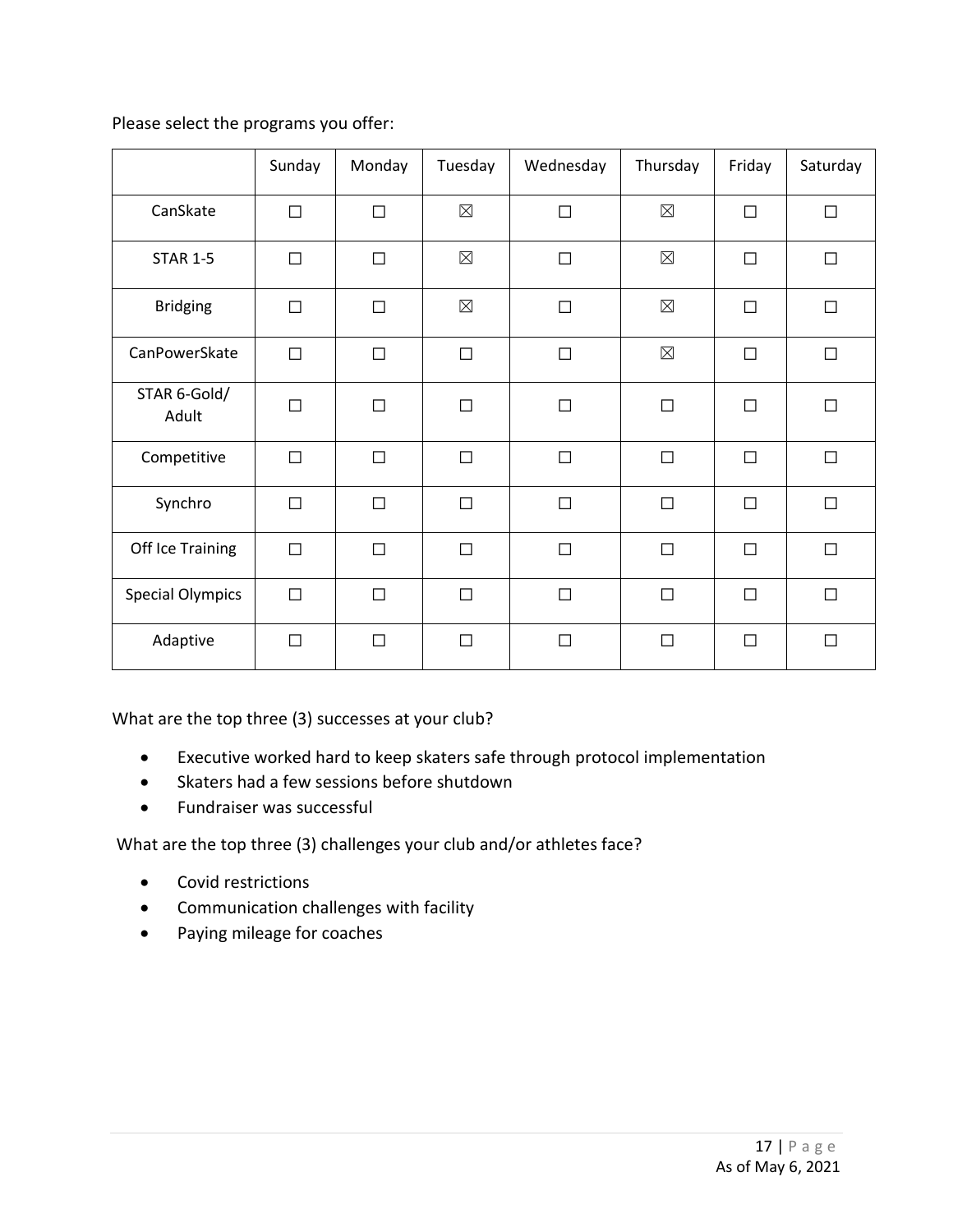Please select the programs you offer:

| | Sunday | Monday | Tuesday | Wednesday | Thursday | Friday | Saturday |
|---|---|---|---|---|---|---|---|
| CanSkate | ☐ | ☐ | ☒ | ☐ | ☒ | ☐ | ☐ |
| STAR 1-5 | ☐ | ☐ | ☒ | ☐ | ☒ | ☐ | ☐ |
| Bridging | ☐ | ☐ | ☒ | ☐ | ☒ | ☐ | ☐ |
| CanPowerSkate | ☐ | ☐ | ☐ | ☐ | ☒ | ☐ | ☐ |
| STAR 6-Gold/ Adult | ☐ | ☐ | ☐ | ☐ | ☐ | ☐ | ☐ |
| Competitive | ☐ | ☐ | ☐ | ☐ | ☐ | ☐ | ☐ |
| Synchro | ☐ | ☐ | ☐ | ☐ | ☐ | ☐ | ☐ |
| Off Ice Training | ☐ | ☐ | ☐ | ☐ | ☐ | ☐ | ☐ |
| Special Olympics | ☐ | ☐ | ☐ | ☐ | ☐ | ☐ | ☐ |
| Adaptive | ☐ | ☐ | ☐ | ☐ | ☐ | ☐ | ☐ |

What are the top three (3) successes at your club?

- Executive worked hard to keep skaters safe through protocol implementation
- Skaters had a few sessions before shutdown
- Fundraiser was successful

What are the top three (3) challenges your club and/or athletes face?

- Covid restrictions
- Communication challenges with facility
- Paying mileage for coaches

As of May 6, 2021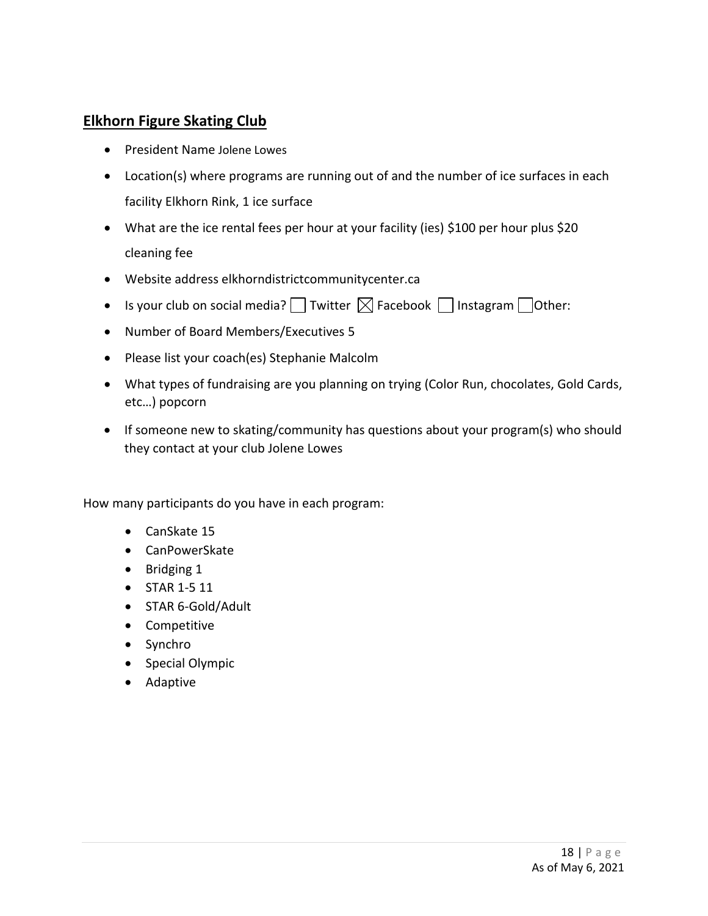## Elkhorn Figure Skating Club

- President Name Jolene Lowes
- Location(s) where programs are running out of and the number of ice surfaces in each facility Elkhorn Rink, 1 ice surface
- What are the ice rental fees per hour at your facility (ies) $100 per hour plus $20 cleaning fee
- Website address elkhorndistrictcommunitycenter.ca
- Is your club on social media? ☐ Twitter ☒ Facebook ☐ Instagram ☐ Other:
- Number of Board Members/Executives 5
- Please list your coach(es) Stephanie Malcolm
- What types of fundraising are you planning on trying (Color Run, chocolates, Gold Cards, etc…) popcorn
- If someone new to skating/community has questions about your program(s) who should they contact at your club Jolene Lowes

How many participants do you have in each program:

- CanSkate 15
- CanPowerSkate
- Bridging 1
- STAR 1-5 11
- STAR 6-Gold/Adult
- Competitive
- Synchro
- Special Olympic
- Adaptive

As of May 6, 2021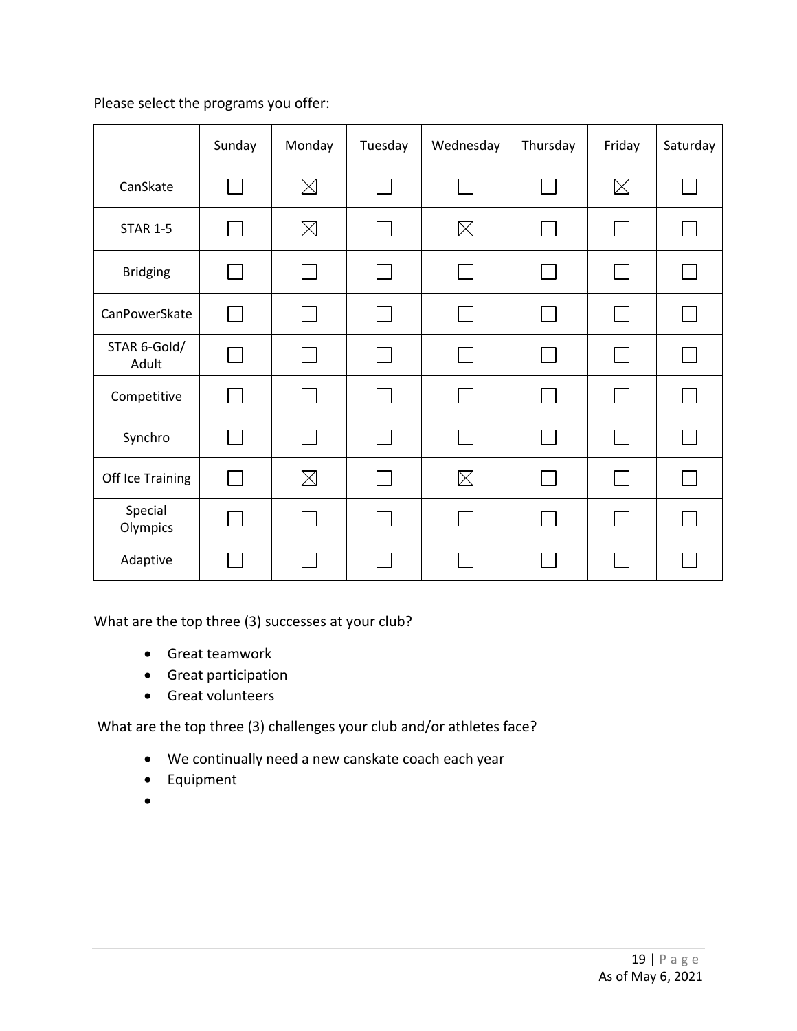Please select the programs you offer:

| | Sunday | Monday | Tuesday | Wednesday | Thursday | Friday | Saturday |
|---|---|---|---|---|---|---|---|
| CanSkate | ☐ | ☒ | ☐ | ☐ | ☐ | ☒ | ☐ |
| STAR 1-5 | ☐ | ☒ | ☐ | ☒ | ☐ | ☐ | ☐ |
| Bridging | ☐ | ☐ | ☐ | ☐ | ☐ | ☐ | ☐ |
| CanPowerSkate | ☐ | ☐ | ☐ | ☐ | ☐ | ☐ | ☐ |
| STAR 6-Gold/ Adult | ☐ | ☐ | ☐ | ☐ | ☐ | ☐ | ☐ |
| Competitive | ☐ | ☐ | ☐ | ☐ | ☐ | ☐ | ☐ |
| Synchro | ☐ | ☐ | ☐ | ☐ | ☐ | ☐ | ☐ |
| Off Ice Training | ☐ | ☒ | ☐ | ☒ | ☐ | ☐ | ☐ |
| Special Olympics | ☐ | ☐ | ☐ | ☐ | ☐ | ☐ | ☐ |
| Adaptive | ☐ | ☐ | ☐ | ☐ | ☐ | ☐ | ☐ |

What are the top three (3) successes at your club?

- Great teamwork
- Great participation
- Great volunteers

What are the top three (3) challenges your club and/or athletes face?

- We continually need a new canskate coach each year
- Equipment
-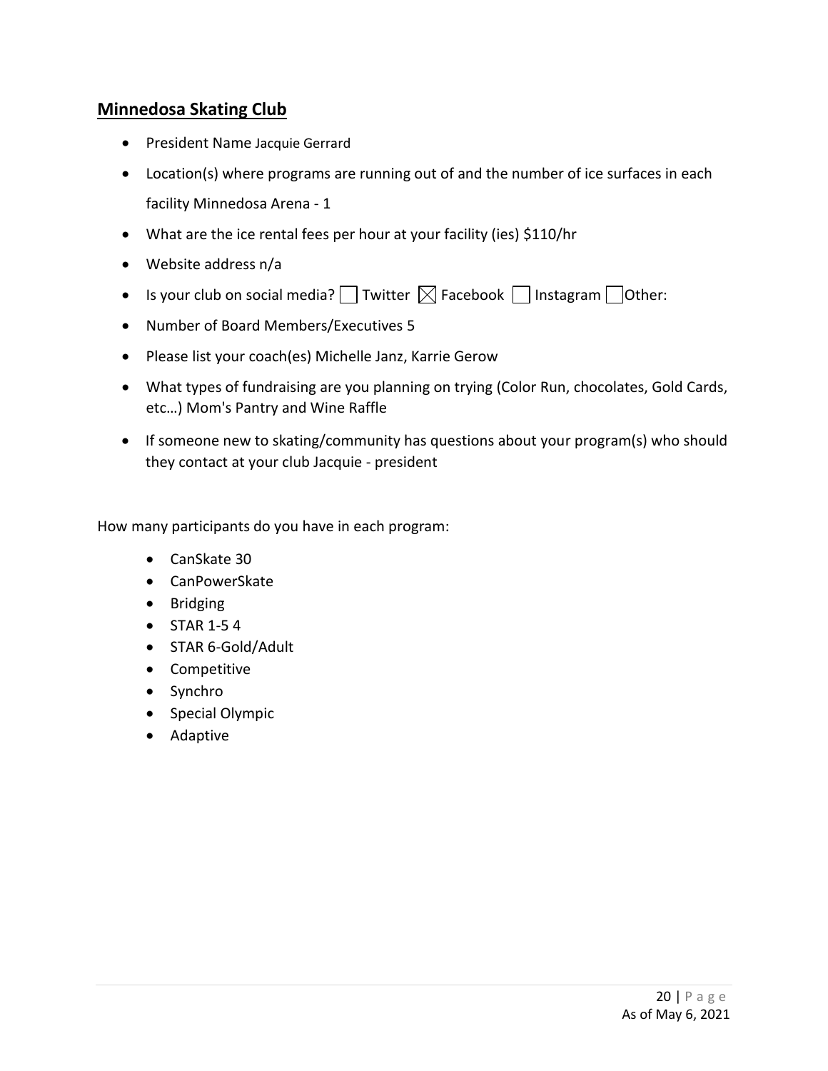## Minnedosa Skating Club

- President Name Jacquie Gerrard
- Location(s) where programs are running out of and the number of ice surfaces in each facility Minnedosa Arena - 1
- What are the ice rental fees per hour at your facility (ies) $110/hr
- Website address n/a
- Is your club on social media? ☐ Twitter ☒ Facebook ☐ Instagram ☐ Other:
- Number of Board Members/Executives 5
- Please list your coach(es) Michelle Janz, Karrie Gerow
- What types of fundraising are you planning on trying (Color Run, chocolates, Gold Cards, etc…) Mom's Pantry and Wine Raffle
- If someone new to skating/community has questions about your program(s) who should they contact at your club Jacquie - president

How many participants do you have in each program:

- CanSkate 30
- CanPowerSkate
- Bridging
- STAR 1-5 4
- STAR 6-Gold/Adult
- Competitive
- Synchro
- Special Olympic
- Adaptive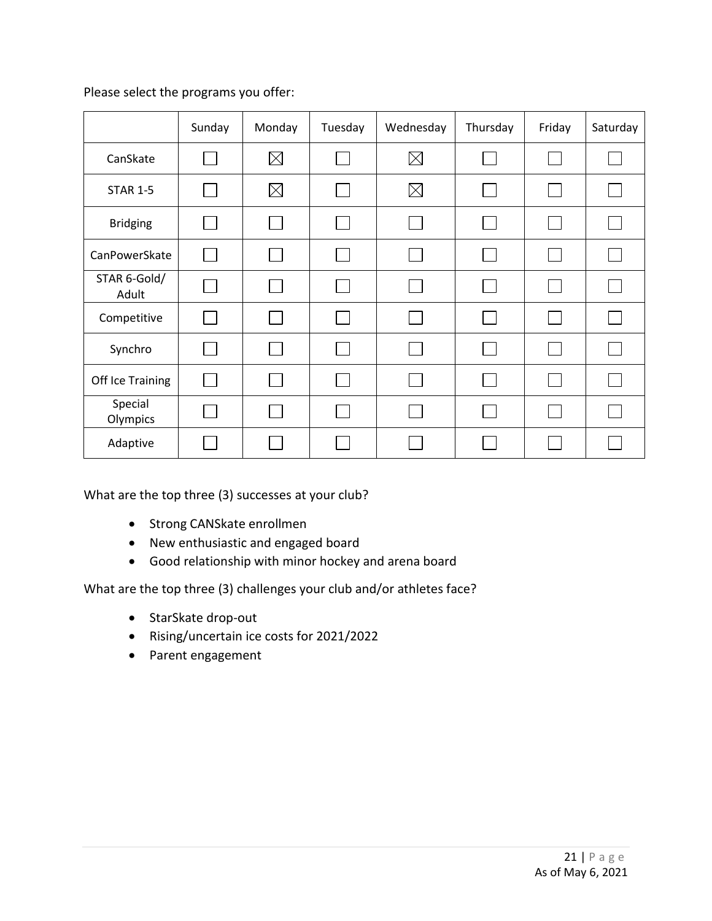Please select the programs you offer:

| | Sunday | Monday | Tuesday | Wednesday | Thursday | Friday | Saturday |
|---|---|---|---|---|---|---|---|
| CanSkate | ☐ | ☒ | ☐ | ☒ | ☐ | ☐ | ☐ |
| STAR 1-5 | ☐ | ☒ | ☐ | ☒ | ☐ | ☐ | ☐ |
| Bridging | ☐ | ☐ | ☐ | ☐ | ☐ | ☐ | ☐ |
| CanPowerSkate | ☐ | ☐ | ☐ | ☐ | ☐ | ☐ | ☐ |
| STAR 6-Gold/ Adult | ☐ | ☐ | ☐ | ☐ | ☐ | ☐ | ☐ |
| Competitive | ☐ | ☐ | ☐ | ☐ | ☐ | ☐ | ☐ |
| Synchro | ☐ | ☐ | ☐ | ☐ | ☐ | ☐ | ☐ |
| Off Ice Training | ☐ | ☐ | ☐ | ☐ | ☐ | ☐ | ☐ |
| Special Olympics | ☐ | ☐ | ☐ | ☐ | ☐ | ☐ | ☐ |
| Adaptive | ☐ | ☐ | ☐ | ☐ | ☐ | ☐ | ☐ |

What are the top three (3) successes at your club?

- Strong CANSkate enrollmen
- New enthusiastic and engaged board
- Good relationship with minor hockey and arena board

What are the top three (3) challenges your club and/or athletes face?

- StarSkate drop-out
- Rising/uncertain ice costs for 2021/2022
- Parent engagement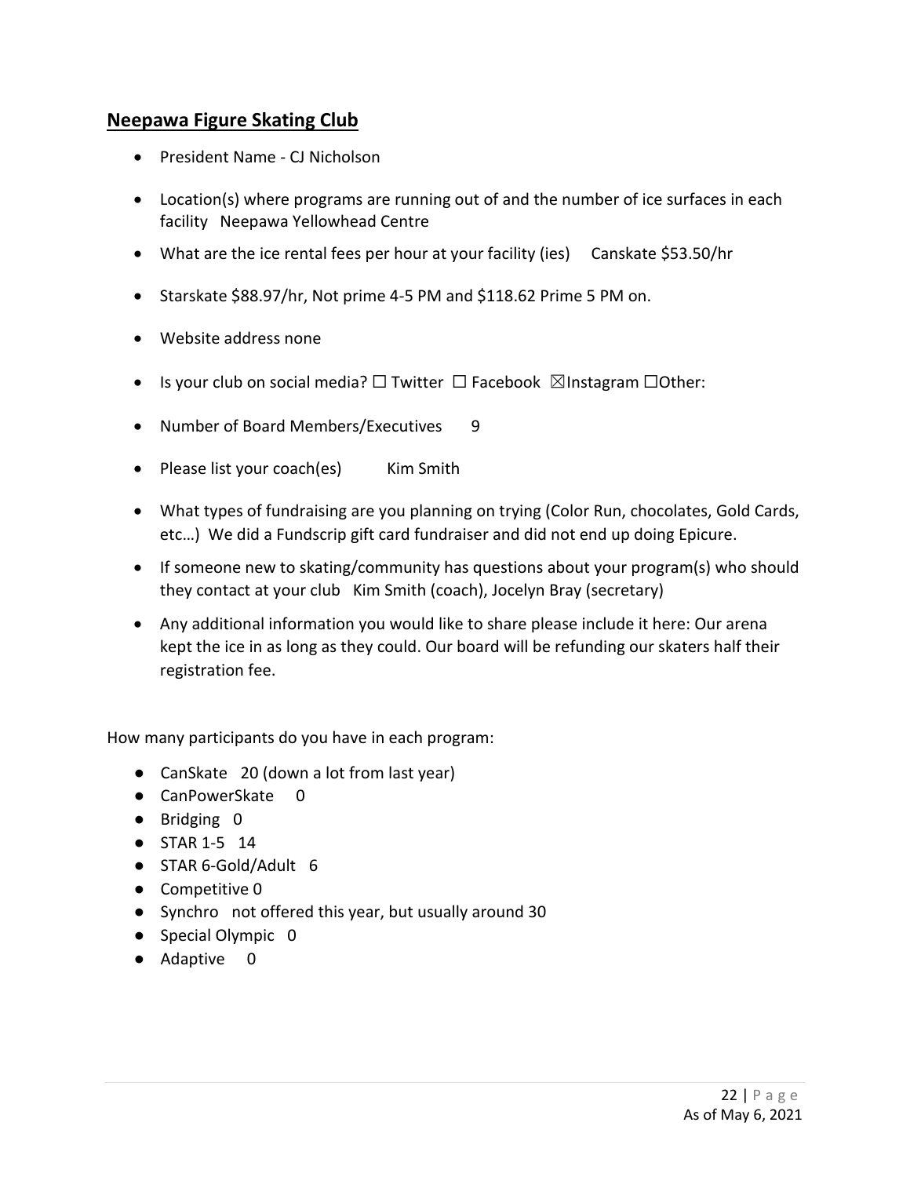## Neepawa Figure Skating Club

- President Name - CJ Nicholson
- Location(s) where programs are running out of and the number of ice surfaces in each facility Neepawa Yellowhead Centre
- What are the ice rental fees per hour at your facility (ies) Canskate $53.50/hr
- Starskate $88.97/hr, Not prime 4-5 PM and $118.62 Prime 5 PM on.
- Website address none
- Is your club on social media? ☐ Twitter ☐ Facebook ☒Instagram ☐Other:
- Number of Board Members/Executives 9
- Please list your coach(es) Kim Smith
- What types of fundraising are you planning on trying (Color Run, chocolates, Gold Cards, etc…) We did a Fundscrip gift card fundraiser and did not end up doing Epicure.
- If someone new to skating/community has questions about your program(s) who should they contact at your club Kim Smith (coach), Jocelyn Bray (secretary)
- Any additional information you would like to share please include it here: Our arena kept the ice in as long as they could. Our board will be refunding our skaters half their registration fee.

How many participants do you have in each program:

- CanSkate 20 (down a lot from last year)
- CanPowerSkate 0
- Bridging 0
- STAR 1-5 14
- STAR 6-Gold/Adult 6
- Competitive 0
- Synchro not offered this year, but usually around 30
- Special Olympic 0
- Adaptive 0

As of May 6, 2021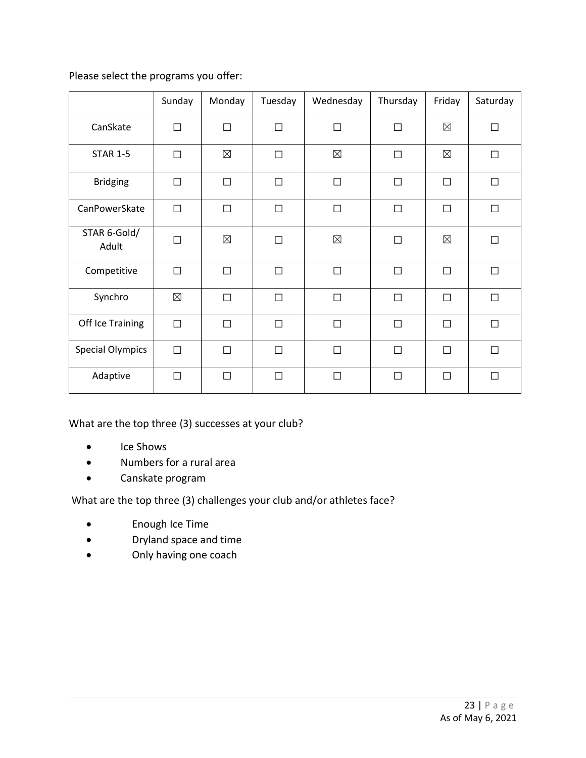Please select the programs you offer:

| | Sunday | Monday | Tuesday | Wednesday | Thursday | Friday | Saturday |
|---|---|---|---|---|---|---|---|
| CanSkate | ☐ | ☐ | ☐ | ☐ | ☐ | ☒ | ☐ |
| STAR 1-5 | ☐ | ☒ | ☐ | ☒ | ☐ | ☒ | ☐ |
| Bridging | ☐ | ☐ | ☐ | ☐ | ☐ | ☐ | ☐ |
| CanPowerSkate | ☐ | ☐ | ☐ | ☐ | ☐ | ☐ | ☐ |
| STAR 6-Gold/ Adult | ☐ | ☒ | ☐ | ☒ | ☐ | ☒ | ☐ |
| Competitive | ☐ | ☐ | ☐ | ☐ | ☐ | ☐ | ☐ |
| Synchro | ☒ | ☐ | ☐ | ☐ | ☐ | ☐ | ☐ |
| Off Ice Training | ☐ | ☐ | ☐ | ☐ | ☐ | ☐ | ☐ |
| Special Olympics | ☐ | ☐ | ☐ | ☐ | ☐ | ☐ | ☐ |
| Adaptive | ☐ | ☐ | ☐ | ☐ | ☐ | ☐ | ☐ |

What are the top three (3) successes at your club?

- Ice Shows
- Numbers for a rural area
- Canskate program

What are the top three (3) challenges your club and/or athletes face?

- Enough Ice Time
- Dryland space and time
- Only having one coach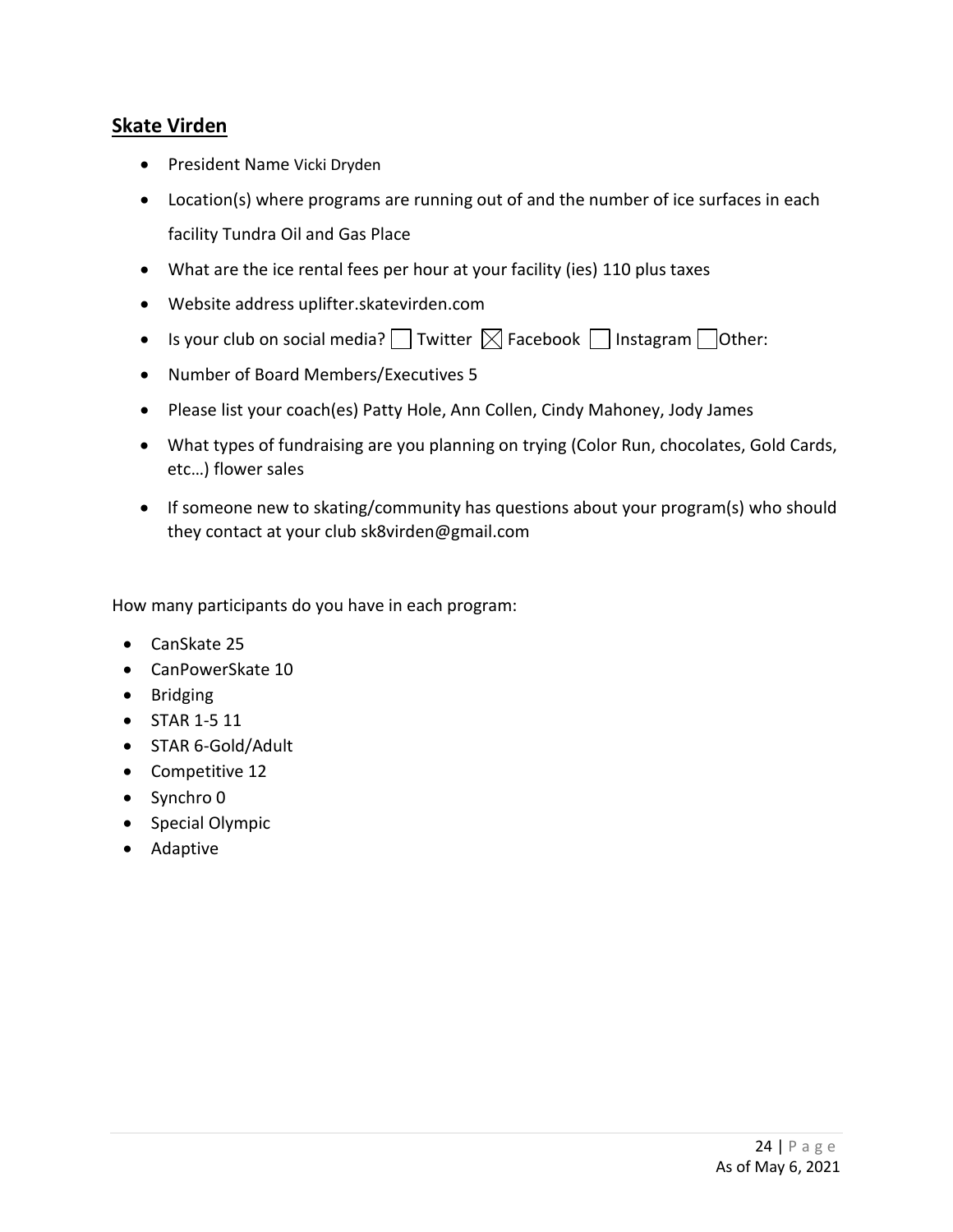## Skate Virden

- President Name Vicki Dryden
- Location(s) where programs are running out of and the number of ice surfaces in each facility Tundra Oil and Gas Place
- What are the ice rental fees per hour at your facility (ies) 110 plus taxes
- Website address uplifter.skatevirden.com
- Is your club on social media? ☐ Twitter ☒ Facebook ☐ Instagram ☐ Other:
- Number of Board Members/Executives 5
- Please list your coach(es) Patty Hole, Ann Collen, Cindy Mahoney, Jody James
- What types of fundraising are you planning on trying (Color Run, chocolates, Gold Cards, etc…) flower sales
- If someone new to skating/community has questions about your program(s) who should they contact at your club sk8virden@gmail.com

How many participants do you have in each program:

- CanSkate 25
- CanPowerSkate 10
- Bridging
- STAR 1-5 11
- STAR 6-Gold/Adult
- Competitive 12
- Synchro 0
- Special Olympic
- Adaptive

As of May 6, 2021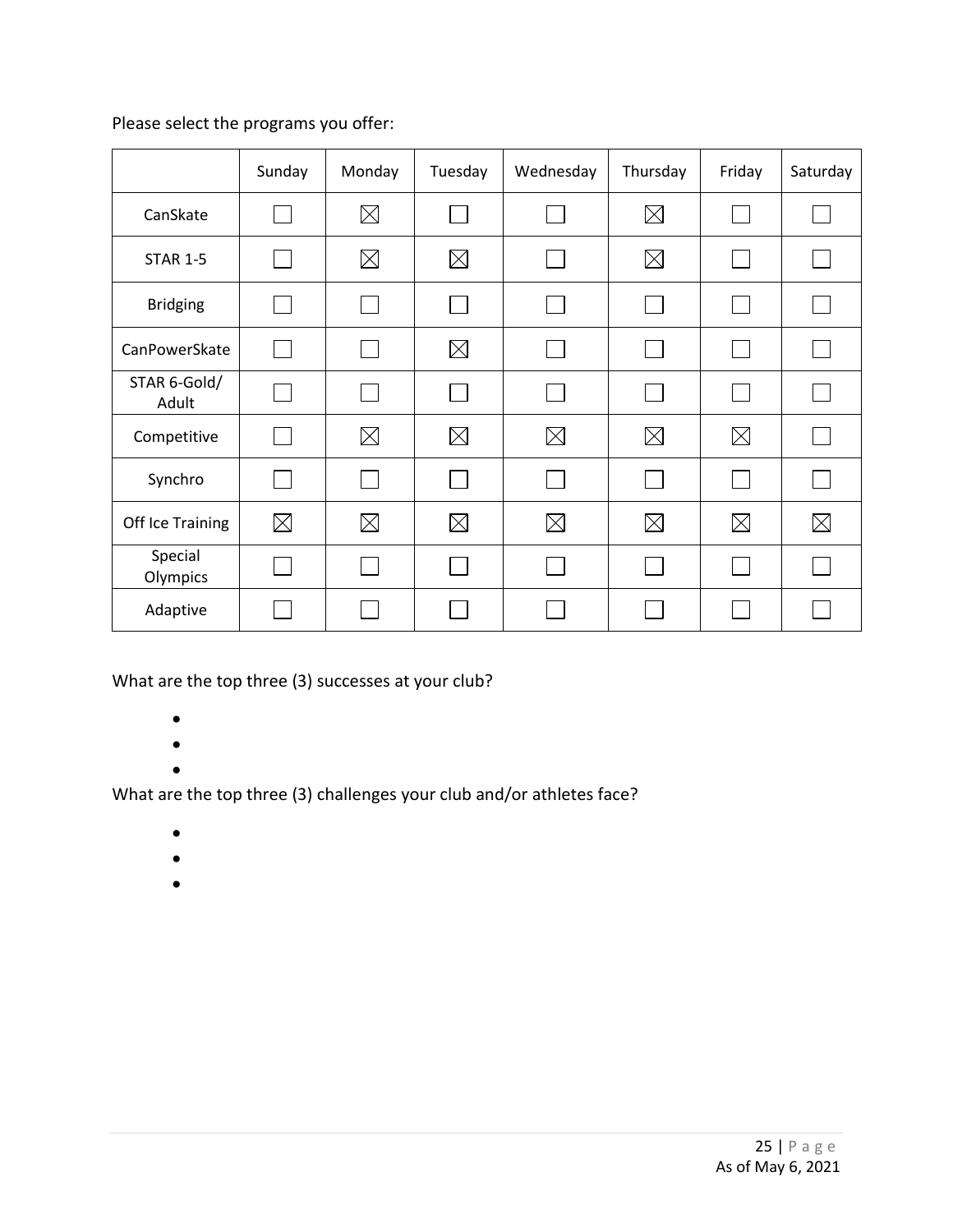Please select the programs you offer:

| | Sunday | Monday | Tuesday | Wednesday | Thursday | Friday | Saturday |
|---|---|---|---|---|---|---|---|
| CanSkate | ☐ | ☒ | ☐ | ☐ | ☒ | ☐ | ☐ |
| STAR 1-5 | ☐ | ☒ | ☒ | ☐ | ☒ | ☐ | ☐ |
| Bridging | ☐ | ☐ | ☐ | ☐ | ☐ | ☐ | ☐ |
| CanPowerSkate | ☐ | ☐ | ☒ | ☐ | ☐ | ☐ | ☐ |
| STAR 6-Gold/ Adult | ☐ | ☐ | ☐ | ☐ | ☐ | ☐ | ☐ |
| Competitive | ☐ | ☒ | ☒ | ☒ | ☒ | ☒ | ☐ |
| Synchro | ☐ | ☐ | ☐ | ☐ | ☐ | ☐ | ☐ |
| Off Ice Training | ☒ | ☒ | ☒ | ☒ | ☒ | ☒ | ☒ |
| Special Olympics | ☐ | ☐ | ☐ | ☐ | ☐ | ☐ | ☐ |
| Adaptive | ☐ | ☐ | ☐ | ☐ | ☐ | ☐ | ☐ |

What are the top three (3) successes at your club?

- 
- 
- 

What are the top three (3) challenges your club and/or athletes face?

- 
- 
- 

As of May 6, 2021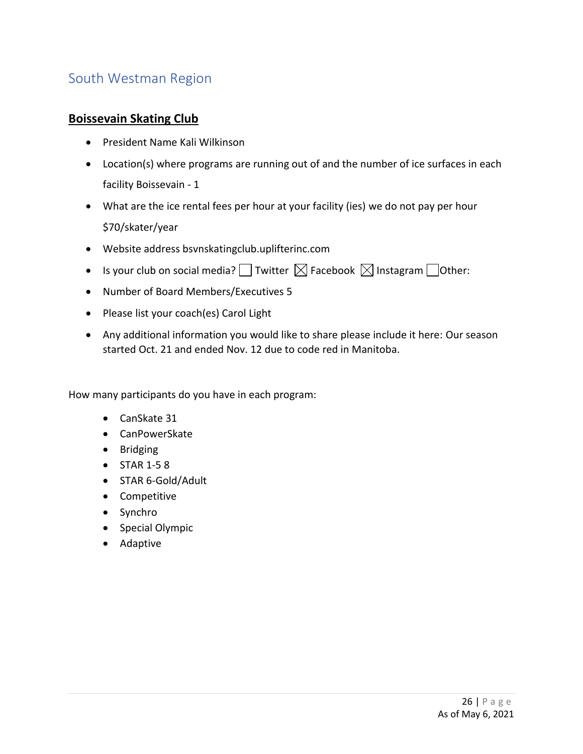## South Westman Region

### **Boissevain Skating Club**

- President Name Kali Wilkinson
- Location(s) where programs are running out of and the number of ice surfaces in each facility Boissevain - 1
- What are the ice rental fees per hour at your facility (ies) we do not pay per hour $70/skater/year
- Website address bsvnskatingclub.uplifterinc.com
- Is your club on social media? ☐ Twitter ☒ Facebook ☒ Instagram ☐ Other:
- Number of Board Members/Executives 5
- Please list your coach(es) Carol Light
- Any additional information you would like to share please include it here: Our season started Oct. 21 and ended Nov. 12 due to code red in Manitoba.

How many participants do you have in each program:

- CanSkate 31
- CanPowerSkate
- Bridging
- STAR 1-5 8
- STAR 6-Gold/Adult
- Competitive
- Synchro
- Special Olympic
- Adaptive

As of May 6, 2021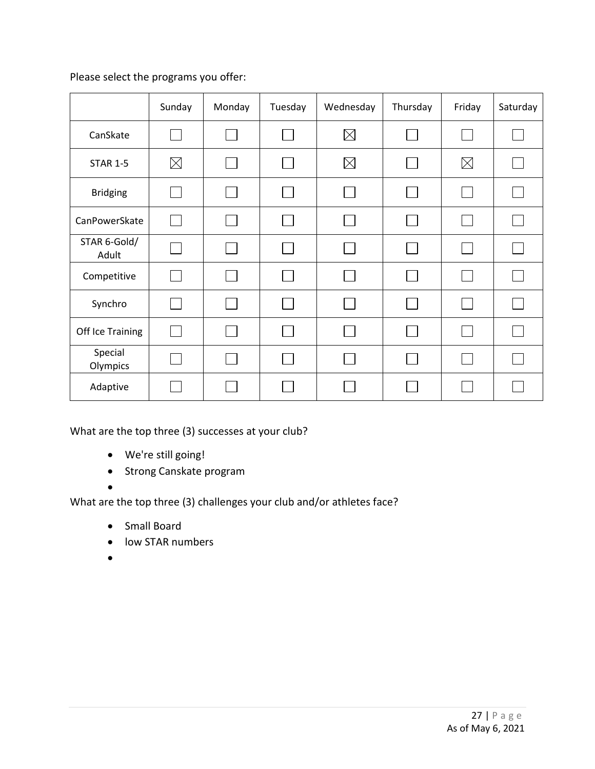Please select the programs you offer:

| | Sunday | Monday | Tuesday | Wednesday | Thursday | Friday | Saturday |
|---|---|---|---|---|---|---|---|
| CanSkate | ☐ | ☐ | ☐ | ☒ | ☐ | ☐ | ☐ |
| STAR 1-5 | ☒ | ☐ | ☐ | ☒ | ☐ | ☒ | ☐ |
| Bridging | ☐ | ☐ | ☐ | ☐ | ☐ | ☐ | ☐ |
| CanPowerSkate | ☐ | ☐ | ☐ | ☐ | ☐ | ☐ | ☐ |
| STAR 6-Gold/ Adult | ☐ | ☐ | ☐ | ☐ | ☐ | ☐ | ☐ |
| Competitive | ☐ | ☐ | ☐ | ☐ | ☐ | ☐ | ☐ |
| Synchro | ☐ | ☐ | ☐ | ☐ | ☐ | ☐ | ☐ |
| Off Ice Training | ☐ | ☐ | ☐ | ☐ | ☐ | ☐ | ☐ |
| Special Olympics | ☐ | ☐ | ☐ | ☐ | ☐ | ☐ | ☐ |
| Adaptive | ☐ | ☐ | ☐ | ☐ | ☐ | ☐ | ☐ |

What are the top three (3) successes at your club?

- We're still going!
- Strong Canskate program
- 

What are the top three (3) challenges your club and/or athletes face?

- Small Board
- low STAR numbers
- 

As of May 6, 2021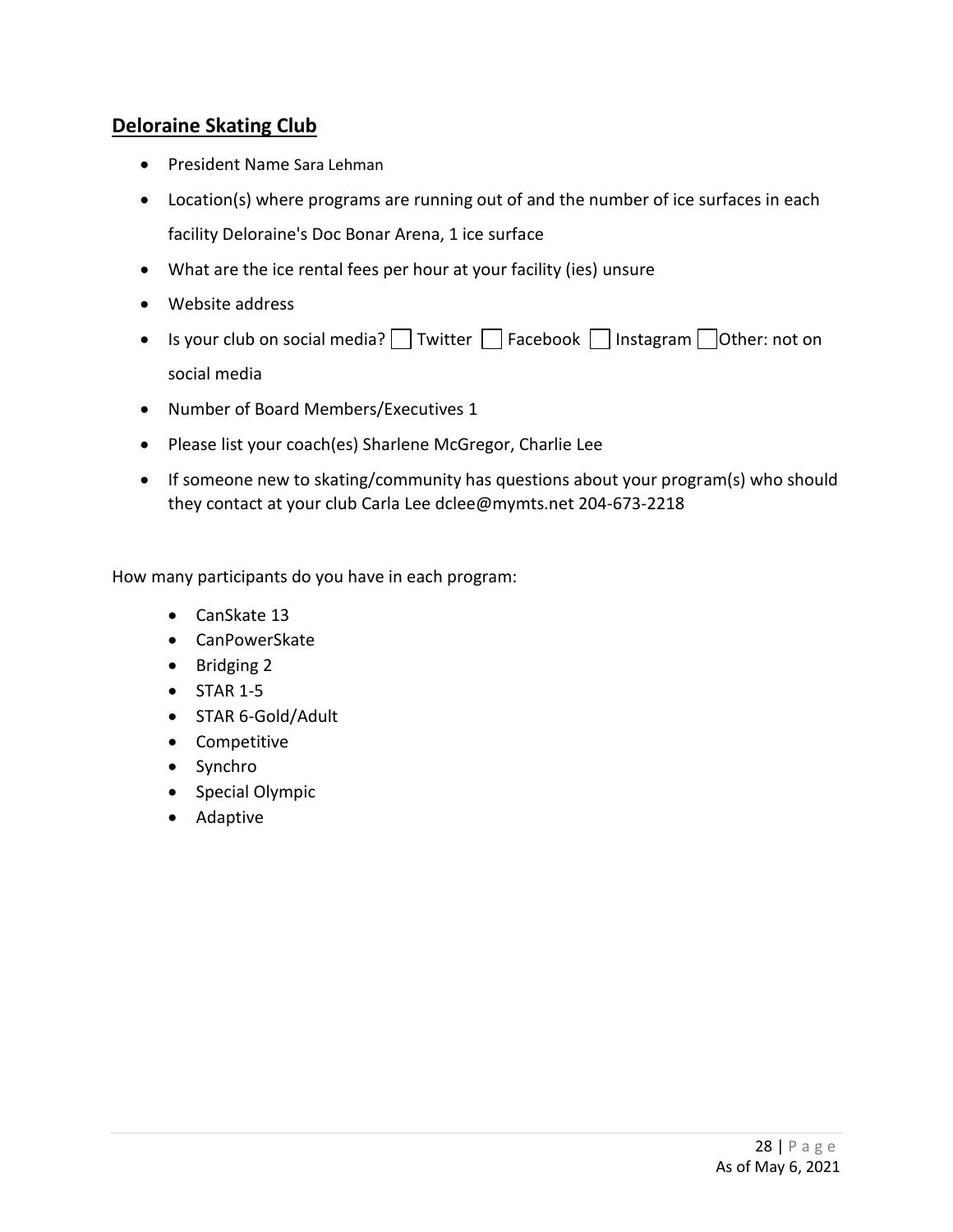## Deloraine Skating Club

- President Name Sara Lehman
- Location(s) where programs are running out of and the number of ice surfaces in each facility Deloraine's Doc Bonar Arena, 1 ice surface
- What are the ice rental fees per hour at your facility (ies) unsure
- Website address
- Is your club on social media? ☐ Twitter ☐ Facebook ☐ Instagram ☐ Other: not on social media
- Number of Board Members/Executives 1
- Please list your coach(es) Sharlene McGregor, Charlie Lee
- If someone new to skating/community has questions about your program(s) who should they contact at your club Carla Lee dclee@mymts.net 204-673-2218

How many participants do you have in each program:

- CanSkate 13
- CanPowerSkate
- Bridging 2
- STAR 1-5
- STAR 6-Gold/Adult
- Competitive
- Synchro
- Special Olympic
- Adaptive

As of May 6, 2021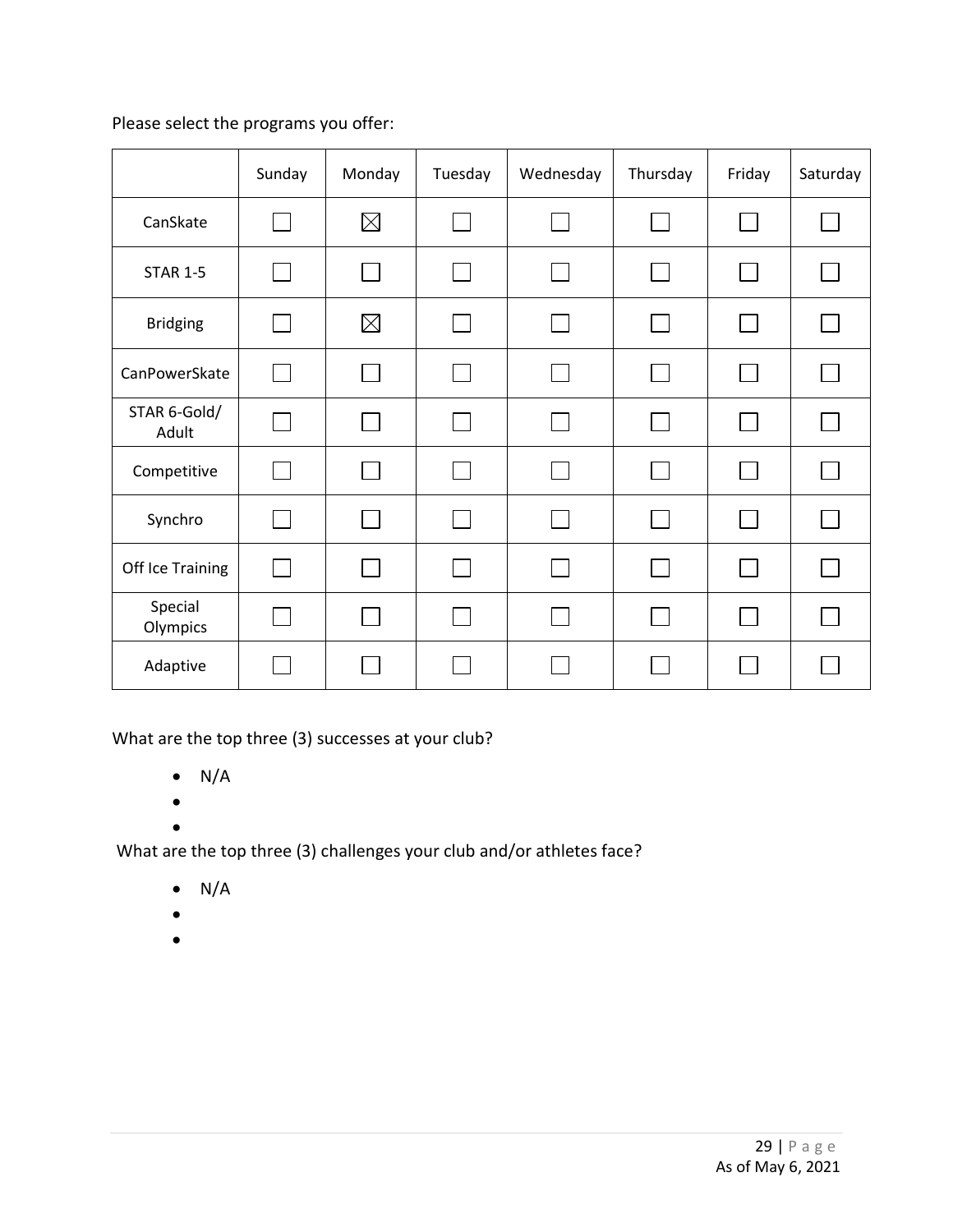Please select the programs you offer:

| | Sunday | Monday | Tuesday | Wednesday | Thursday | Friday | Saturday |
|---|---|---|---|---|---|---|---|
| CanSkate | ☐ | ☒ | ☐ | ☐ | ☐ | ☐ | ☐ |
| STAR 1-5 | ☐ | ☐ | ☐ | ☐ | ☐ | ☐ | ☐ |
| Bridging | ☐ | ☒ | ☐ | ☐ | ☐ | ☐ | ☐ |
| CanPowerSkate | ☐ | ☐ | ☐ | ☐ | ☐ | ☐ | ☐ |
| STAR 6-Gold/ Adult | ☐ | ☐ | ☐ | ☐ | ☐ | ☐ | ☐ |
| Competitive | ☐ | ☐ | ☐ | ☐ | ☐ | ☐ | ☐ |
| Synchro | ☐ | ☐ | ☐ | ☐ | ☐ | ☐ | ☐ |
| Off Ice Training | ☐ | ☐ | ☐ | ☐ | ☐ | ☐ | ☐ |
| Special Olympics | ☐ | ☐ | ☐ | ☐ | ☐ | ☐ | ☐ |
| Adaptive | ☐ | ☐ | ☐ | ☐ | ☐ | ☐ | ☐ |

What are the top three (3) successes at your club?

- N/A
-
-

What are the top three (3) challenges your club and/or athletes face?

- N/A
-
-

As of May 6, 2021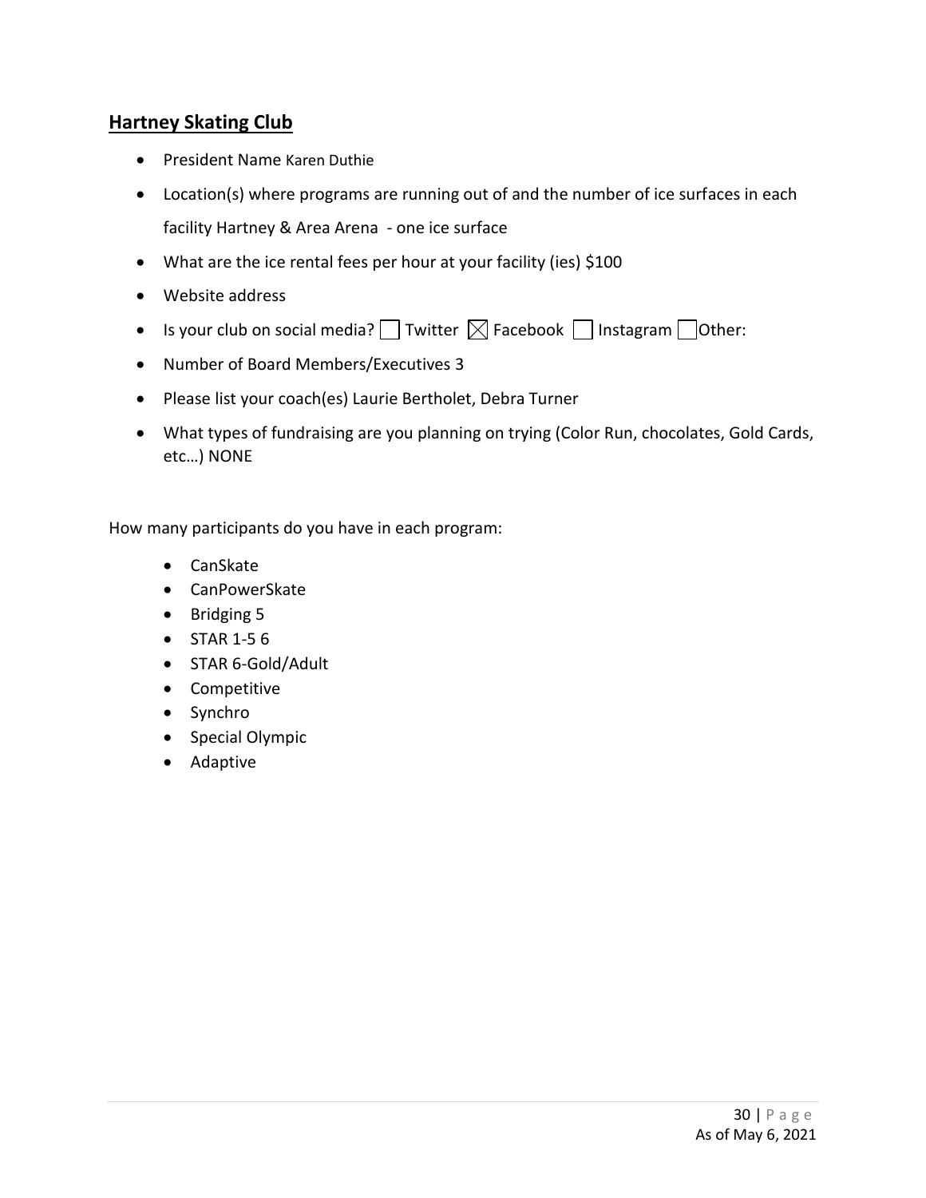## Hartney Skating Club

- President Name Karen Duthie
- Location(s) where programs are running out of and the number of ice surfaces in each facility Hartney & Area Arena - one ice surface
- What are the ice rental fees per hour at your facility (ies) $100
- Website address
- Is your club on social media? ☐ Twitter ☒ Facebook ☐ Instagram ☐ Other:
- Number of Board Members/Executives 3
- Please list your coach(es) Laurie Bertholet, Debra Turner
- What types of fundraising are you planning on trying (Color Run, chocolates, Gold Cards, etc…) NONE

How many participants do you have in each program:

- CanSkate
- CanPowerSkate
- Bridging 5
- STAR 1-5 6
- STAR 6-Gold/Adult
- Competitive
- Synchro
- Special Olympic
- Adaptive

As of May 6, 2021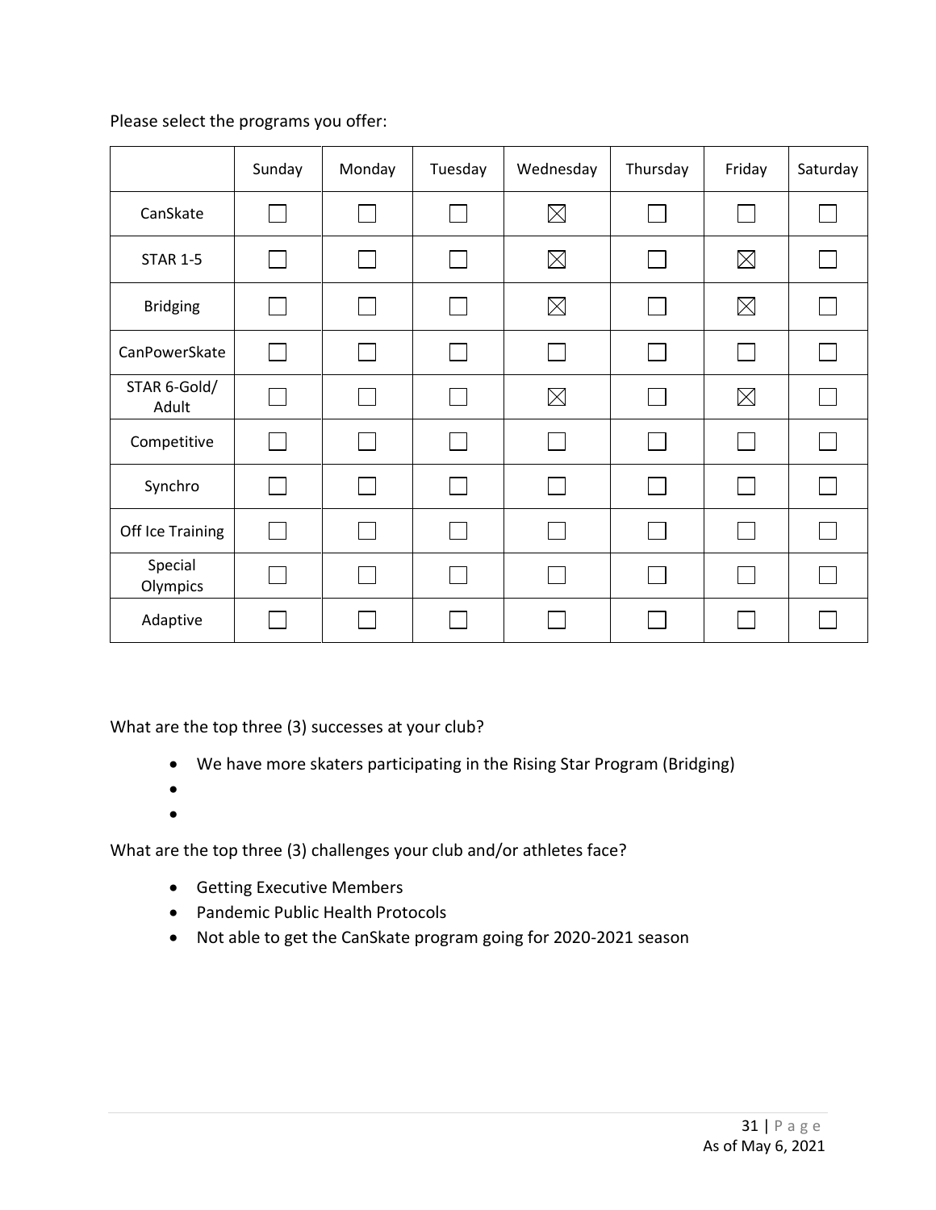Please select the programs you offer:

| | Sunday | Monday | Tuesday | Wednesday | Thursday | Friday | Saturday |
|---|---|---|---|---|---|---|---|
| CanSkate | ☐ | ☐ | ☐ | ☒ | ☐ | ☐ | ☐ |
| STAR 1-5 | ☐ | ☐ | ☐ | ☒ | ☐ | ☒ | ☐ |
| Bridging | ☐ | ☐ | ☐ | ☒ | ☐ | ☒ | ☐ |
| CanPowerSkate | ☐ | ☐ | ☐ | ☐ | ☐ | ☐ | ☐ |
| STAR 6-Gold/ Adult | ☐ | ☐ | ☐ | ☒ | ☐ | ☒ | ☐ |
| Competitive | ☐ | ☐ | ☐ | ☐ | ☐ | ☐ | ☐ |
| Synchro | ☐ | ☐ | ☐ | ☐ | ☐ | ☐ | ☐ |
| Off Ice Training | ☐ | ☐ | ☐ | ☐ | ☐ | ☐ | ☐ |
| Special Olympics | ☐ | ☐ | ☐ | ☐ | ☐ | ☐ | ☐ |
| Adaptive | ☐ | ☐ | ☐ | ☐ | ☐ | ☐ | ☐ |

What are the top three (3) successes at your club?

- We have more skaters participating in the Rising Star Program (Bridging)
- 
- 

What are the top three (3) challenges your club and/or athletes face?

- Getting Executive Members
- Pandemic Public Health Protocols
- Not able to get the CanSkate program going for 2020-2021 season

As of May 6, 2021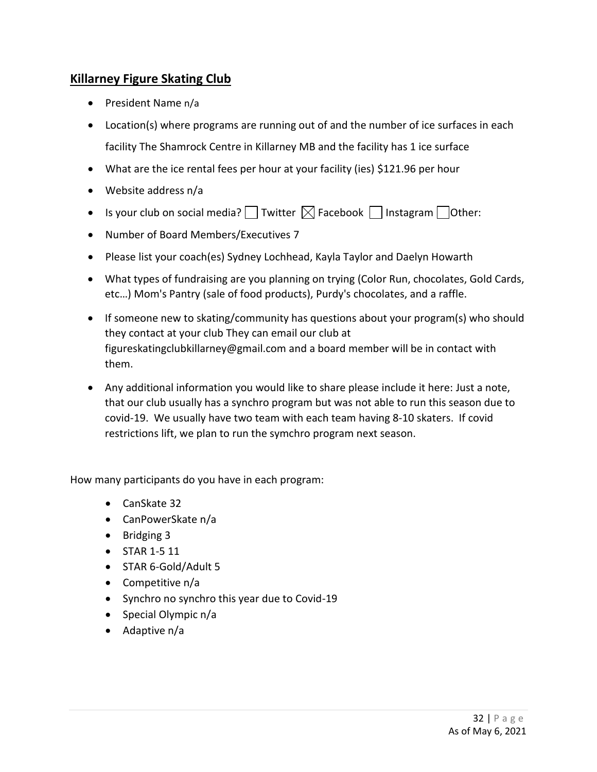## Killarney Figure Skating Club

- President Name n/a
- Location(s) where programs are running out of and the number of ice surfaces in each facility The Shamrock Centre in Killarney MB and the facility has 1 ice surface
- What are the ice rental fees per hour at your facility (ies) $121.96 per hour
- Website address n/a
- Is your club on social media? ☐ Twitter ☒ Facebook ☐ Instagram ☐ Other:
- Number of Board Members/Executives 7
- Please list your coach(es) Sydney Lochhead, Kayla Taylor and Daelyn Howarth
- What types of fundraising are you planning on trying (Color Run, chocolates, Gold Cards, etc…) Mom's Pantry (sale of food products), Purdy's chocolates, and a raffle.
- If someone new to skating/community has questions about your program(s) who should they contact at your club They can email our club at figureskatingclubkillarney@gmail.com and a board member will be in contact with them.
- Any additional information you would like to share please include it here: Just a note, that our club usually has a synchro program but was not able to run this season due to covid-19. We usually have two team with each team having 8-10 skaters. If covid restrictions lift, we plan to run the symchro program next season.

How many participants do you have in each program:

- CanSkate 32
- CanPowerSkate n/a
- Bridging 3
- STAR 1-5 11
- STAR 6-Gold/Adult 5
- Competitive n/a
- Synchro no synchro this year due to Covid-19
- Special Olympic n/a
- Adaptive n/a

As of May 6, 2021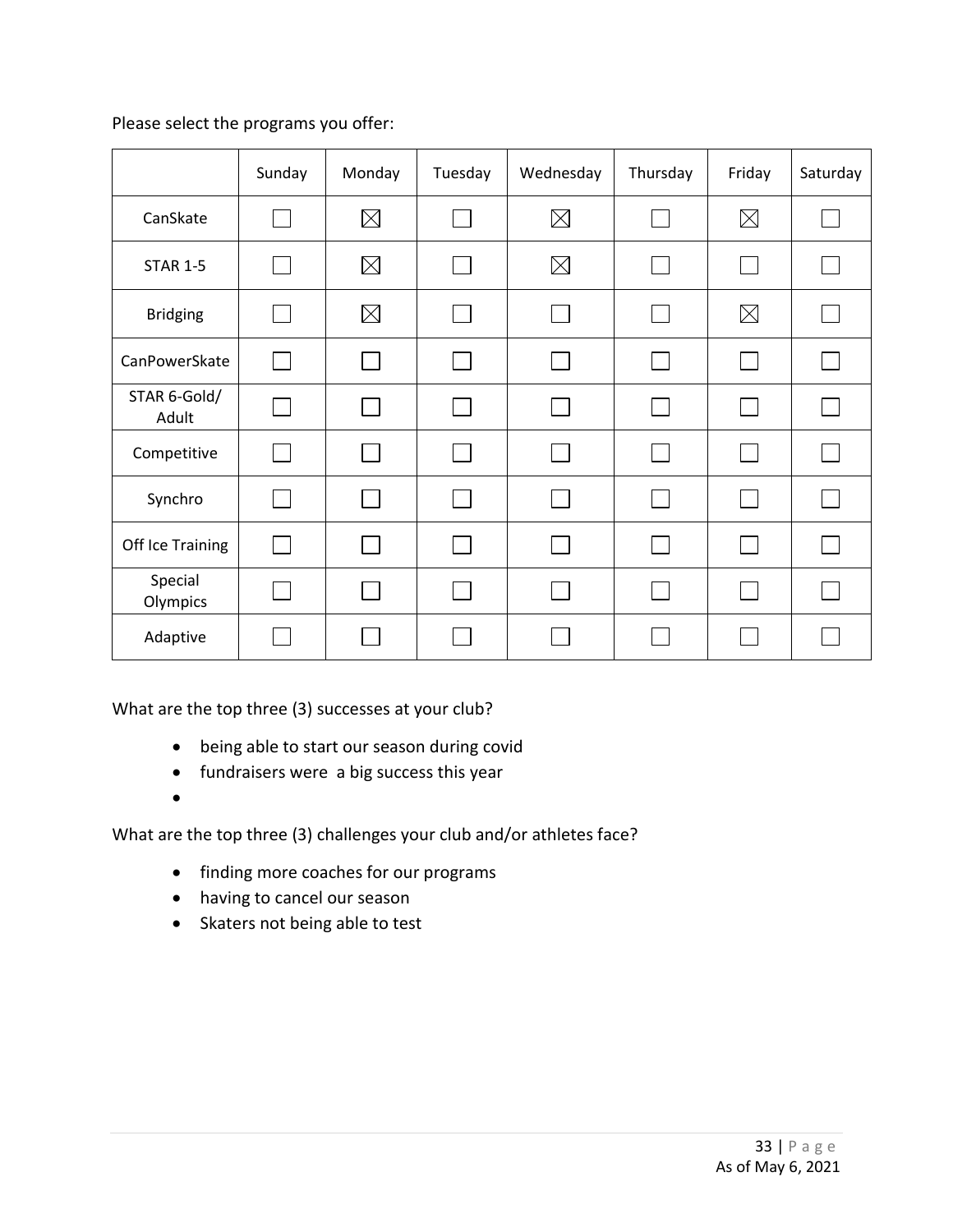Please select the programs you offer:

| | Sunday | Monday | Tuesday | Wednesday | Thursday | Friday | Saturday |
|---|---|---|---|---|---|---|---|
| CanSkate | ☐ | ☒ | ☐ | ☒ | ☐ | ☒ | ☐ |
| STAR 1-5 | ☐ | ☒ | ☐ | ☒ | ☐ | ☐ | ☐ |
| Bridging | ☐ | ☒ | ☐ | ☐ | ☐ | ☒ | ☐ |
| CanPowerSkate | ☐ | ☐ | ☐ | ☐ | ☐ | ☐ | ☐ |
| STAR 6-Gold/ Adult | ☐ | ☐ | ☐ | ☐ | ☐ | ☐ | ☐ |
| Competitive | ☐ | ☐ | ☐ | ☐ | ☐ | ☐ | ☐ |
| Synchro | ☐ | ☐ | ☐ | ☐ | ☐ | ☐ | ☐ |
| Off Ice Training | ☐ | ☐ | ☐ | ☐ | ☐ | ☐ | ☐ |
| Special Olympics | ☐ | ☐ | ☐ | ☐ | ☐ | ☐ | ☐ |
| Adaptive | ☐ | ☐ | ☐ | ☐ | ☐ | ☐ | ☐ |

What are the top three (3) successes at your club?

- being able to start our season during covid
- fundraisers were a big success this year
-

What are the top three (3) challenges your club and/or athletes face?

- finding more coaches for our programs
- having to cancel our season
- Skaters not being able to test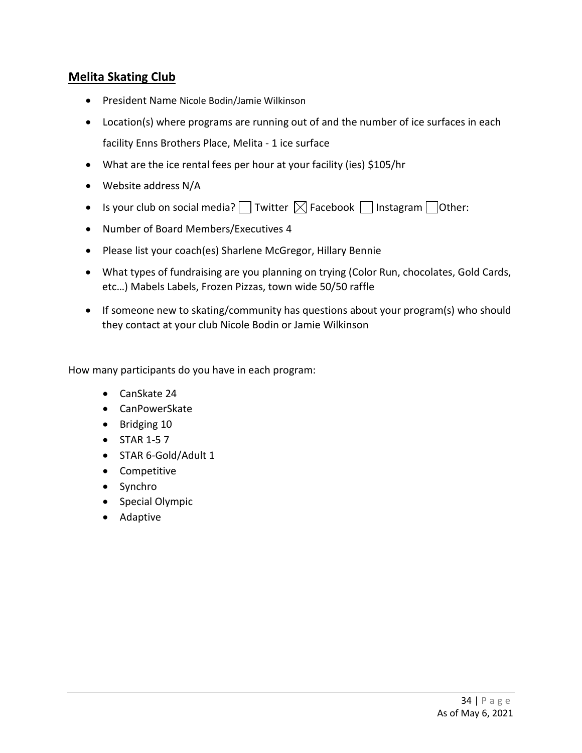## Melita Skating Club

- President Name Nicole Bodin/Jamie Wilkinson
- Location(s) where programs are running out of and the number of ice surfaces in each facility Enns Brothers Place, Melita - 1 ice surface
- What are the ice rental fees per hour at your facility (ies) $105/hr
- Website address N/A
- Is your club on social media? ☐ Twitter ☒ Facebook ☐ Instagram ☐ Other:
- Number of Board Members/Executives 4
- Please list your coach(es) Sharlene McGregor, Hillary Bennie
- What types of fundraising are you planning on trying (Color Run, chocolates, Gold Cards, etc…) Mabels Labels, Frozen Pizzas, town wide 50/50 raffle
- If someone new to skating/community has questions about your program(s) who should they contact at your club Nicole Bodin or Jamie Wilkinson

How many participants do you have in each program:

- CanSkate 24
- CanPowerSkate
- Bridging 10
- STAR 1-5 7
- STAR 6-Gold/Adult 1
- Competitive
- Synchro
- Special Olympic
- Adaptive

As of May 6, 2021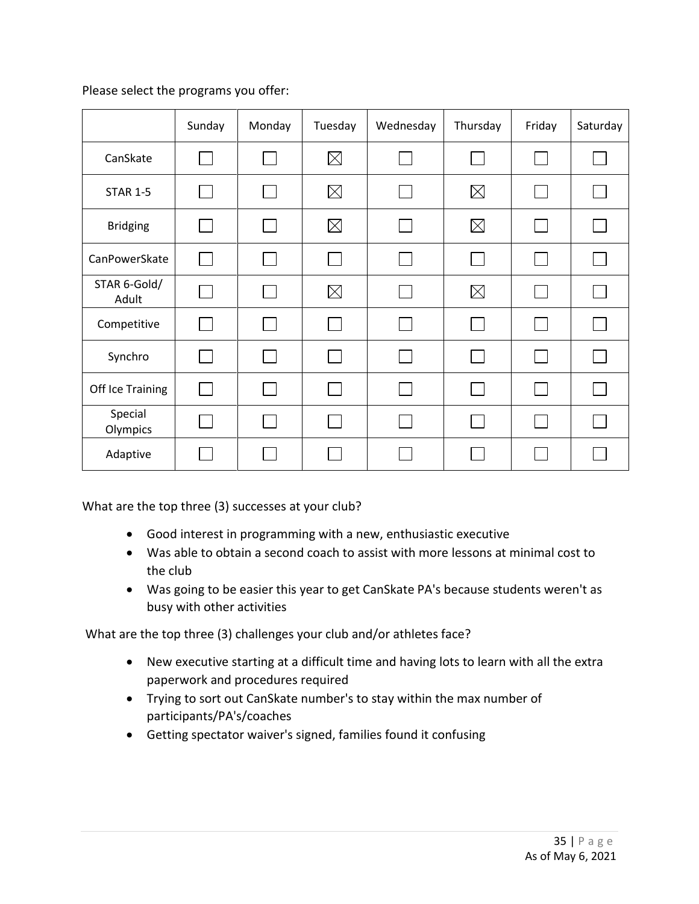Please select the programs you offer:

| | Sunday | Monday | Tuesday | Wednesday | Thursday | Friday | Saturday |
|---|---|---|---|---|---|---|---|
| CanSkate | ☐ | ☐ | ☒ | ☐ | ☐ | ☐ | ☐ |
| STAR 1-5 | ☐ | ☐ | ☒ | ☐ | ☒ | ☐ | ☐ |
| Bridging | ☐ | ☐ | ☒ | ☐ | ☒ | ☐ | ☐ |
| CanPowerSkate | ☐ | ☐ | ☐ | ☐ | ☐ | ☐ | ☐ |
| STAR 6-Gold/ Adult | ☐ | ☐ | ☒ | ☐ | ☒ | ☐ | ☐ |
| Competitive | ☐ | ☐ | ☐ | ☐ | ☐ | ☐ | ☐ |
| Synchro | ☐ | ☐ | ☐ | ☐ | ☐ | ☐ | ☐ |
| Off Ice Training | ☐ | ☐ | ☐ | ☐ | ☐ | ☐ | ☐ |
| Special Olympics | ☐ | ☐ | ☐ | ☐ | ☐ | ☐ | ☐ |
| Adaptive | ☐ | ☐ | ☐ | ☐ | ☐ | ☐ | ☐ |

What are the top three (3) successes at your club?

- Good interest in programming with a new, enthusiastic executive
- Was able to obtain a second coach to assist with more lessons at minimal cost to the club
- Was going to be easier this year to get CanSkate PA's because students weren't as busy with other activities

What are the top three (3) challenges your club and/or athletes face?

- New executive starting at a difficult time and having lots to learn with all the extra paperwork and procedures required
- Trying to sort out CanSkate number's to stay within the max number of participants/PA's/coaches
- Getting spectator waiver's signed, families found it confusing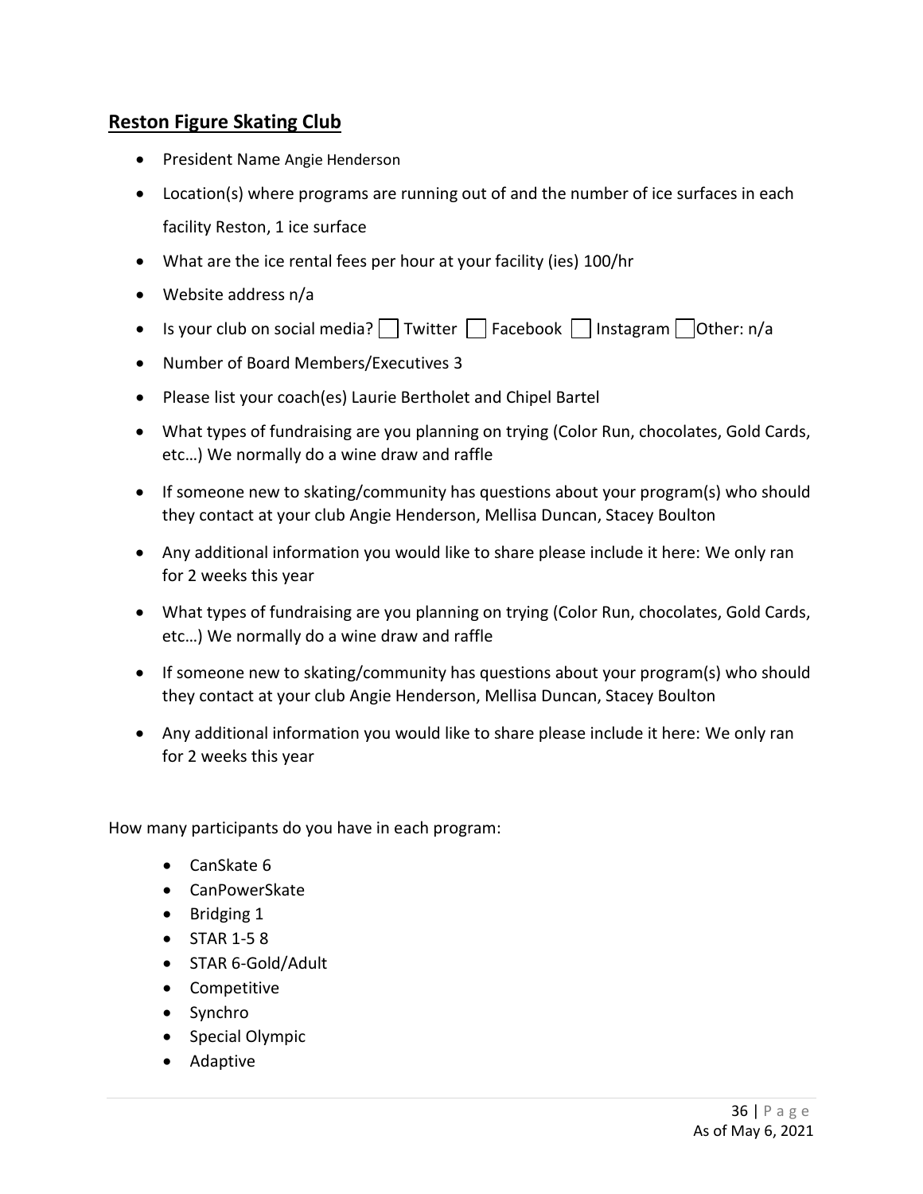## Reston Figure Skating Club

- President Name Angie Henderson
- Location(s) where programs are running out of and the number of ice surfaces in each facility Reston, 1 ice surface
- What are the ice rental fees per hour at your facility (ies) 100/hr
- Website address n/a
- Is your club on social media? ☐ Twitter ☐ Facebook ☐ Instagram ☐ Other: n/a
- Number of Board Members/Executives 3
- Please list your coach(es) Laurie Bertholet and Chipel Bartel
- What types of fundraising are you planning on trying (Color Run, chocolates, Gold Cards, etc…) We normally do a wine draw and raffle
- If someone new to skating/community has questions about your program(s) who should they contact at your club Angie Henderson, Mellisa Duncan, Stacey Boulton
- Any additional information you would like to share please include it here: We only ran for 2 weeks this year
- What types of fundraising are you planning on trying (Color Run, chocolates, Gold Cards, etc…) We normally do a wine draw and raffle
- If someone new to skating/community has questions about your program(s) who should they contact at your club Angie Henderson, Mellisa Duncan, Stacey Boulton
- Any additional information you would like to share please include it here: We only ran for 2 weeks this year

How many participants do you have in each program:

- CanSkate 6
- CanPowerSkate
- Bridging 1
- STAR 1-5 8
- STAR 6-Gold/Adult
- Competitive
- Synchro
- Special Olympic
- Adaptive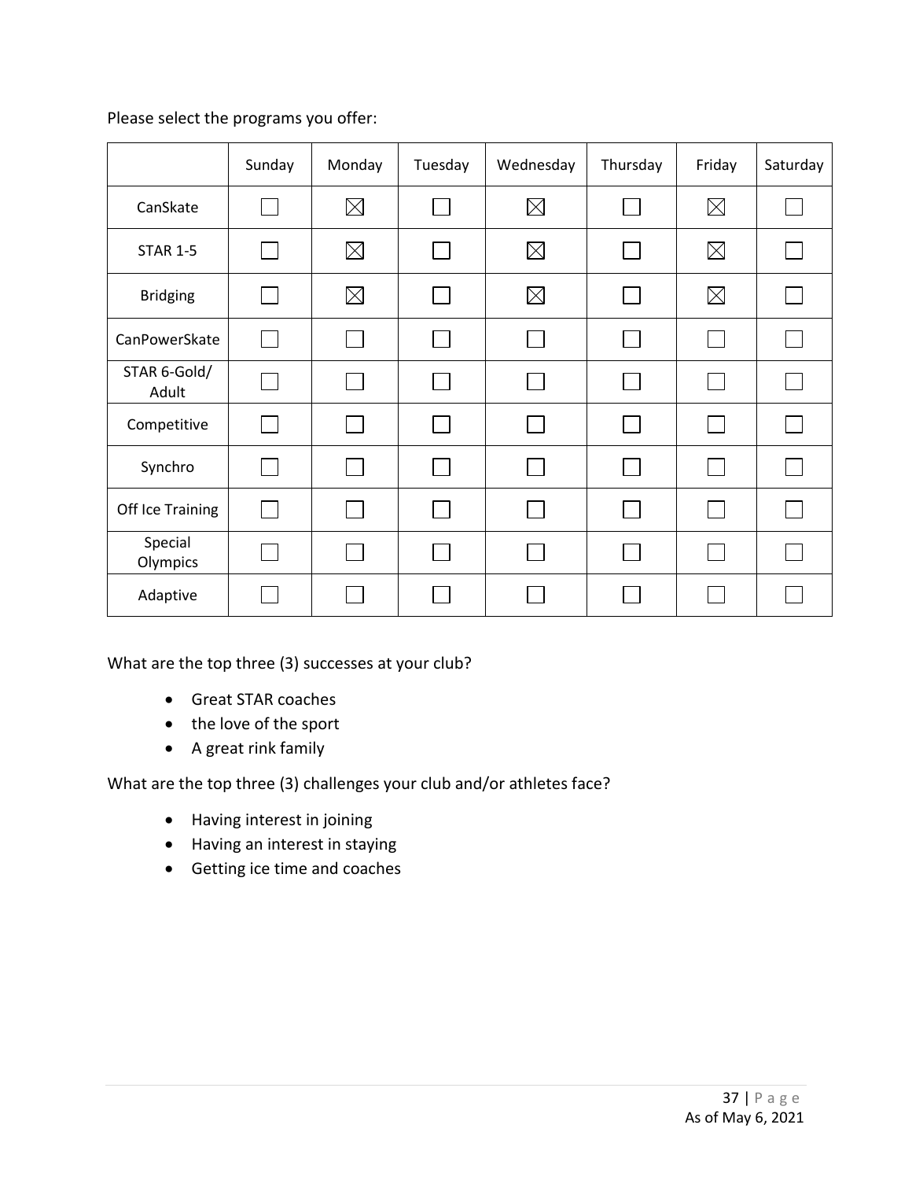Please select the programs you offer:

| | Sunday | Monday | Tuesday | Wednesday | Thursday | Friday | Saturday |
|---|---|---|---|---|---|---|---|
| CanSkate | ☐ | ☒ | ☐ | ☒ | ☐ | ☒ | ☐ |
| STAR 1-5 | ☐ | ☒ | ☐ | ☒ | ☐ | ☒ | ☐ |
| Bridging | ☐ | ☒ | ☐ | ☒ | ☐ | ☒ | ☐ |
| CanPowerSkate | ☐ | ☐ | ☐ | ☐ | ☐ | ☐ | ☐ |
| STAR 6-Gold/ Adult | ☐ | ☐ | ☐ | ☐ | ☐ | ☐ | ☐ |
| Competitive | ☐ | ☐ | ☐ | ☐ | ☐ | ☐ | ☐ |
| Synchro | ☐ | ☐ | ☐ | ☐ | ☐ | ☐ | ☐ |
| Off Ice Training | ☐ | ☐ | ☐ | ☐ | ☐ | ☐ | ☐ |
| Special Olympics | ☐ | ☐ | ☐ | ☐ | ☐ | ☐ | ☐ |
| Adaptive | ☐ | ☐ | ☐ | ☐ | ☐ | ☐ | ☐ |

What are the top three (3) successes at your club?

- Great STAR coaches
- the love of the sport
- A great rink family

What are the top three (3) challenges your club and/or athletes face?

- Having interest in joining
- Having an interest in staying
- Getting ice time and coaches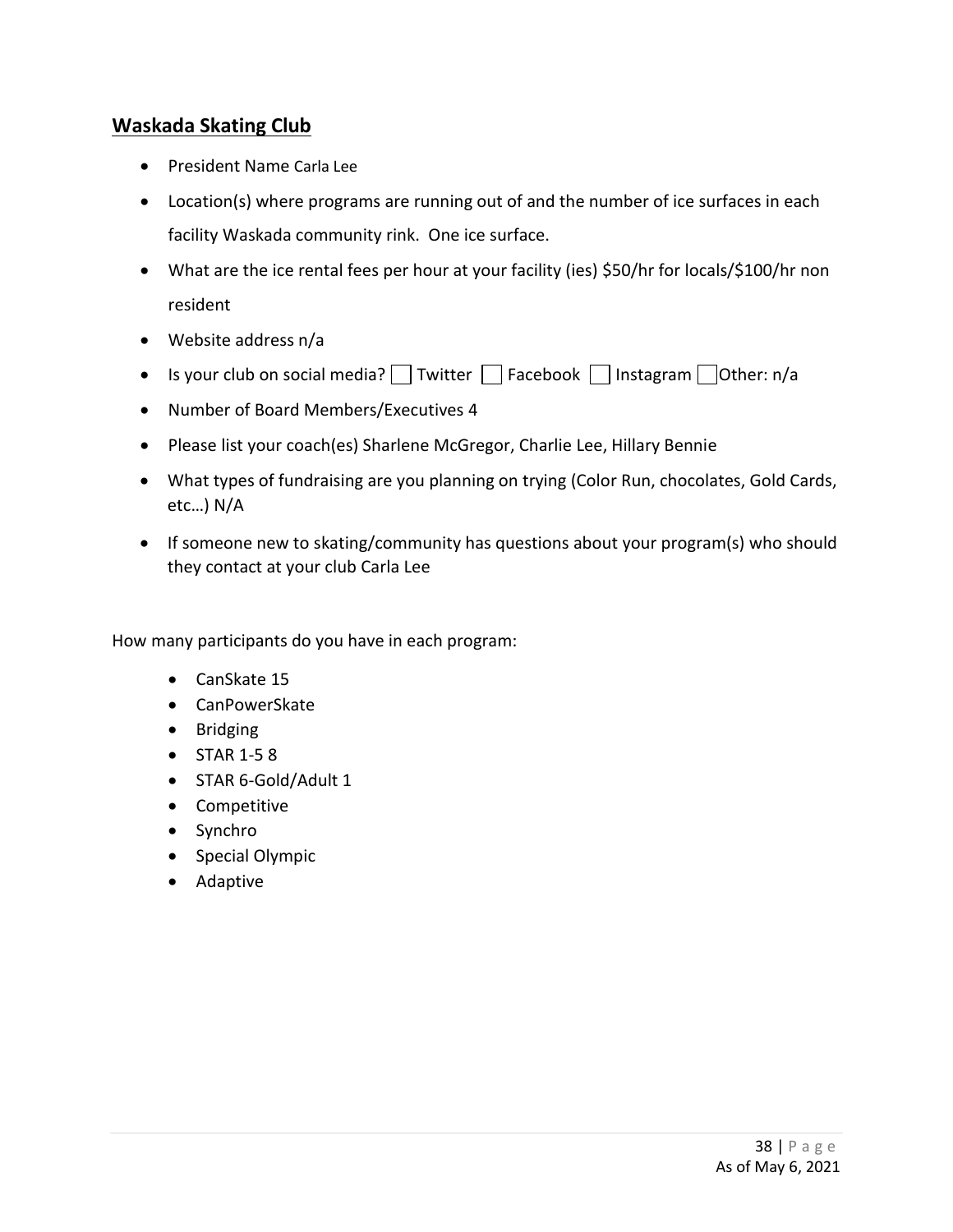## Waskada Skating Club

- President Name Carla Lee
- Location(s) where programs are running out of and the number of ice surfaces in each facility Waskada community rink. One ice surface.
- What are the ice rental fees per hour at your facility (ies) $50/hr for locals/$100/hr non resident
- Website address n/a
- Is your club on social media? ☐ Twitter ☐ Facebook ☐ Instagram ☐ Other: n/a
- Number of Board Members/Executives 4
- Please list your coach(es) Sharlene McGregor, Charlie Lee, Hillary Bennie
- What types of fundraising are you planning on trying (Color Run, chocolates, Gold Cards, etc…) N/A
- If someone new to skating/community has questions about your program(s) who should they contact at your club Carla Lee

How many participants do you have in each program:

- CanSkate 15
- CanPowerSkate
- Bridging
- STAR 1-5 8
- STAR 6-Gold/Adult 1
- Competitive
- Synchro
- Special Olympic
- Adaptive

As of May 6, 2021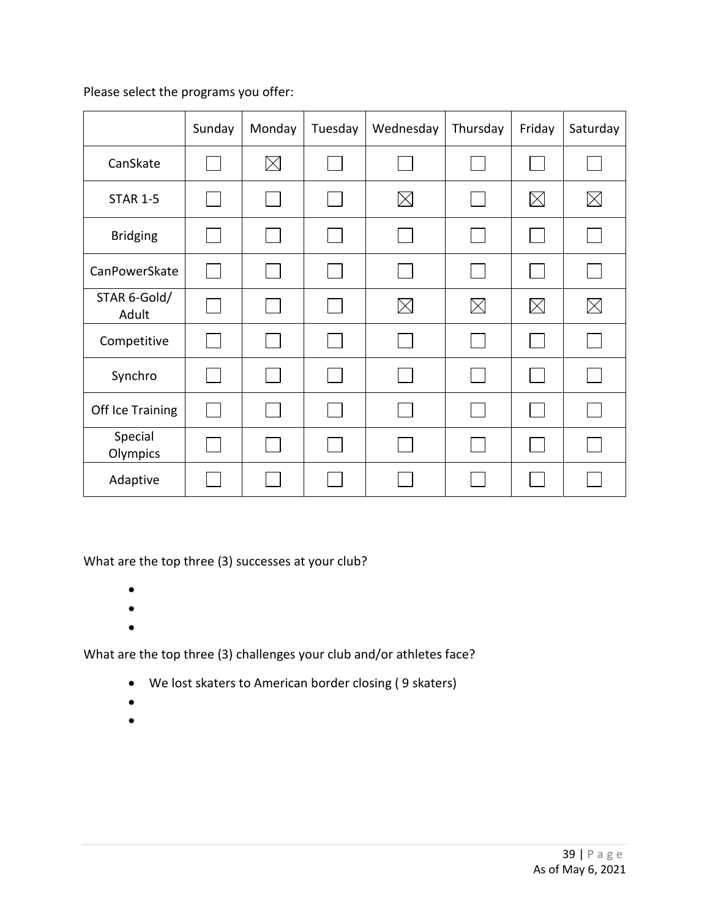Please select the programs you offer:

| | Sunday | Monday | Tuesday | Wednesday | Thursday | Friday | Saturday |
|---|---|---|---|---|---|---|---|
| CanSkate | ☐ | ☒ | ☐ | ☐ | ☐ | ☐ | ☐ |
| STAR 1-5 | ☐ | ☐ | ☐ | ☒ | ☐ | ☒ | ☒ |
| Bridging | ☐ | ☐ | ☐ | ☐ | ☐ | ☐ | ☐ |
| CanPowerSkate | ☐ | ☐ | ☐ | ☐ | ☐ | ☐ | ☐ |
| STAR 6-Gold/ Adult | ☐ | ☐ | ☐ | ☒ | ☒ | ☒ | ☒ |
| Competitive | ☐ | ☐ | ☐ | ☐ | ☐ | ☐ | ☐ |
| Synchro | ☐ | ☐ | ☐ | ☐ | ☐ | ☐ | ☐ |
| Off Ice Training | ☐ | ☐ | ☐ | ☐ | ☐ | ☐ | ☐ |
| Special Olympics | ☐ | ☐ | ☐ | ☐ | ☐ | ☐ | ☐ |
| Adaptive | ☐ | ☐ | ☐ | ☐ | ☐ | ☐ | ☐ |

What are the top three (3) successes at your club?

- 
- 
- 

What are the top three (3) challenges your club and/or athletes face?

- We lost skaters to American border closing ( 9 skaters)
- 
-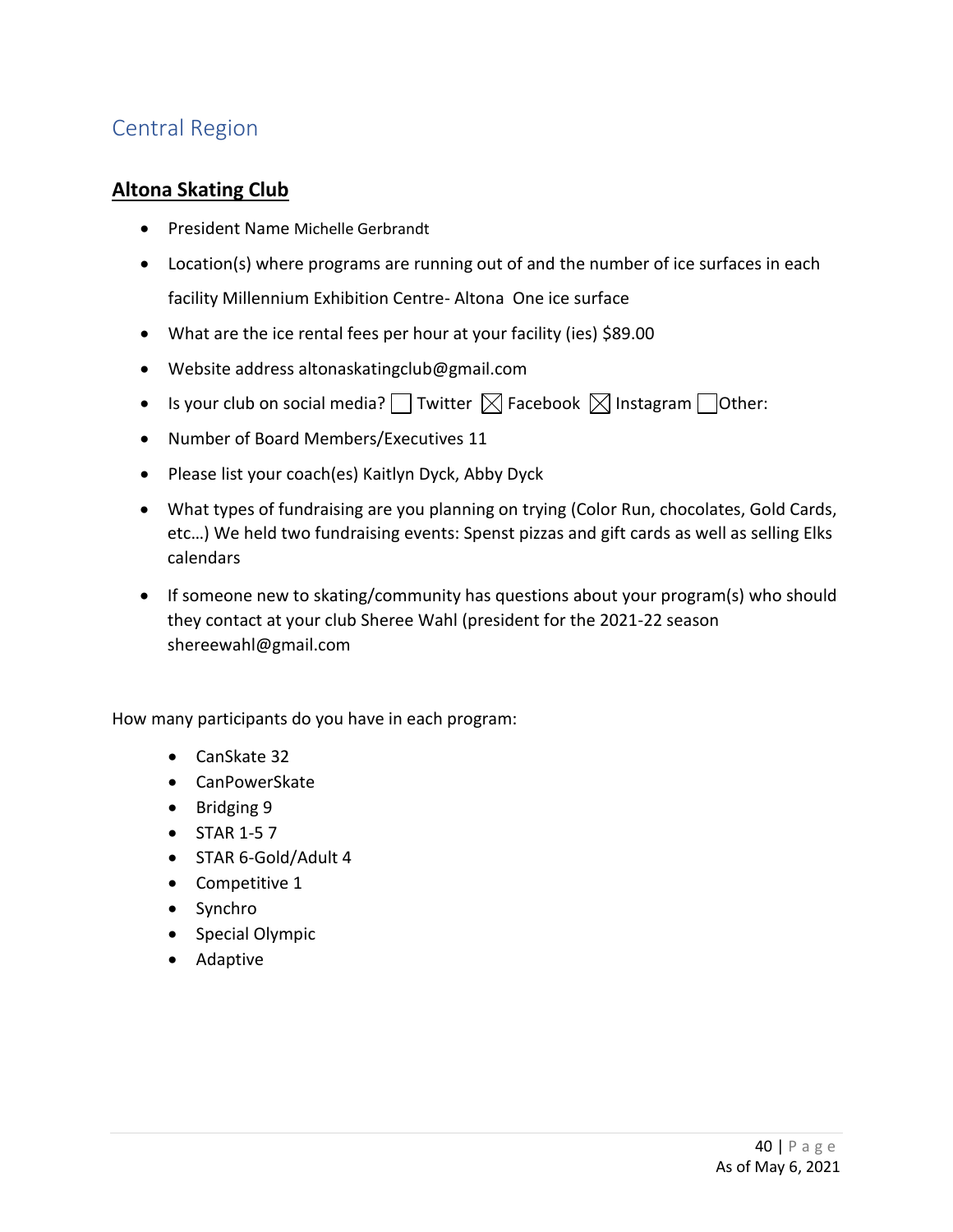## Central Region

### Altona Skating Club

- President Name Michelle Gerbrandt
- Location(s) where programs are running out of and the number of ice surfaces in each facility Millennium Exhibition Centre- Altona One ice surface
- What are the ice rental fees per hour at your facility (ies) $89.00
- Website address altonaskatingclub@gmail.com
- Is your club on social media? ☐ Twitter ☒ Facebook ☒ Instagram ☐ Other:
- Number of Board Members/Executives 11
- Please list your coach(es) Kaitlyn Dyck, Abby Dyck
- What types of fundraising are you planning on trying (Color Run, chocolates, Gold Cards, etc…) We held two fundraising events: Spenst pizzas and gift cards as well as selling Elks calendars
- If someone new to skating/community has questions about your program(s) who should they contact at your club Sheree Wahl (president for the 2021-22 season shereewahl@gmail.com

How many participants do you have in each program:

- CanSkate 32
- CanPowerSkate
- Bridging 9
- STAR 1-5 7
- STAR 6-Gold/Adult 4
- Competitive 1
- Synchro
- Special Olympic
- Adaptive

As of May 6, 2021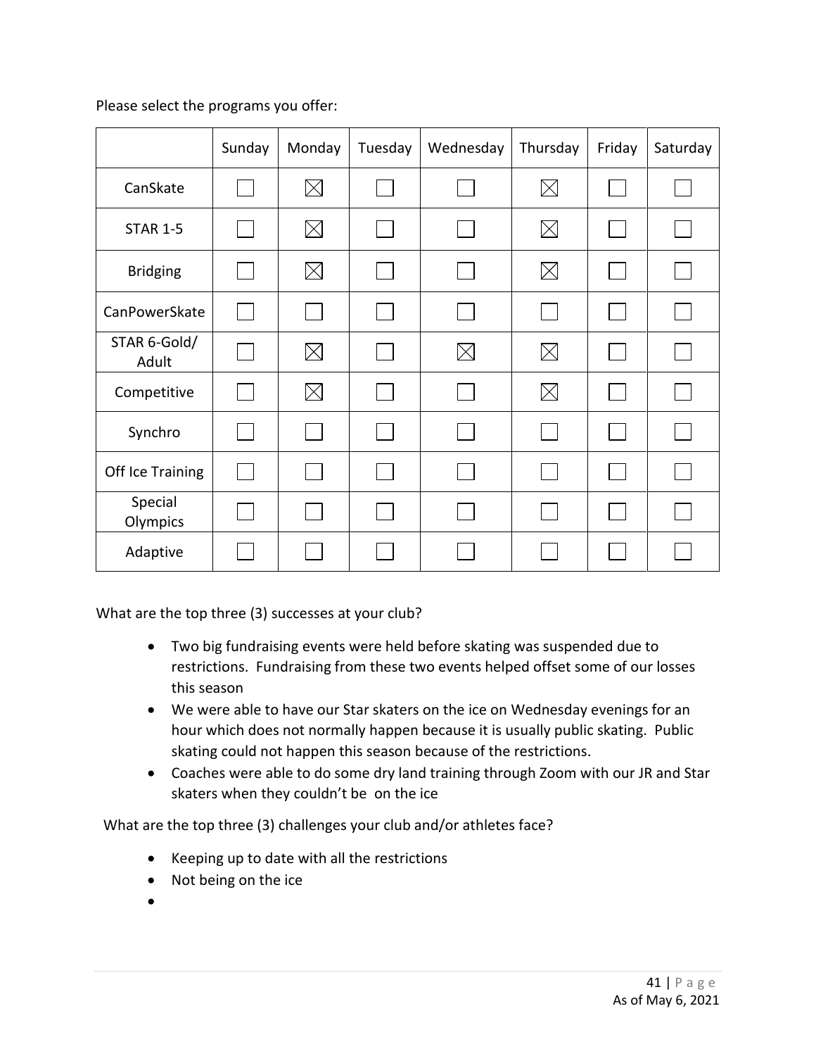Please select the programs you offer:

| | Sunday | Monday | Tuesday | Wednesday | Thursday | Friday | Saturday |
|---|---|---|---|---|---|---|---|
| CanSkate | ☐ | ☒ | ☐ | ☐ | ☒ | ☐ | ☐ |
| STAR 1-5 | ☐ | ☒ | ☐ | ☐ | ☒ | ☐ | ☐ |
| Bridging | ☐ | ☒ | ☐ | ☐ | ☒ | ☐ | ☐ |
| CanPowerSkate | ☐ | ☐ | ☐ | ☐ | ☐ | ☐ | ☐ |
| STAR 6-Gold/ Adult | ☐ | ☒ | ☐ | ☒ | ☒ | ☐ | ☐ |
| Competitive | ☐ | ☒ | ☐ | ☐ | ☒ | ☐ | ☐ |
| Synchro | ☐ | ☐ | ☐ | ☐ | ☐ | ☐ | ☐ |
| Off Ice Training | ☐ | ☐ | ☐ | ☐ | ☐ | ☐ | ☐ |
| Special Olympics | ☐ | ☐ | ☐ | ☐ | ☐ | ☐ | ☐ |
| Adaptive | ☐ | ☐ | ☐ | ☐ | ☐ | ☐ | ☐ |

What are the top three (3) successes at your club?

- Two big fundraising events were held before skating was suspended due to restrictions. Fundraising from these two events helped offset some of our losses this season
- We were able to have our Star skaters on the ice on Wednesday evenings for an hour which does not normally happen because it is usually public skating. Public skating could not happen this season because of the restrictions.
- Coaches were able to do some dry land training through Zoom with our JR and Star skaters when they couldn't be on the ice

What are the top three (3) challenges your club and/or athletes face?

- Keeping up to date with all the restrictions
- Not being on the ice
-

As of May 6, 2021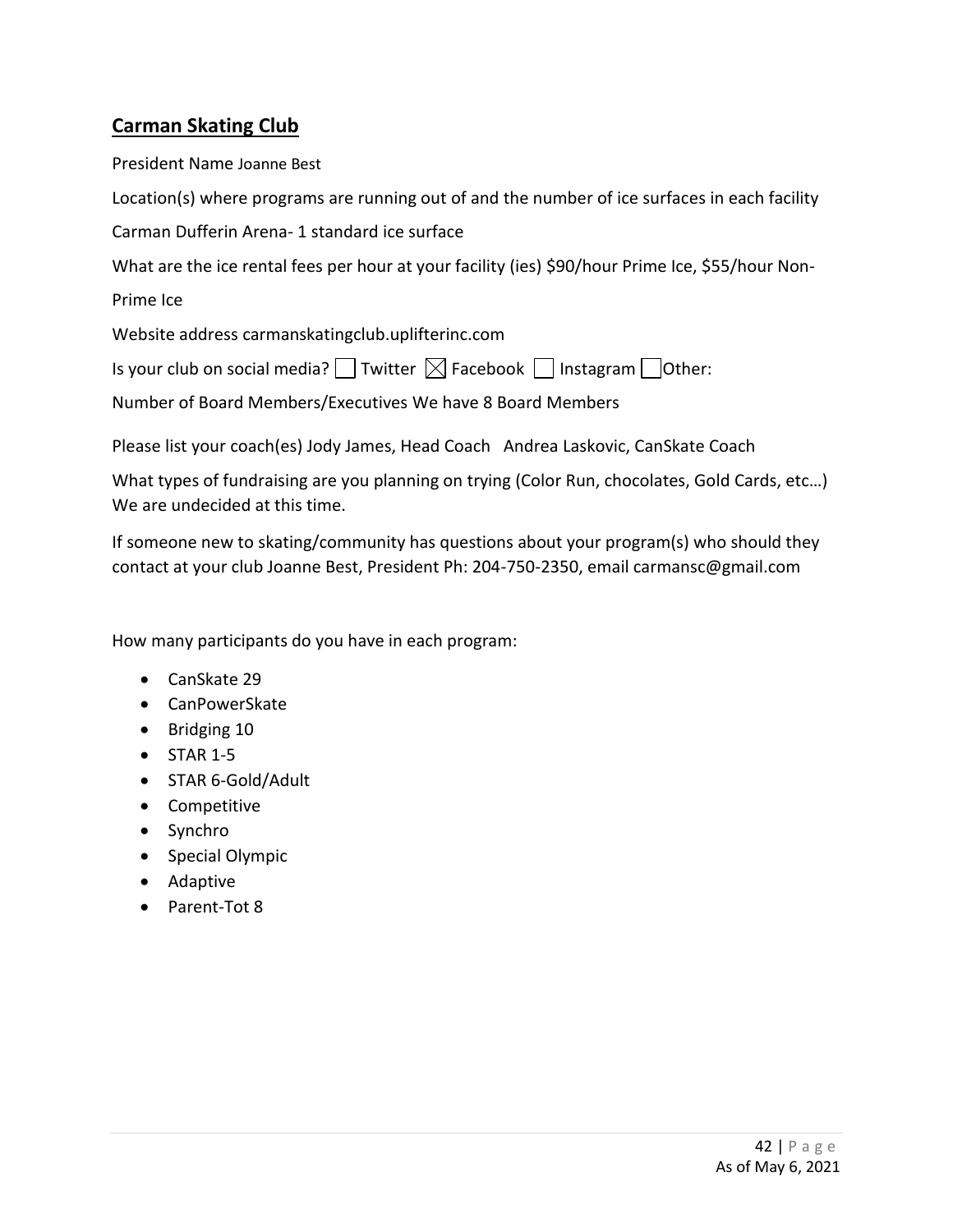## Carman Skating Club

President Name Joanne Best

Location(s) where programs are running out of and the number of ice surfaces in each facility

Carman Dufferin Arena- 1 standard ice surface

What are the ice rental fees per hour at your facility (ies) $90/hour Prime Ice, $55/hour Non-Prime Ice

Website address carmanskatingclub.uplifterinc.com

Is your club on social media? ☐ Twitter ☒ Facebook ☐ Instagram ☐ Other:

Number of Board Members/Executives We have 8 Board Members

Please list your coach(es) Jody James, Head Coach Andrea Laskovic, CanSkate Coach

What types of fundraising are you planning on trying (Color Run, chocolates, Gold Cards, etc…) We are undecided at this time.

If someone new to skating/community has questions about your program(s) who should they contact at your club Joanne Best, President Ph: 204-750-2350, email carmansc@gmail.com

How many participants do you have in each program:

- CanSkate 29
- CanPowerSkate
- Bridging 10
- STAR 1-5
- STAR 6-Gold/Adult
- Competitive
- Synchro
- Special Olympic
- Adaptive
- Parent-Tot 8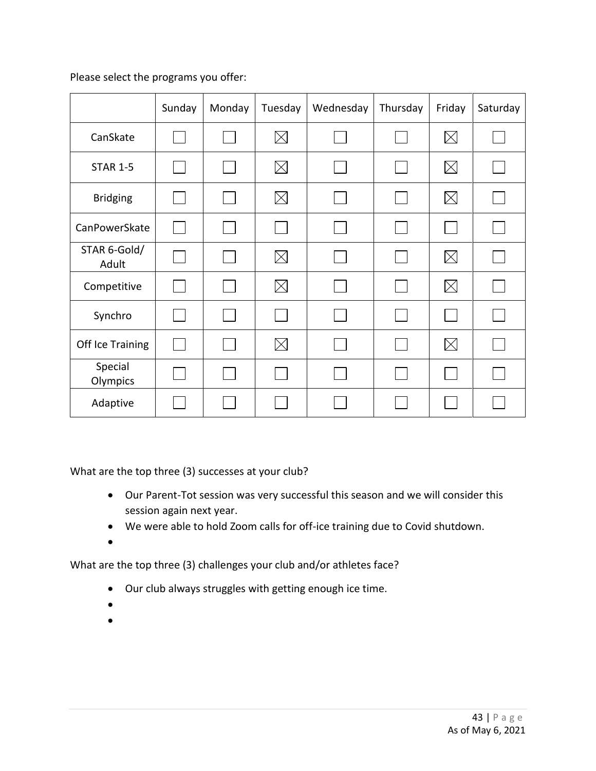Please select the programs you offer:

| | Sunday | Monday | Tuesday | Wednesday | Thursday | Friday | Saturday |
|---|---|---|---|---|---|---|---|
| CanSkate | ☐ | ☐ | ☒ | ☐ | ☐ | ☒ | ☐ |
| STAR 1-5 | ☐ | ☐ | ☒ | ☐ | ☐ | ☒ | ☐ |
| Bridging | ☐ | ☐ | ☒ | ☐ | ☐ | ☒ | ☐ |
| CanPowerSkate | ☐ | ☐ | ☐ | ☐ | ☐ | ☐ | ☐ |
| STAR 6-Gold/ Adult | ☐ | ☐ | ☒ | ☐ | ☐ | ☒ | ☐ |
| Competitive | ☐ | ☐ | ☒ | ☐ | ☐ | ☒ | ☐ |
| Synchro | ☐ | ☐ | ☐ | ☐ | ☐ | ☐ | ☐ |
| Off Ice Training | ☐ | ☐ | ☒ | ☐ | ☐ | ☒ | ☐ |
| Special Olympics | ☐ | ☐ | ☐ | ☐ | ☐ | ☐ | ☐ |
| Adaptive | ☐ | ☐ | ☐ | ☐ | ☐ | ☐ | ☐ |

What are the top three (3) successes at your club?

- Our Parent-Tot session was very successful this season and we will consider this session again next year.
- We were able to hold Zoom calls for off-ice training due to Covid shutdown.
- 

What are the top three (3) challenges your club and/or athletes face?

- Our club always struggles with getting enough ice time.
- 
-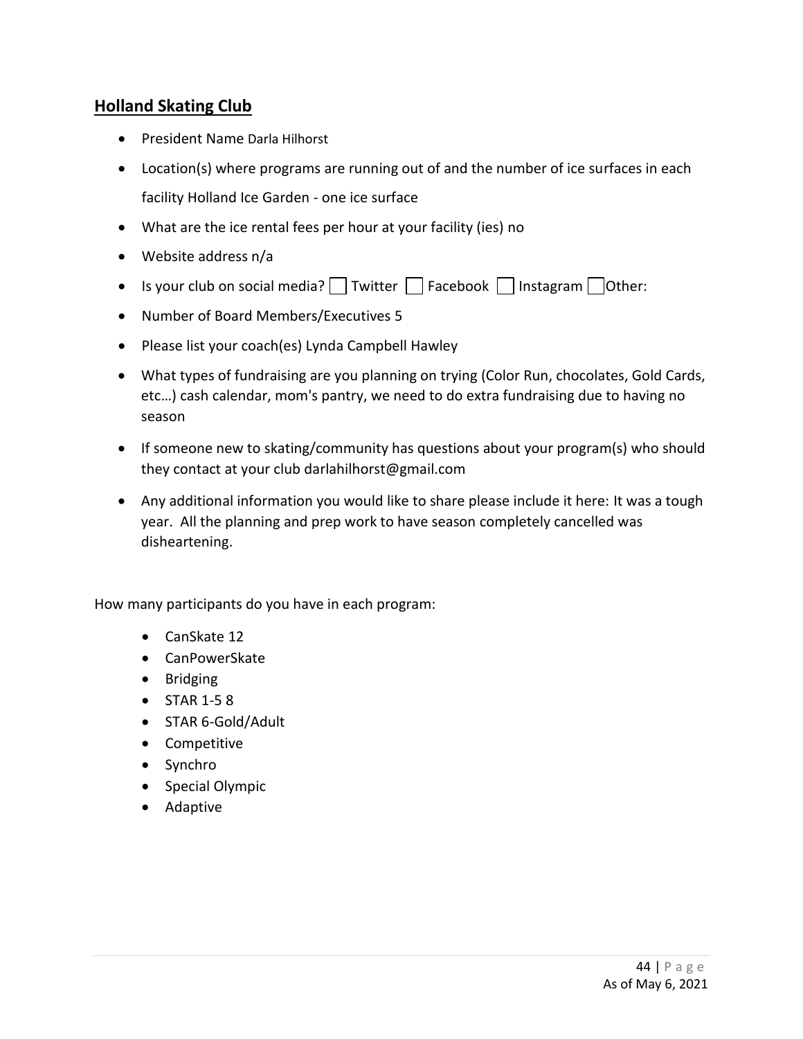## Holland Skating Club

- President Name Darla Hilhorst
- Location(s) where programs are running out of and the number of ice surfaces in each facility Holland Ice Garden - one ice surface
- What are the ice rental fees per hour at your facility (ies) no
- Website address n/a
- Is your club on social media? ☐ Twitter ☐ Facebook ☐ Instagram ☐ Other:
- Number of Board Members/Executives 5
- Please list your coach(es) Lynda Campbell Hawley
- What types of fundraising are you planning on trying (Color Run, chocolates, Gold Cards, etc…) cash calendar, mom's pantry, we need to do extra fundraising due to having no season
- If someone new to skating/community has questions about your program(s) who should they contact at your club darlahilhorst@gmail.com
- Any additional information you would like to share please include it here: It was a tough year. All the planning and prep work to have season completely cancelled was disheartening.

How many participants do you have in each program:

- CanSkate 12
- CanPowerSkate
- Bridging
- STAR 1-5 8
- STAR 6-Gold/Adult
- Competitive
- Synchro
- Special Olympic
- Adaptive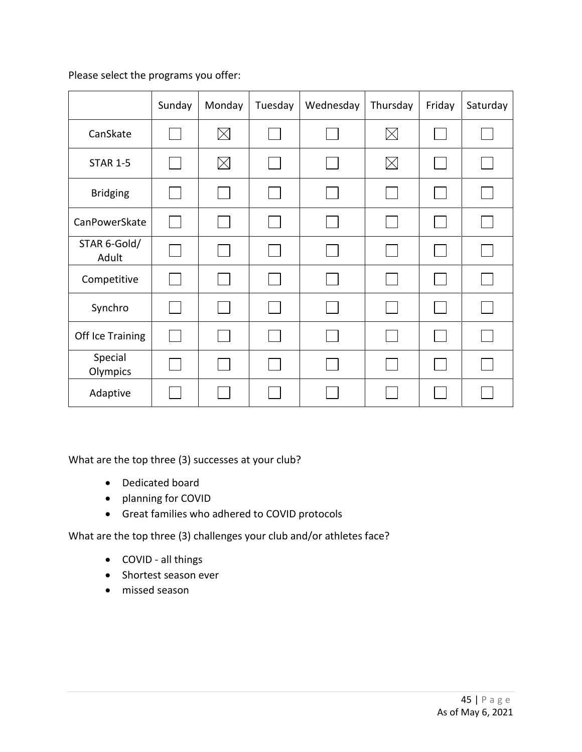Please select the programs you offer:

| | Sunday | Monday | Tuesday | Wednesday | Thursday | Friday | Saturday |
|---|---|---|---|---|---|---|---|
| CanSkate | ☐ | ☒ | ☐ | ☐ | ☒ | ☐ | ☐ |
| STAR 1-5 | ☐ | ☒ | ☐ | ☐ | ☒ | ☐ | ☐ |
| Bridging | ☐ | ☐ | ☐ | ☐ | ☐ | ☐ | ☐ |
| CanPowerSkate | ☐ | ☐ | ☐ | ☐ | ☐ | ☐ | ☐ |
| STAR 6-Gold/ Adult | ☐ | ☐ | ☐ | ☐ | ☐ | ☐ | ☐ |
| Competitive | ☐ | ☐ | ☐ | ☐ | ☐ | ☐ | ☐ |
| Synchro | ☐ | ☐ | ☐ | ☐ | ☐ | ☐ | ☐ |
| Off Ice Training | ☐ | ☐ | ☐ | ☐ | ☐ | ☐ | ☐ |
| Special Olympics | ☐ | ☐ | ☐ | ☐ | ☐ | ☐ | ☐ |
| Adaptive | ☐ | ☐ | ☐ | ☐ | ☐ | ☐ | ☐ |

What are the top three (3) successes at your club?

- Dedicated board
- planning for COVID
- Great families who adhered to COVID protocols

What are the top three (3) challenges your club and/or athletes face?

- COVID - all things
- Shortest season ever
- missed season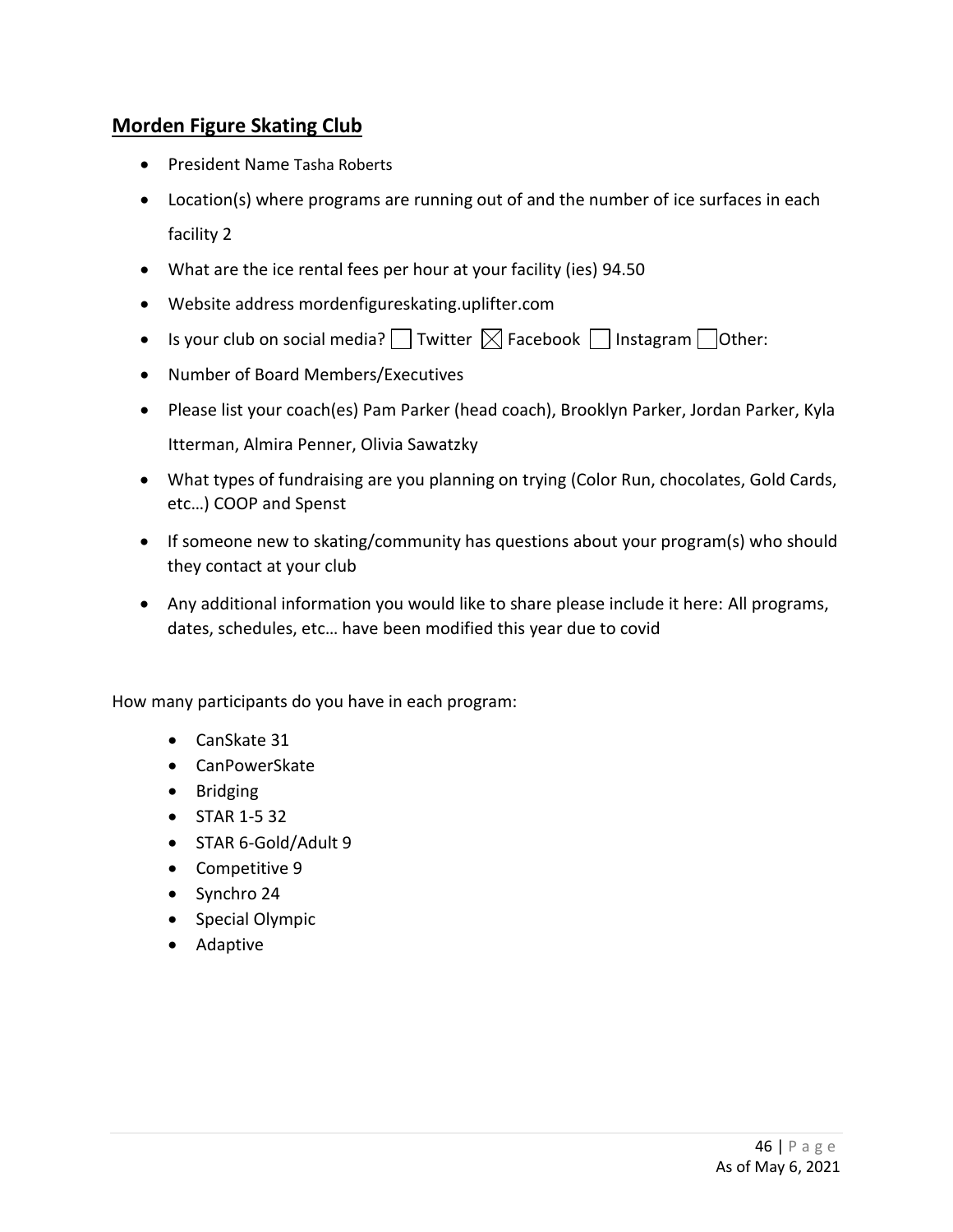## Morden Figure Skating Club

- President Name Tasha Roberts
- Location(s) where programs are running out of and the number of ice surfaces in each facility 2
- What are the ice rental fees per hour at your facility (ies) 94.50
- Website address mordenfigureskating.uplifter.com
- Is your club on social media? ☐ Twitter ☒ Facebook ☐ Instagram ☐ Other:
- Number of Board Members/Executives
- Please list your coach(es) Pam Parker (head coach), Brooklyn Parker, Jordan Parker, Kyla Itterman, Almira Penner, Olivia Sawatzky
- What types of fundraising are you planning on trying (Color Run, chocolates, Gold Cards, etc…) COOP and Spenst
- If someone new to skating/community has questions about your program(s) who should they contact at your club
- Any additional information you would like to share please include it here: All programs, dates, schedules, etc… have been modified this year due to covid

How many participants do you have in each program:

- CanSkate 31
- CanPowerSkate
- Bridging
- STAR 1-5 32
- STAR 6-Gold/Adult 9
- Competitive 9
- Synchro 24
- Special Olympic
- Adaptive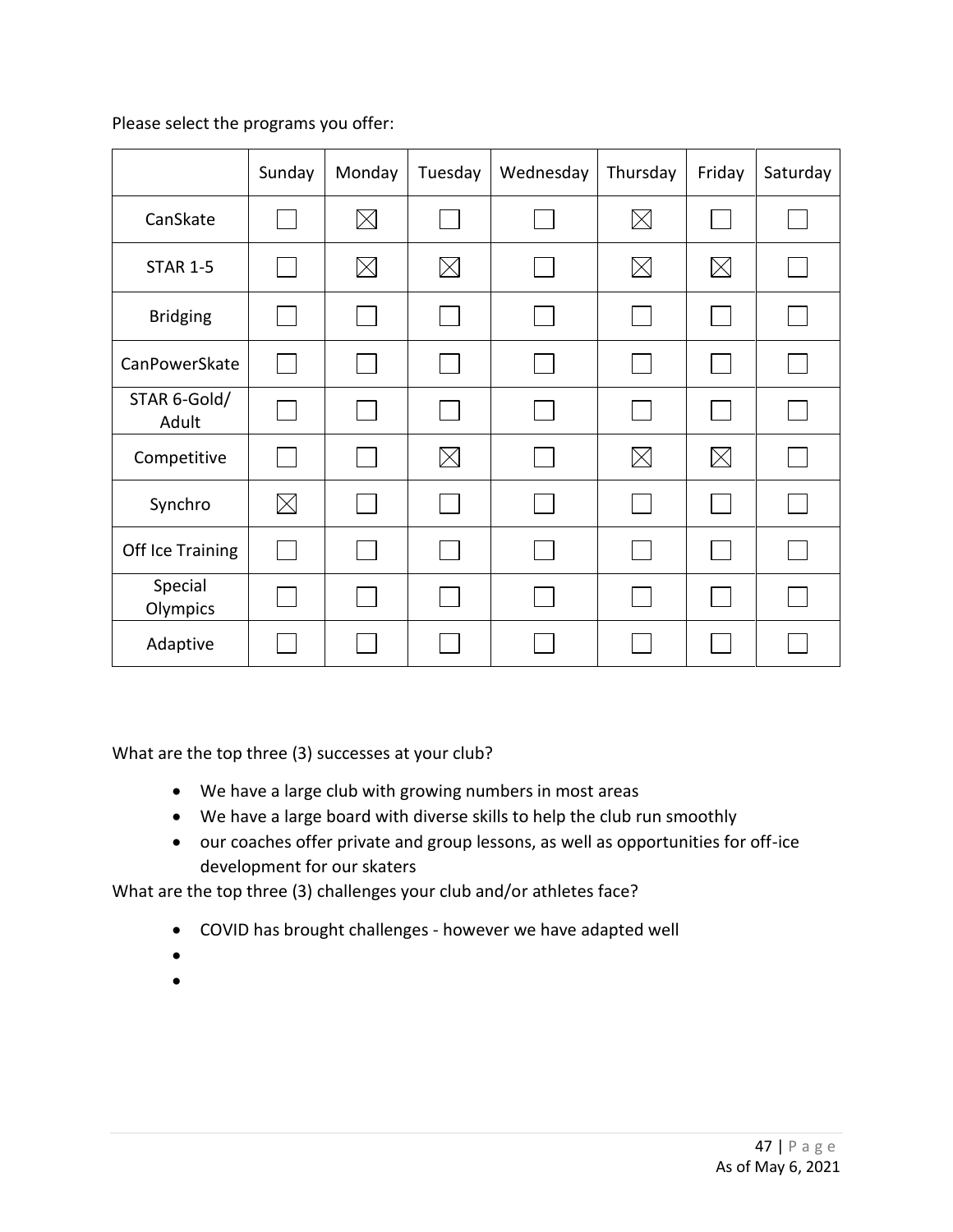Please select the programs you offer:

| | Sunday | Monday | Tuesday | Wednesday | Thursday | Friday | Saturday |
|---|---|---|---|---|---|---|---|
| CanSkate | ☐ | ☒ | ☐ | ☐ | ☒ | ☐ | ☐ |
| STAR 1-5 | ☐ | ☒ | ☒ | ☐ | ☒ | ☒ | ☐ |
| Bridging | ☐ | ☐ | ☐ | ☐ | ☐ | ☐ | ☐ |
| CanPowerSkate | ☐ | ☐ | ☐ | ☐ | ☐ | ☐ | ☐ |
| STAR 6-Gold/ Adult | ☐ | ☐ | ☐ | ☐ | ☐ | ☐ | ☐ |
| Competitive | ☐ | ☐ | ☒ | ☐ | ☒ | ☒ | ☐ |
| Synchro | ☒ | ☐ | ☐ | ☐ | ☐ | ☐ | ☐ |
| Off Ice Training | ☐ | ☐ | ☐ | ☐ | ☐ | ☐ | ☐ |
| Special Olympics | ☐ | ☐ | ☐ | ☐ | ☐ | ☐ | ☐ |
| Adaptive | ☐ | ☐ | ☐ | ☐ | ☐ | ☐ | ☐ |

What are the top three (3) successes at your club?

- We have a large club with growing numbers in most areas
- We have a large board with diverse skills to help the club run smoothly
- our coaches offer private and group lessons, as well as opportunities for off-ice development for our skaters

What are the top three (3) challenges your club and/or athletes face?

- COVID has brought challenges - however we have adapted well
- 
-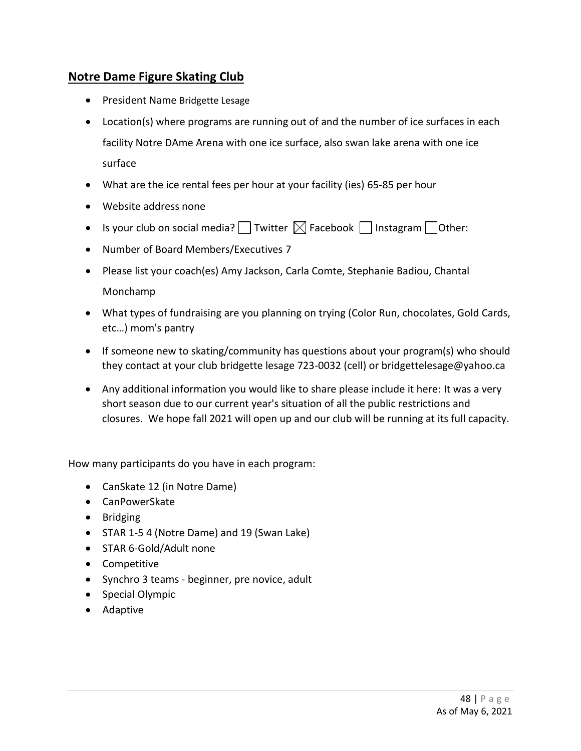## Notre Dame Figure Skating Club

- President Name Bridgette Lesage
- Location(s) where programs are running out of and the number of ice surfaces in each facility Notre DAme Arena with one ice surface, also swan lake arena with one ice surface
- What are the ice rental fees per hour at your facility (ies) 65-85 per hour
- Website address none
- Is your club on social media? ☐ Twitter ☒ Facebook ☐ Instagram ☐ Other:
- Number of Board Members/Executives 7
- Please list your coach(es) Amy Jackson, Carla Comte, Stephanie Badiou, Chantal Monchamp
- What types of fundraising are you planning on trying (Color Run, chocolates, Gold Cards, etc…) mom's pantry
- If someone new to skating/community has questions about your program(s) who should they contact at your club bridgette lesage 723-0032 (cell) or bridgettelesage@yahoo.ca
- Any additional information you would like to share please include it here: It was a very short season due to our current year's situation of all the public restrictions and closures. We hope fall 2021 will open up and our club will be running at its full capacity.

How many participants do you have in each program:

- CanSkate 12 (in Notre Dame)
- CanPowerSkate
- Bridging
- STAR 1-5 4 (Notre Dame) and 19 (Swan Lake)
- STAR 6-Gold/Adult none
- Competitive
- Synchro 3 teams - beginner, pre novice, adult
- Special Olympic
- Adaptive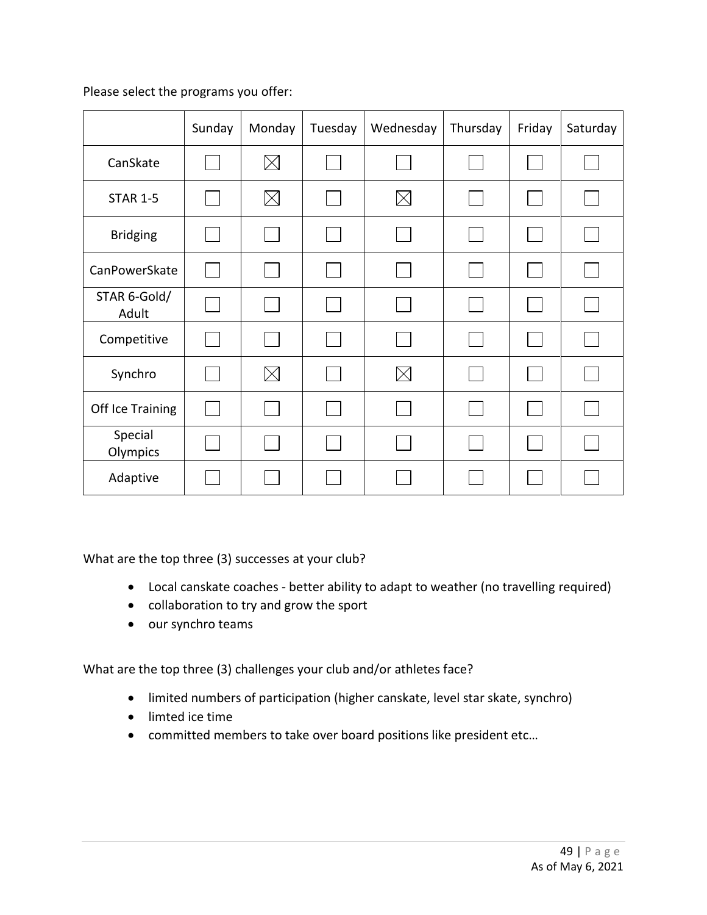Please select the programs you offer:

| | Sunday | Monday | Tuesday | Wednesday | Thursday | Friday | Saturday |
|---|---|---|---|---|---|---|---|
| CanSkate | ☐ | ☒ | ☐ | ☐ | ☐ | ☐ | ☐ |
| STAR 1-5 | ☐ | ☒ | ☐ | ☒ | ☐ | ☐ | ☐ |
| Bridging | ☐ | ☐ | ☐ | ☐ | ☐ | ☐ | ☐ |
| CanPowerSkate | ☐ | ☐ | ☐ | ☐ | ☐ | ☐ | ☐ |
| STAR 6-Gold/ Adult | ☐ | ☐ | ☐ | ☐ | ☐ | ☐ | ☐ |
| Competitive | ☐ | ☐ | ☐ | ☐ | ☐ | ☐ | ☐ |
| Synchro | ☐ | ☒ | ☐ | ☒ | ☐ | ☐ | ☐ |
| Off Ice Training | ☐ | ☐ | ☐ | ☐ | ☐ | ☐ | ☐ |
| Special Olympics | ☐ | ☐ | ☐ | ☐ | ☐ | ☐ | ☐ |
| Adaptive | ☐ | ☐ | ☐ | ☐ | ☐ | ☐ | ☐ |

What are the top three (3) successes at your club?

- Local canskate coaches - better ability to adapt to weather (no travelling required)
- collaboration to try and grow the sport
- our synchro teams

What are the top three (3) challenges your club and/or athletes face?

- limited numbers of participation (higher canskate, level star skate, synchro)
- limted ice time
- committed members to take over board positions like president etc…

As of May 6, 2021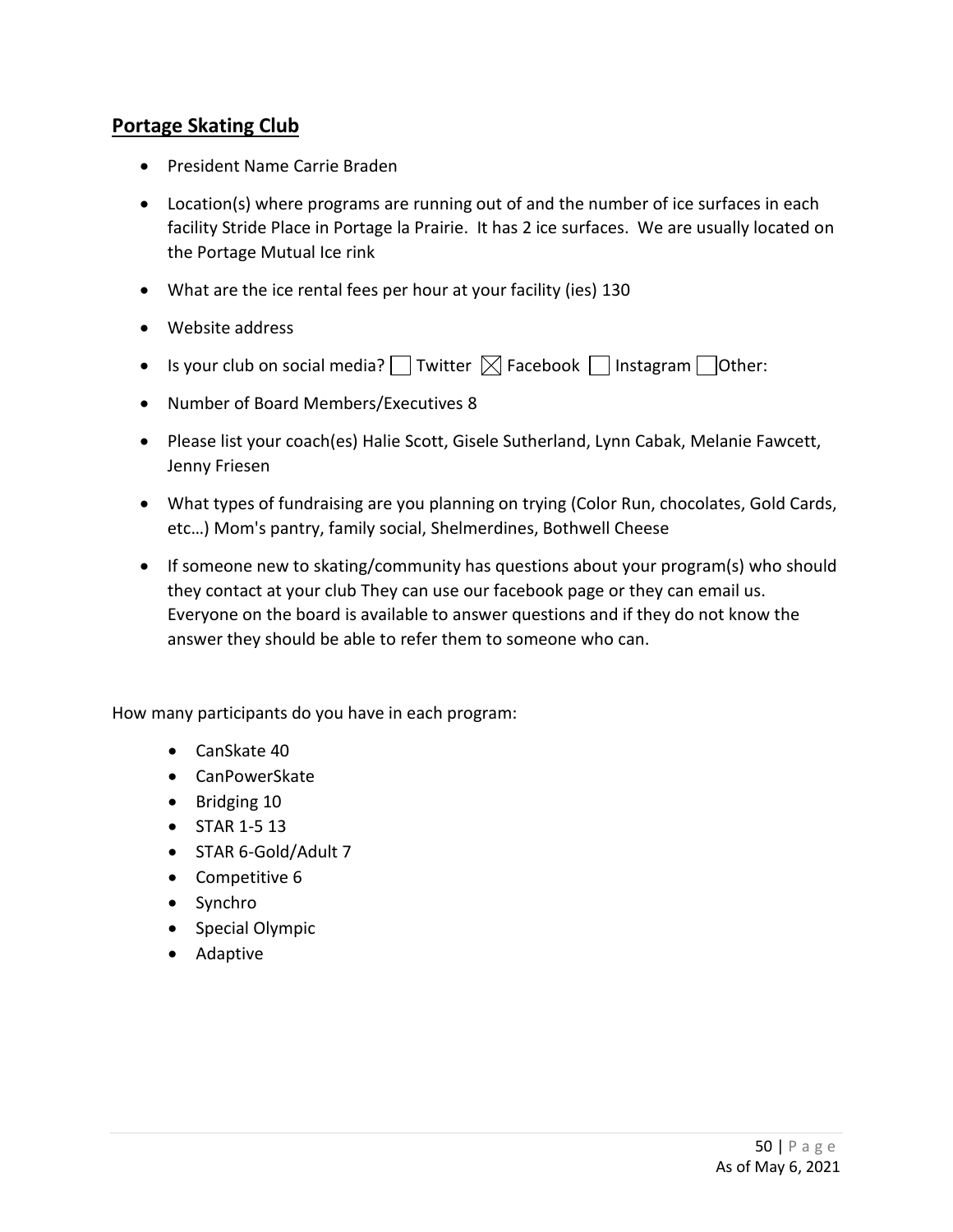## Portage Skating Club

- President Name Carrie Braden
- Location(s) where programs are running out of and the number of ice surfaces in each facility Stride Place in Portage la Prairie. It has 2 ice surfaces. We are usually located on the Portage Mutual Ice rink
- What are the ice rental fees per hour at your facility (ies) 130
- Website address
- Is your club on social media? ☐ Twitter ☒ Facebook ☐ Instagram ☐ Other:
- Number of Board Members/Executives 8
- Please list your coach(es) Halie Scott, Gisele Sutherland, Lynn Cabak, Melanie Fawcett, Jenny Friesen
- What types of fundraising are you planning on trying (Color Run, chocolates, Gold Cards, etc…) Mom's pantry, family social, Shelmerdines, Bothwell Cheese
- If someone new to skating/community has questions about your program(s) who should they contact at your club They can use our facebook page or they can email us. Everyone on the board is available to answer questions and if they do not know the answer they should be able to refer them to someone who can.

How many participants do you have in each program:

- CanSkate 40
- CanPowerSkate
- Bridging 10
- STAR 1-5 13
- STAR 6-Gold/Adult 7
- Competitive 6
- Synchro
- Special Olympic
- Adaptive

As of May 6, 2021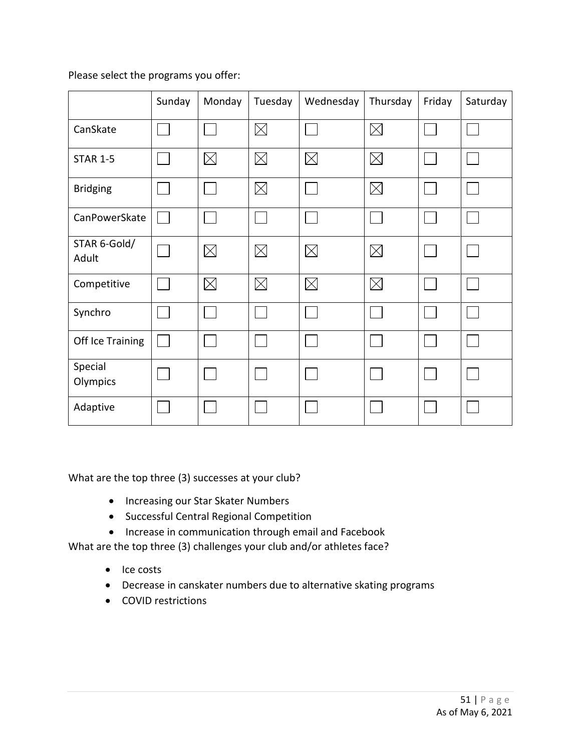Please select the programs you offer:

| | Sunday | Monday | Tuesday | Wednesday | Thursday | Friday | Saturday |
|---|---|---|---|---|---|---|---|
| CanSkate | ☐ | ☐ | ☒ | ☐ | ☒ | ☐ | ☐ |
| STAR 1-5 | ☐ | ☒ | ☒ | ☒ | ☒ | ☐ | ☐ |
| Bridging | ☐ | ☐ | ☒ | ☐ | ☒ | ☐ | ☐ |
| CanPowerSkate | ☐ | ☐ | ☐ | ☐ | ☐ | ☐ | ☐ |
| STAR 6-Gold/ Adult | ☐ | ☒ | ☒ | ☒ | ☒ | ☐ | ☐ |
| Competitive | ☐ | ☒ | ☒ | ☒ | ☒ | ☐ | ☐ |
| Synchro | ☐ | ☐ | ☐ | ☐ | ☐ | ☐ | ☐ |
| Off Ice Training | ☐ | ☐ | ☐ | ☐ | ☐ | ☐ | ☐ |
| Special Olympics | ☐ | ☐ | ☐ | ☐ | ☐ | ☐ | ☐ |
| Adaptive | ☐ | ☐ | ☐ | ☐ | ☐ | ☐ | ☐ |

What are the top three (3) successes at your club?

- Increasing our Star Skater Numbers
- Successful Central Regional Competition
- Increase in communication through email and Facebook

What are the top three (3) challenges your club and/or athletes face?

- Ice costs
- Decrease in canskater numbers due to alternative skating programs
- COVID restrictions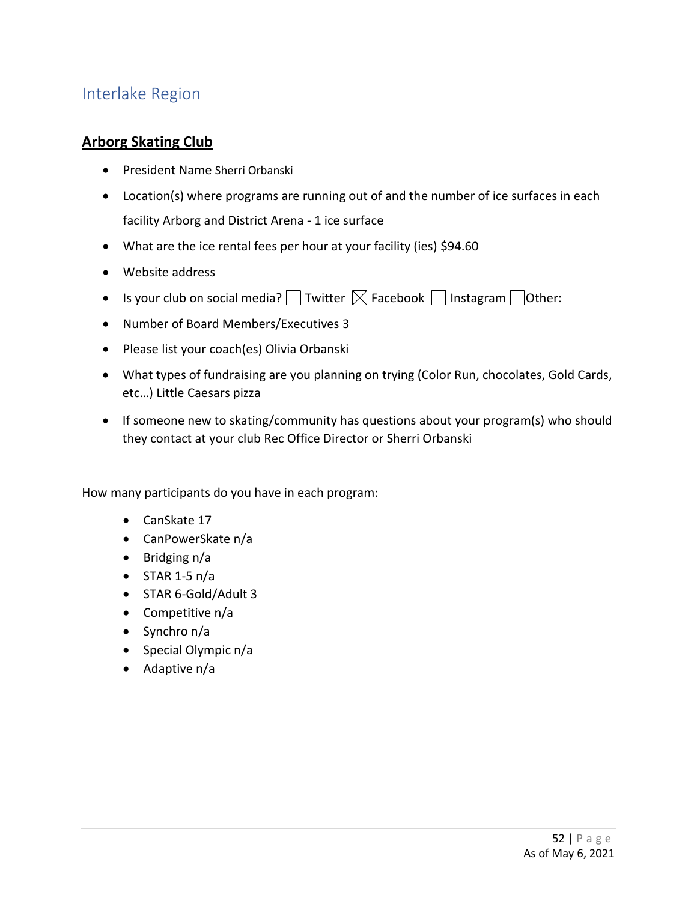## Interlake Region

### Arborg Skating Club

- President Name Sherri Orbanski
- Location(s) where programs are running out of and the number of ice surfaces in each facility Arborg and District Arena - 1 ice surface
- What are the ice rental fees per hour at your facility (ies) $94.60
- Website address
- Is your club on social media? ☐ Twitter ☒ Facebook ☐ Instagram ☐ Other:
- Number of Board Members/Executives 3
- Please list your coach(es) Olivia Orbanski
- What types of fundraising are you planning on trying (Color Run, chocolates, Gold Cards, etc…) Little Caesars pizza
- If someone new to skating/community has questions about your program(s) who should they contact at your club Rec Office Director or Sherri Orbanski

How many participants do you have in each program:

- CanSkate 17
- CanPowerSkate n/a
- Bridging n/a
- STAR 1-5 n/a
- STAR 6-Gold/Adult 3
- Competitive n/a
- Synchro n/a
- Special Olympic n/a
- Adaptive n/a

As of May 6, 2021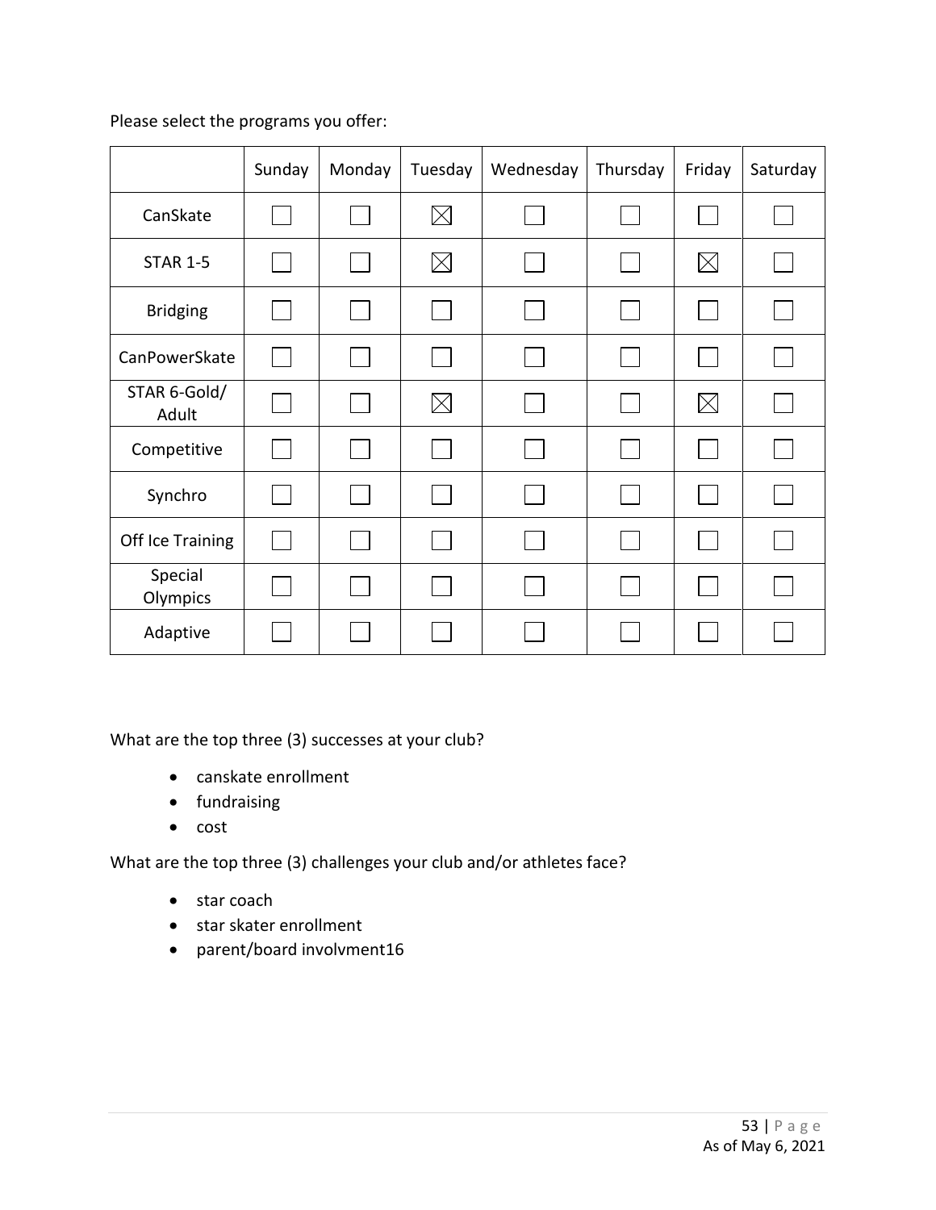Please select the programs you offer:

| | Sunday | Monday | Tuesday | Wednesday | Thursday | Friday | Saturday |
|---|---|---|---|---|---|---|---|
| CanSkate | ☐ | ☐ | ☒ | ☐ | ☐ | ☐ | ☐ |
| STAR 1-5 | ☐ | ☐ | ☒ | ☐ | ☐ | ☒ | ☐ |
| Bridging | ☐ | ☐ | ☐ | ☐ | ☐ | ☐ | ☐ |
| CanPowerSkate | ☐ | ☐ | ☐ | ☐ | ☐ | ☐ | ☐ |
| STAR 6-Gold/ Adult | ☐ | ☐ | ☒ | ☐ | ☐ | ☒ | ☐ |
| Competitive | ☐ | ☐ | ☐ | ☐ | ☐ | ☐ | ☐ |
| Synchro | ☐ | ☐ | ☐ | ☐ | ☐ | ☐ | ☐ |
| Off Ice Training | ☐ | ☐ | ☐ | ☐ | ☐ | ☐ | ☐ |
| Special Olympics | ☐ | ☐ | ☐ | ☐ | ☐ | ☐ | ☐ |
| Adaptive | ☐ | ☐ | ☐ | ☐ | ☐ | ☐ | ☐ |

What are the top three (3) successes at your club?

- canskate enrollment
- fundraising
- cost

What are the top three (3) challenges your club and/or athletes face?

- star coach
- star skater enrollment
- parent/board involvment16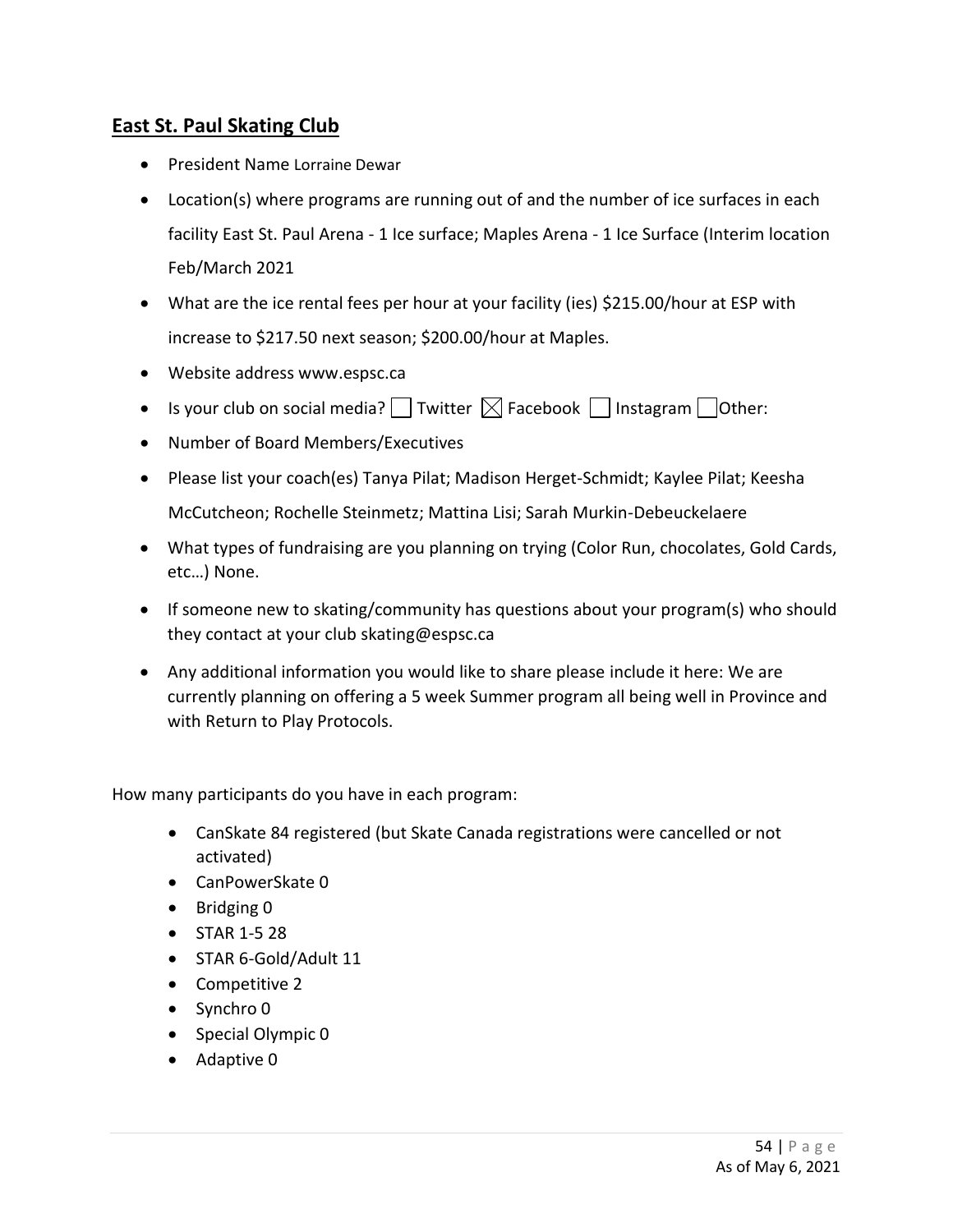## East St. Paul Skating Club

- President Name Lorraine Dewar
- Location(s) where programs are running out of and the number of ice surfaces in each facility East St. Paul Arena - 1 Ice surface; Maples Arena - 1 Ice Surface (Interim location Feb/March 2021
- What are the ice rental fees per hour at your facility (ies) $215.00/hour at ESP with increase to $217.50 next season; $200.00/hour at Maples.
- Website address www.espsc.ca
- Is your club on social media? ☐ Twitter ☒ Facebook ☐ Instagram ☐ Other:
- Number of Board Members/Executives
- Please list your coach(es) Tanya Pilat; Madison Herget-Schmidt; Kaylee Pilat; Keesha McCutcheon; Rochelle Steinmetz; Mattina Lisi; Sarah Murkin-Debeuckelaere
- What types of fundraising are you planning on trying (Color Run, chocolates, Gold Cards, etc…) None.
- If someone new to skating/community has questions about your program(s) who should they contact at your club skating@espsc.ca
- Any additional information you would like to share please include it here: We are currently planning on offering a 5 week Summer program all being well in Province and with Return to Play Protocols.

How many participants do you have in each program:

- CanSkate 84 registered (but Skate Canada registrations were cancelled or not activated)
- CanPowerSkate 0
- Bridging 0
- STAR 1-5 28
- STAR 6-Gold/Adult 11
- Competitive 2
- Synchro 0
- Special Olympic 0
- Adaptive 0

As of May 6, 2021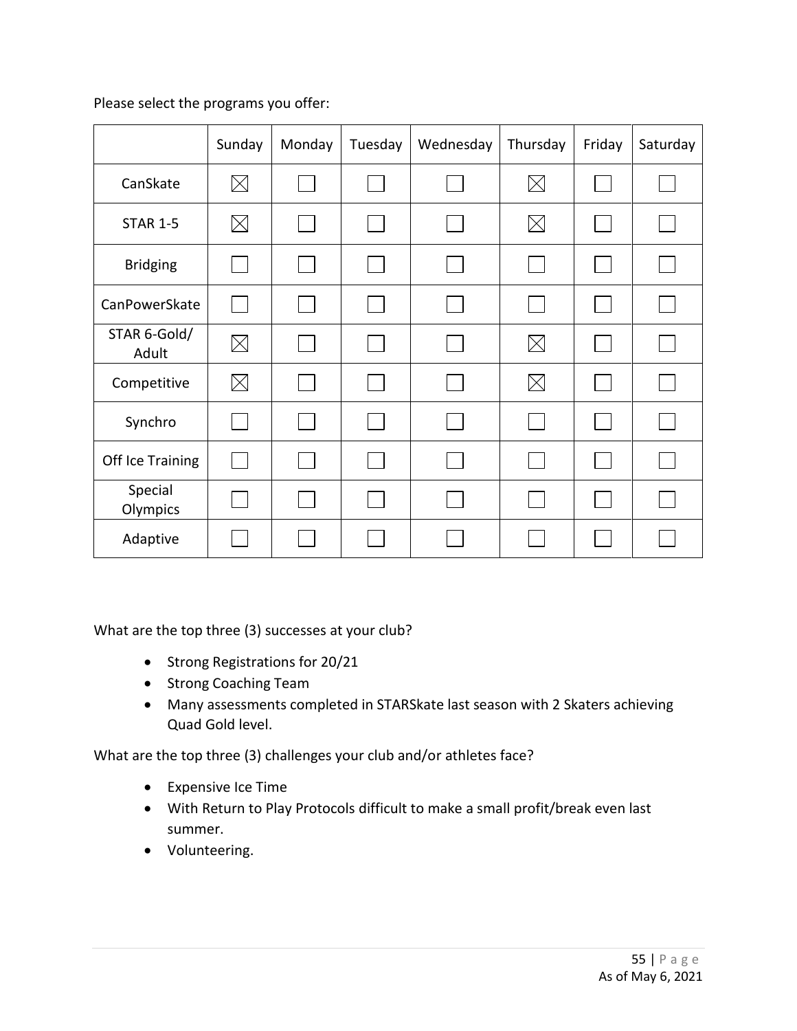Please select the programs you offer:

| | Sunday | Monday | Tuesday | Wednesday | Thursday | Friday | Saturday |
|---|---|---|---|---|---|---|---|
| CanSkate | ☒ | ☐ | ☐ | ☐ | ☒ | ☐ | ☐ |
| STAR 1-5 | ☒ | ☐ | ☐ | ☐ | ☒ | ☐ | ☐ |
| Bridging | ☐ | ☐ | ☐ | ☐ | ☐ | ☐ | ☐ |
| CanPowerSkate | ☐ | ☐ | ☐ | ☐ | ☐ | ☐ | ☐ |
| STAR 6-Gold/ Adult | ☒ | ☐ | ☐ | ☐ | ☒ | ☐ | ☐ |
| Competitive | ☒ | ☐ | ☐ | ☐ | ☒ | ☐ | ☐ |
| Synchro | ☐ | ☐ | ☐ | ☐ | ☐ | ☐ | ☐ |
| Off Ice Training | ☐ | ☐ | ☐ | ☐ | ☐ | ☐ | ☐ |
| Special Olympics | ☐ | ☐ | ☐ | ☐ | ☐ | ☐ | ☐ |
| Adaptive | ☐ | ☐ | ☐ | ☐ | ☐ | ☐ | ☐ |

What are the top three (3) successes at your club?

- Strong Registrations for 20/21
- Strong Coaching Team
- Many assessments completed in STARSkate last season with 2 Skaters achieving Quad Gold level.

What are the top three (3) challenges your club and/or athletes face?

- Expensive Ice Time
- With Return to Play Protocols difficult to make a small profit/break even last summer.
- Volunteering.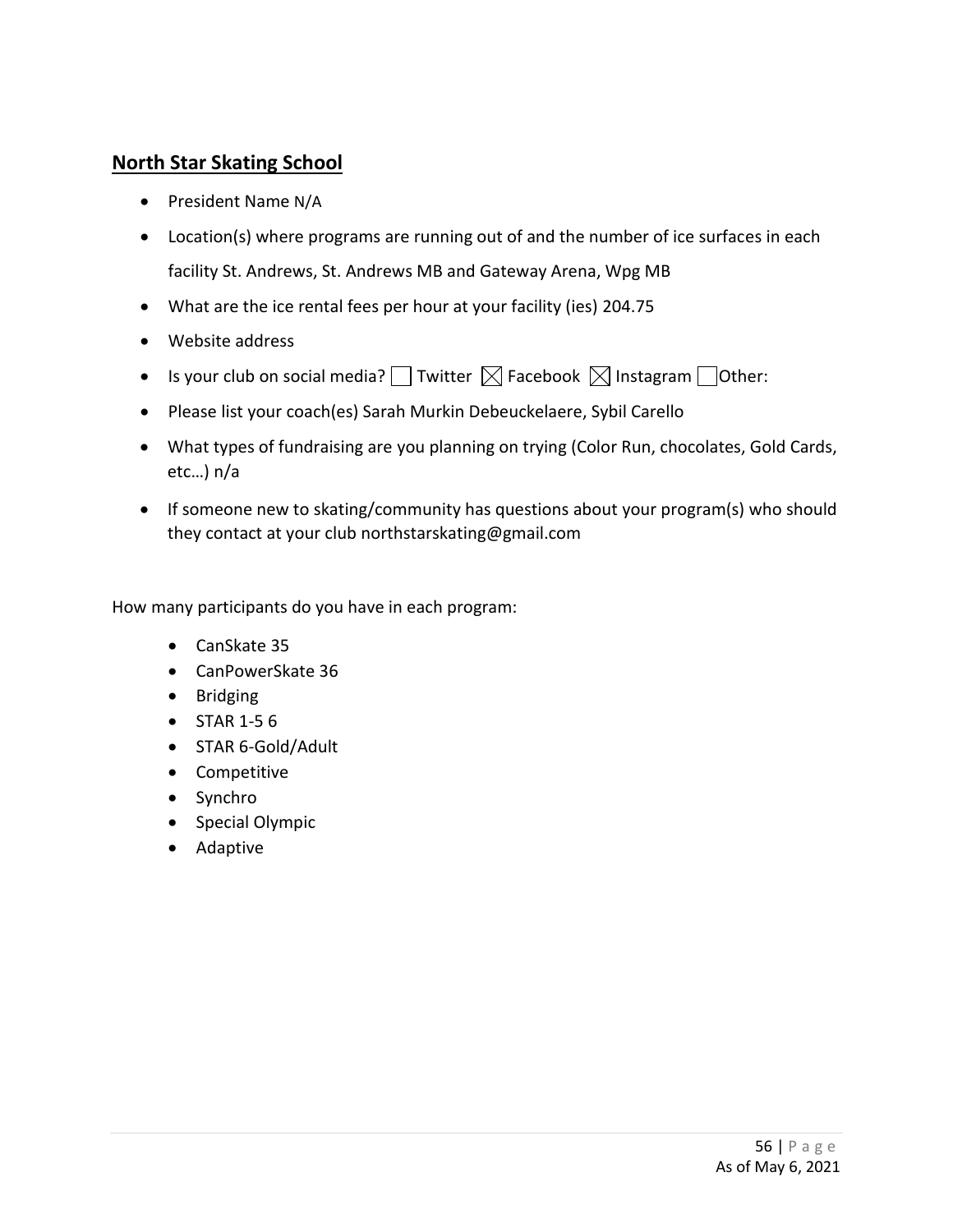## North Star Skating School

- President Name N/A
- Location(s) where programs are running out of and the number of ice surfaces in each facility St. Andrews, St. Andrews MB and Gateway Arena, Wpg MB
- What are the ice rental fees per hour at your facility (ies) 204.75
- Website address
- Is your club on social media? ☐ Twitter ☒ Facebook ☒ Instagram ☐ Other:
- Please list your coach(es) Sarah Murkin Debeuckelaere, Sybil Carello
- What types of fundraising are you planning on trying (Color Run, chocolates, Gold Cards, etc…) n/a
- If someone new to skating/community has questions about your program(s) who should they contact at your club northstarskating@gmail.com

How many participants do you have in each program:

- CanSkate 35
- CanPowerSkate 36
- Bridging
- STAR 1-5 6
- STAR 6-Gold/Adult
- Competitive
- Synchro
- Special Olympic
- Adaptive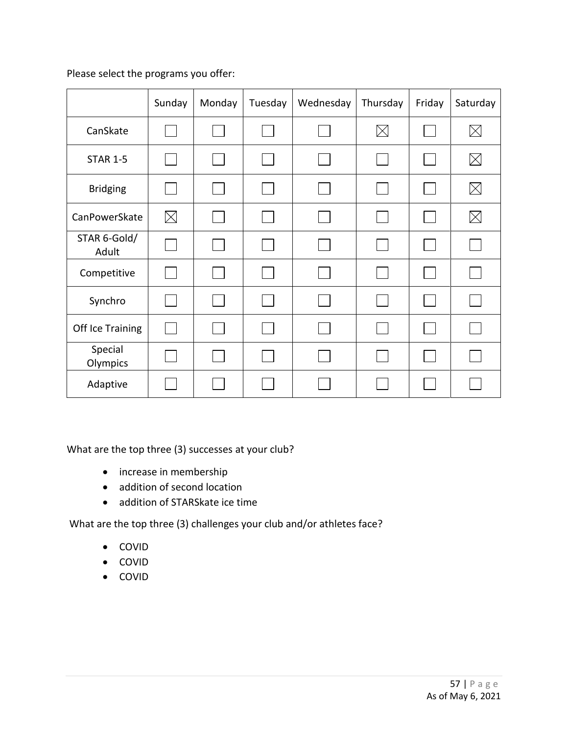Please select the programs you offer:

| | Sunday | Monday | Tuesday | Wednesday | Thursday | Friday | Saturday |
|---|---|---|---|---|---|---|---|
| CanSkate | ☐ | ☐ | ☐ | ☐ | ☒ | ☐ | ☒ |
| STAR 1-5 | ☐ | ☐ | ☐ | ☐ | ☐ | ☐ | ☒ |
| Bridging | ☐ | ☐ | ☐ | ☐ | ☐ | ☐ | ☒ |
| CanPowerSkate | ☒ | ☐ | ☐ | ☐ | ☐ | ☐ | ☒ |
| STAR 6-Gold/ Adult | ☐ | ☐ | ☐ | ☐ | ☐ | ☐ | ☐ |
| Competitive | ☐ | ☐ | ☐ | ☐ | ☐ | ☐ | ☐ |
| Synchro | ☐ | ☐ | ☐ | ☐ | ☐ | ☐ | ☐ |
| Off Ice Training | ☐ | ☐ | ☐ | ☐ | ☐ | ☐ | ☐ |
| Special Olympics | ☐ | ☐ | ☐ | ☐ | ☐ | ☐ | ☐ |
| Adaptive | ☐ | ☐ | ☐ | ☐ | ☐ | ☐ | ☐ |

What are the top three (3) successes at your club?

- increase in membership
- addition of second location
- addition of STARSkate ice time

What are the top three (3) challenges your club and/or athletes face?

- COVID
- COVID
- COVID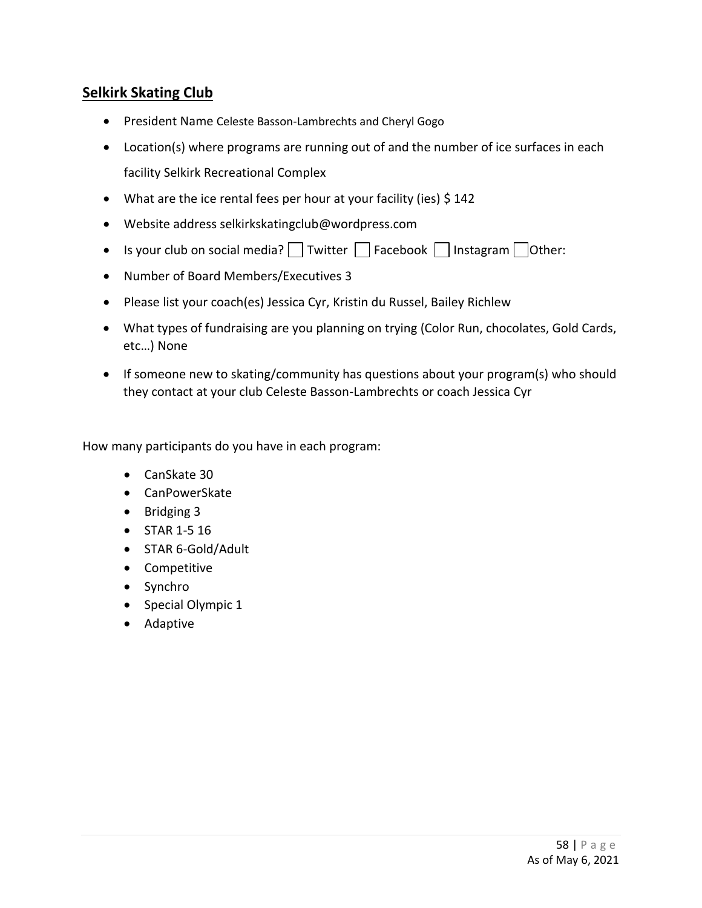## Selkirk Skating Club

- President Name Celeste Basson-Lambrechts and Cheryl Gogo
- Location(s) where programs are running out of and the number of ice surfaces in each facility Selkirk Recreational Complex
- What are the ice rental fees per hour at your facility (ies) $ 142
- Website address selkirkskatingclub@wordpress.com
- Is your club on social media? ☐ Twitter ☐ Facebook ☐ Instagram ☐ Other:
- Number of Board Members/Executives 3
- Please list your coach(es) Jessica Cyr, Kristin du Russel, Bailey Richlew
- What types of fundraising are you planning on trying (Color Run, chocolates, Gold Cards, etc…) None
- If someone new to skating/community has questions about your program(s) who should they contact at your club Celeste Basson-Lambrechts or coach Jessica Cyr

How many participants do you have in each program:

- CanSkate 30
- CanPowerSkate
- Bridging 3
- STAR 1-5 16
- STAR 6-Gold/Adult
- Competitive
- Synchro
- Special Olympic 1
- Adaptive

As of May 6, 2021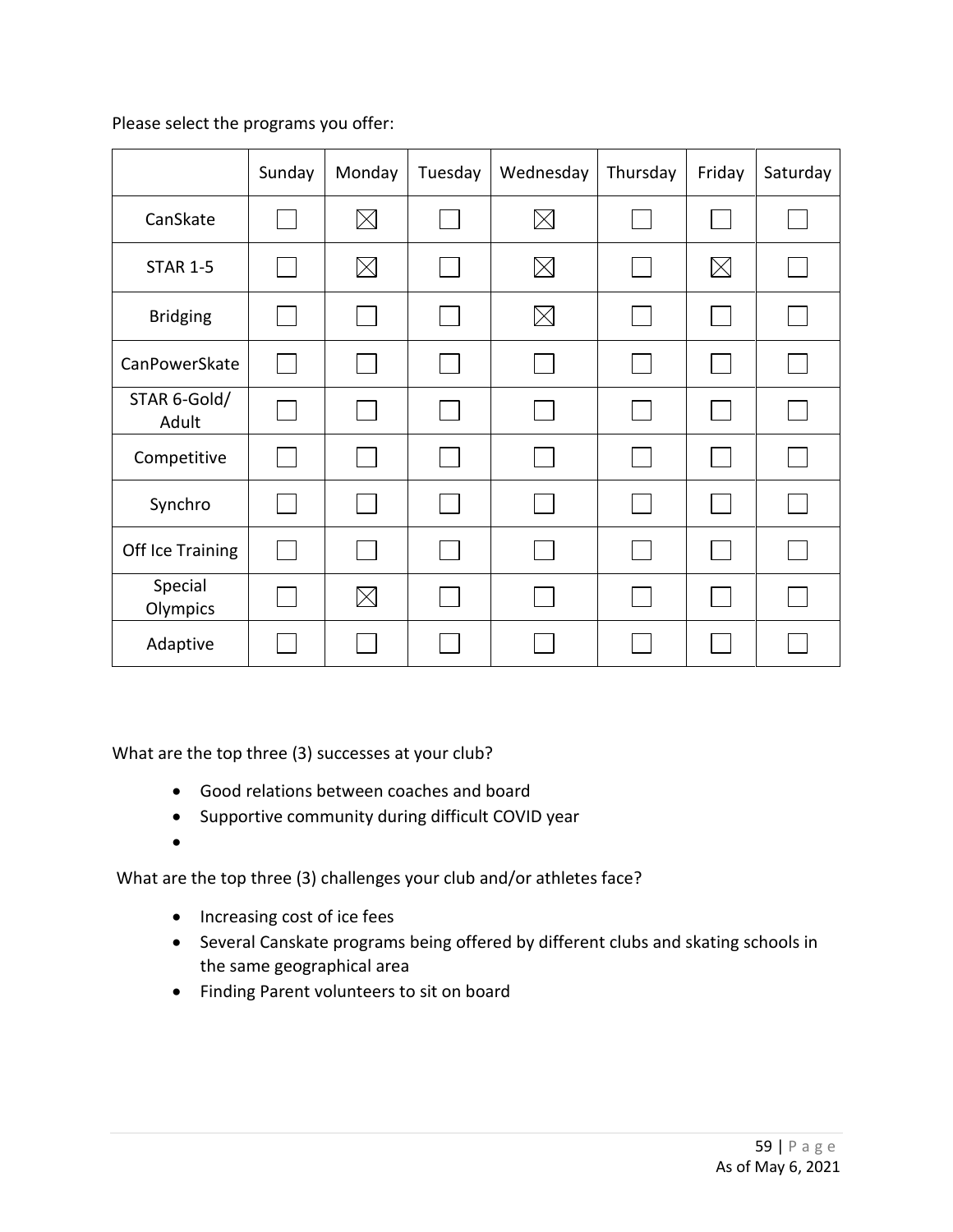Please select the programs you offer:

| | Sunday | Monday | Tuesday | Wednesday | Thursday | Friday | Saturday |
|---|---|---|---|---|---|---|---|
| CanSkate | ☐ | ☒ | ☐ | ☒ | ☐ | ☐ | ☐ |
| STAR 1-5 | ☐ | ☒ | ☐ | ☒ | ☐ | ☒ | ☐ |
| Bridging | ☐ | ☐ | ☐ | ☒ | ☐ | ☐ | ☐ |
| CanPowerSkate | ☐ | ☐ | ☐ | ☐ | ☐ | ☐ | ☐ |
| STAR 6-Gold/ Adult | ☐ | ☐ | ☐ | ☐ | ☐ | ☐ | ☐ |
| Competitive | ☐ | ☐ | ☐ | ☐ | ☐ | ☐ | ☐ |
| Synchro | ☐ | ☐ | ☐ | ☐ | ☐ | ☐ | ☐ |
| Off Ice Training | ☐ | ☐ | ☐ | ☐ | ☐ | ☐ | ☐ |
| Special Olympics | ☐ | ☒ | ☐ | ☐ | ☐ | ☐ | ☐ |
| Adaptive | ☐ | ☐ | ☐ | ☐ | ☐ | ☐ | ☐ |

What are the top three (3) successes at your club?

- Good relations between coaches and board
- Supportive community during difficult COVID year
- 

What are the top three (3) challenges your club and/or athletes face?

- Increasing cost of ice fees
- Several Canskate programs being offered by different clubs and skating schools in the same geographical area
- Finding Parent volunteers to sit on board

As of May 6, 2021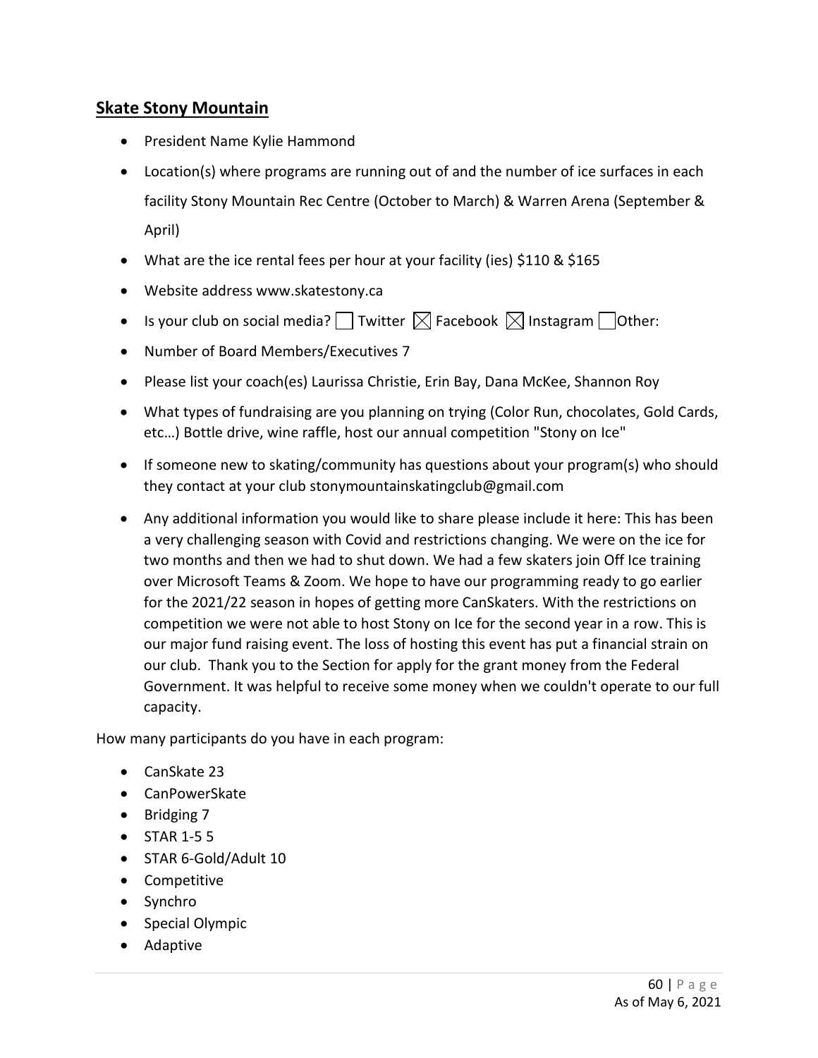## Skate Stony Mountain

- President Name Kylie Hammond
- Location(s) where programs are running out of and the number of ice surfaces in each facility Stony Mountain Rec Centre (October to March) & Warren Arena (September & April)
- What are the ice rental fees per hour at your facility (ies) $110 & $165
- Website address www.skatestony.ca
- Is your club on social media? ☐ Twitter ☒ Facebook ☒ Instagram ☐ Other:
- Number of Board Members/Executives 7
- Please list your coach(es) Laurissa Christie, Erin Bay, Dana McKee, Shannon Roy
- What types of fundraising are you planning on trying (Color Run, chocolates, Gold Cards, etc…) Bottle drive, wine raffle, host our annual competition "Stony on Ice"
- If someone new to skating/community has questions about your program(s) who should they contact at your club stonymountainskatingclub@gmail.com
- Any additional information you would like to share please include it here: This has been a very challenging season with Covid and restrictions changing. We were on the ice for two months and then we had to shut down. We had a few skaters join Off Ice training over Microsoft Teams & Zoom. We hope to have our programming ready to go earlier for the 2021/22 season in hopes of getting more CanSkaters. With the restrictions on competition we were not able to host Stony on Ice for the second year in a row. This is our major fund raising event. The loss of hosting this event has put a financial strain on our club. Thank you to the Section for apply for the grant money from the Federal Government. It was helpful to receive some money when we couldn't operate to our full capacity.

How many participants do you have in each program:

- CanSkate 23
- CanPowerSkate
- Bridging 7
- STAR 1-5 5
- STAR 6-Gold/Adult 10
- Competitive
- Synchro
- Special Olympic
- Adaptive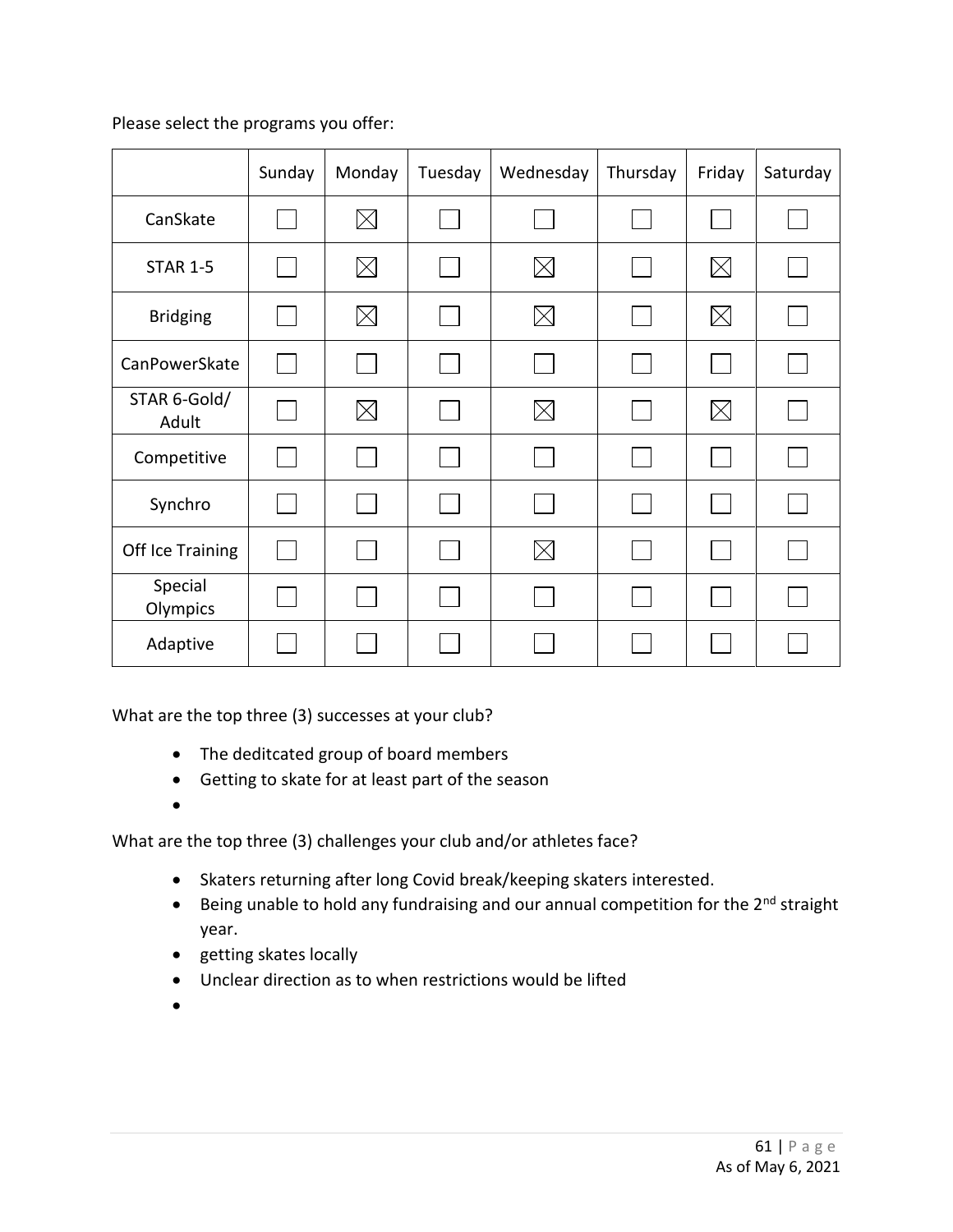Please select the programs you offer:

| | Sunday | Monday | Tuesday | Wednesday | Thursday | Friday | Saturday |
|---|---|---|---|---|---|---|---|
| CanSkate | ☐ | ☒ | ☐ | ☐ | ☐ | ☐ | ☐ |
| STAR 1-5 | ☐ | ☒ | ☐ | ☒ | ☐ | ☒ | ☐ |
| Bridging | ☐ | ☒ | ☐ | ☒ | ☐ | ☒ | ☐ |
| CanPowerSkate | ☐ | ☐ | ☐ | ☐ | ☐ | ☐ | ☐ |
| STAR 6-Gold/ Adult | ☐ | ☒ | ☐ | ☒ | ☐ | ☒ | ☐ |
| Competitive | ☐ | ☐ | ☐ | ☐ | ☐ | ☐ | ☐ |
| Synchro | ☐ | ☐ | ☐ | ☐ | ☐ | ☐ | ☐ |
| Off Ice Training | ☐ | ☐ | ☐ | ☒ | ☐ | ☐ | ☐ |
| Special Olympics | ☐ | ☐ | ☐ | ☐ | ☐ | ☐ | ☐ |
| Adaptive | ☐ | ☐ | ☐ | ☐ | ☐ | ☐ | ☐ |

What are the top three (3) successes at your club?

- The deditcated group of board members
- Getting to skate for at least part of the season
- 

What are the top three (3) challenges your club and/or athletes face?

- Skaters returning after long Covid break/keeping skaters interested.
- Being unable to hold any fundraising and our annual competition for the 2nd straight year.
- getting skates locally
- Unclear direction as to when restrictions would be lifted
-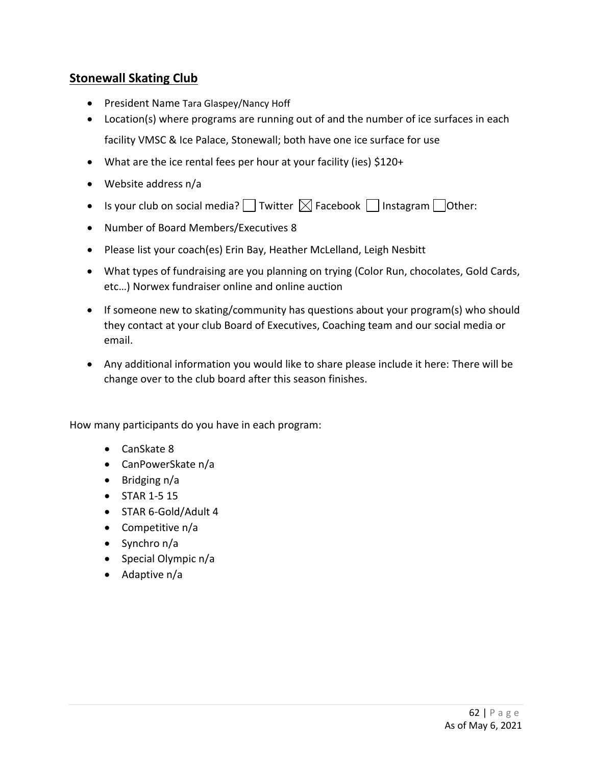## Stonewall Skating Club

- President Name Tara Glaspey/Nancy Hoff
- Location(s) where programs are running out of and the number of ice surfaces in each facility VMSC & Ice Palace, Stonewall; both have one ice surface for use
- What are the ice rental fees per hour at your facility (ies) $120+
- Website address n/a
- Is your club on social media? ☐ Twitter ☒ Facebook ☐ Instagram ☐ Other:
- Number of Board Members/Executives 8
- Please list your coach(es) Erin Bay, Heather McLelland, Leigh Nesbitt
- What types of fundraising are you planning on trying (Color Run, chocolates, Gold Cards, etc…) Norwex fundraiser online and online auction
- If someone new to skating/community has questions about your program(s) who should they contact at your club Board of Executives, Coaching team and our social media or email.
- Any additional information you would like to share please include it here: There will be change over to the club board after this season finishes.

How many participants do you have in each program:

- CanSkate 8
- CanPowerSkate n/a
- Bridging n/a
- STAR 1-5 15
- STAR 6-Gold/Adult 4
- Competitive n/a
- Synchro n/a
- Special Olympic n/a
- Adaptive n/a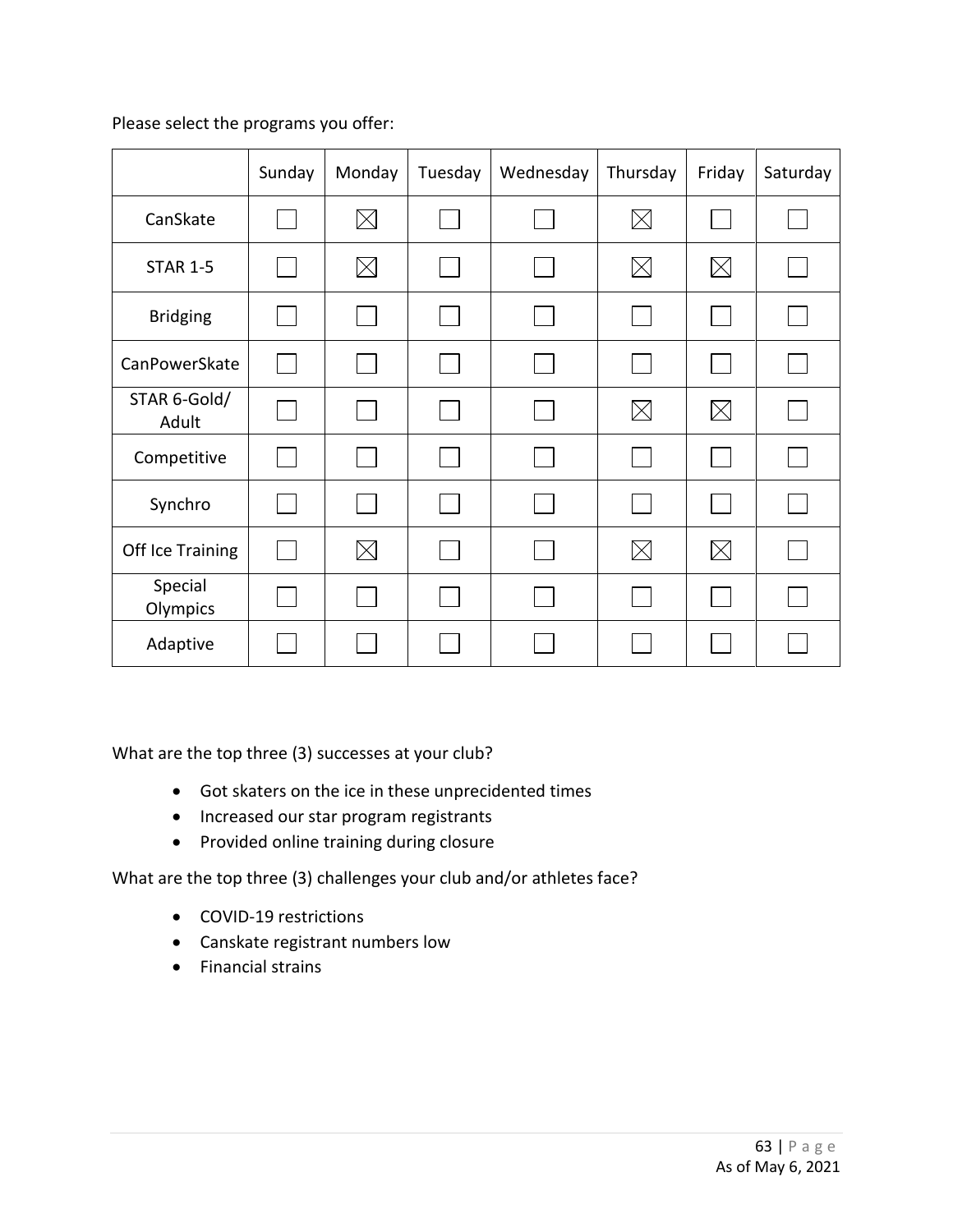Please select the programs you offer:

| | Sunday | Monday | Tuesday | Wednesday | Thursday | Friday | Saturday |
|---|---|---|---|---|---|---|---|
| CanSkate | ☐ | ☒ | ☐ | ☐ | ☒ | ☐ | ☐ |
| STAR 1-5 | ☐ | ☒ | ☐ | ☐ | ☒ | ☒ | ☐ |
| Bridging | ☐ | ☐ | ☐ | ☐ | ☐ | ☐ | ☐ |
| CanPowerSkate | ☐ | ☐ | ☐ | ☐ | ☐ | ☐ | ☐ |
| STAR 6-Gold/ Adult | ☐ | ☐ | ☐ | ☐ | ☒ | ☒ | ☐ |
| Competitive | ☐ | ☐ | ☐ | ☐ | ☐ | ☐ | ☐ |
| Synchro | ☐ | ☐ | ☐ | ☐ | ☐ | ☐ | ☐ |
| Off Ice Training | ☐ | ☒ | ☐ | ☐ | ☒ | ☒ | ☐ |
| Special Olympics | ☐ | ☐ | ☐ | ☐ | ☐ | ☐ | ☐ |
| Adaptive | ☐ | ☐ | ☐ | ☐ | ☐ | ☐ | ☐ |

What are the top three (3) successes at your club?

- Got skaters on the ice in these unprecidented times
- Increased our star program registrants
- Provided online training during closure

What are the top three (3) challenges your club and/or athletes face?

- COVID-19 restrictions
- Canskate registrant numbers low
- Financial strains

As of May 6, 2021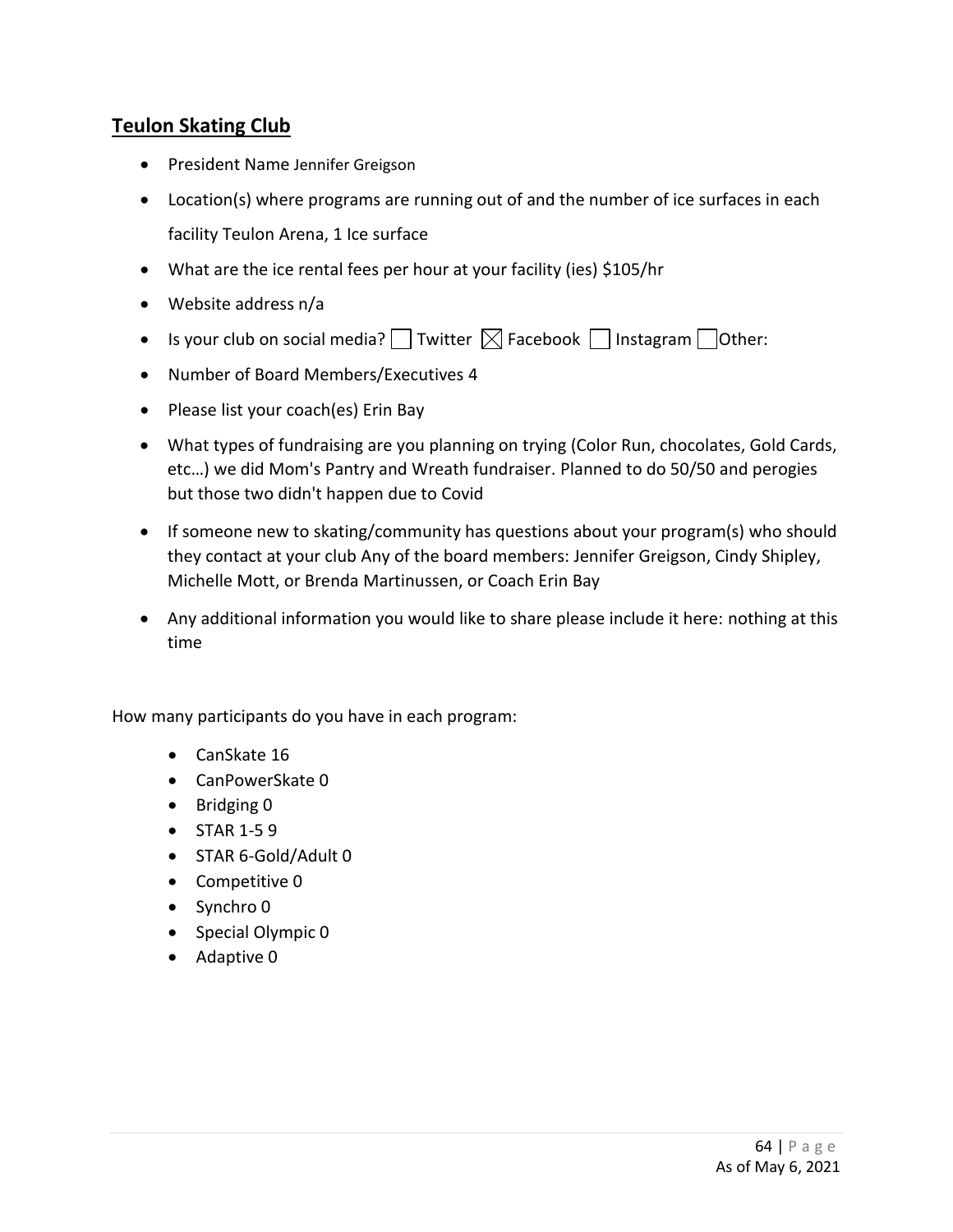## Teulon Skating Club

- President Name Jennifer Greigson
- Location(s) where programs are running out of and the number of ice surfaces in each facility Teulon Arena, 1 Ice surface
- What are the ice rental fees per hour at your facility (ies) $105/hr
- Website address n/a
- Is your club on social media? ☐ Twitter ☒ Facebook ☐ Instagram ☐ Other:
- Number of Board Members/Executives 4
- Please list your coach(es) Erin Bay
- What types of fundraising are you planning on trying (Color Run, chocolates, Gold Cards, etc…) we did Mom's Pantry and Wreath fundraiser. Planned to do 50/50 and perogies but those two didn't happen due to Covid
- If someone new to skating/community has questions about your program(s) who should they contact at your club Any of the board members: Jennifer Greigson, Cindy Shipley, Michelle Mott, or Brenda Martinussen, or Coach Erin Bay
- Any additional information you would like to share please include it here: nothing at this time

How many participants do you have in each program:

- CanSkate 16
- CanPowerSkate 0
- Bridging 0
- STAR 1-5 9
- STAR 6-Gold/Adult 0
- Competitive 0
- Synchro 0
- Special Olympic 0
- Adaptive 0

As of May 6, 2021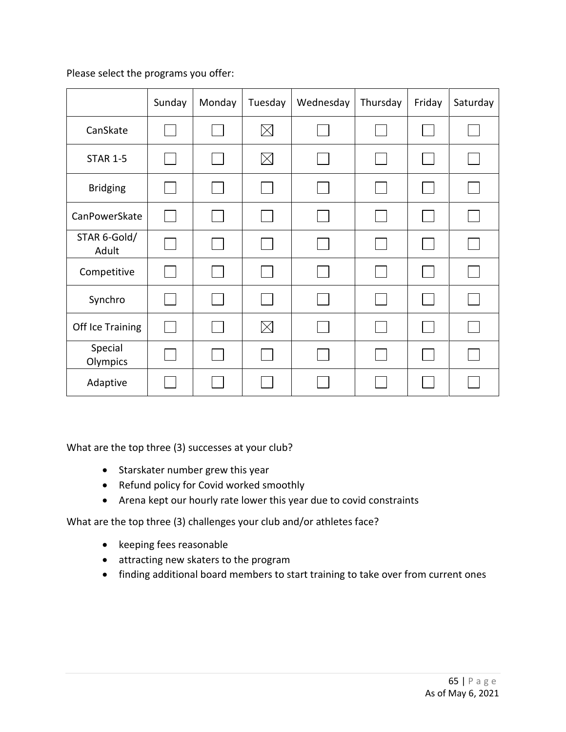Please select the programs you offer:

| | Sunday | Monday | Tuesday | Wednesday | Thursday | Friday | Saturday |
|---|---|---|---|---|---|---|---|
| CanSkate | ☐ | ☐ | ☒ | ☐ | ☐ | ☐ | ☐ |
| STAR 1-5 | ☐ | ☐ | ☒ | ☐ | ☐ | ☐ | ☐ |
| Bridging | ☐ | ☐ | ☐ | ☐ | ☐ | ☐ | ☐ |
| CanPowerSkate | ☐ | ☐ | ☐ | ☐ | ☐ | ☐ | ☐ |
| STAR 6-Gold/ Adult | ☐ | ☐ | ☐ | ☐ | ☐ | ☐ | ☐ |
| Competitive | ☐ | ☐ | ☐ | ☐ | ☐ | ☐ | ☐ |
| Synchro | ☐ | ☐ | ☐ | ☐ | ☐ | ☐ | ☐ |
| Off Ice Training | ☐ | ☐ | ☒ | ☐ | ☐ | ☐ | ☐ |
| Special Olympics | ☐ | ☐ | ☐ | ☐ | ☐ | ☐ | ☐ |
| Adaptive | ☐ | ☐ | ☐ | ☐ | ☐ | ☐ | ☐ |

What are the top three (3) successes at your club?

- Starskater number grew this year
- Refund policy for Covid worked smoothly
- Arena kept our hourly rate lower this year due to covid constraints

What are the top three (3) challenges your club and/or athletes face?

- keeping fees reasonable
- attracting new skaters to the program
- finding additional board members to start training to take over from current ones

As of May 6, 2021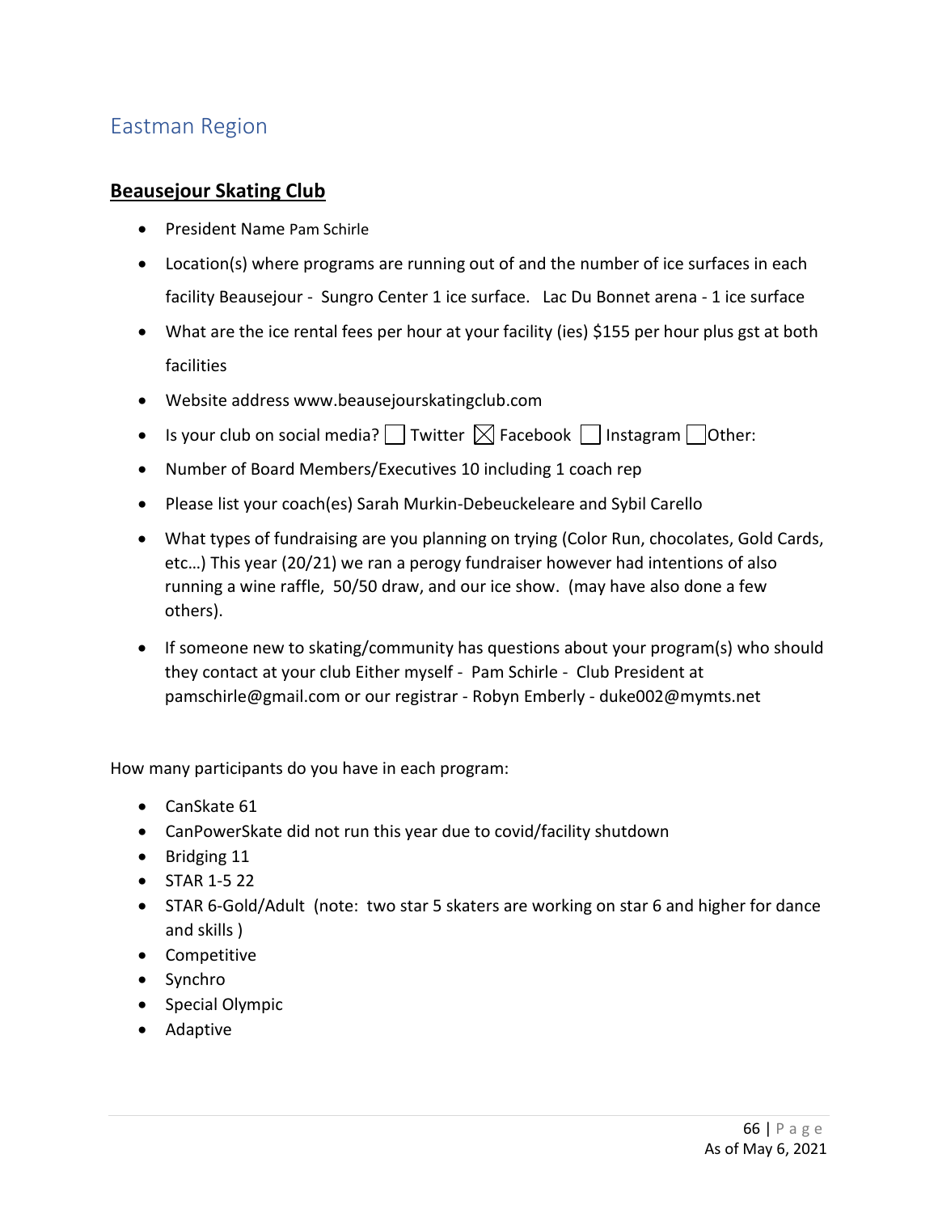## Eastman Region

### **Beausejour Skating Club**

- President Name Pam Schirle
- Location(s) where programs are running out of and the number of ice surfaces in each facility Beausejour - Sungro Center 1 ice surface. Lac Du Bonnet arena - 1 ice surface
- What are the ice rental fees per hour at your facility (ies) $155 per hour plus gst at both facilities
- Website address www.beausejourskatingclub.com
- Is your club on social media? ☐ Twitter ☒ Facebook ☐ Instagram ☐ Other:
- Number of Board Members/Executives 10 including 1 coach rep
- Please list your coach(es) Sarah Murkin-Debeuckeleare and Sybil Carello
- What types of fundraising are you planning on trying (Color Run, chocolates, Gold Cards, etc…) This year (20/21) we ran a perogy fundraiser however had intentions of also running a wine raffle, 50/50 draw, and our ice show. (may have also done a few others).
- If someone new to skating/community has questions about your program(s) who should they contact at your club Either myself - Pam Schirle - Club President at pamschirle@gmail.com or our registrar - Robyn Emberly - duke002@mymts.net

How many participants do you have in each program:

- CanSkate 61
- CanPowerSkate did not run this year due to covid/facility shutdown
- Bridging 11
- STAR 1-5 22
- STAR 6-Gold/Adult (note: two star 5 skaters are working on star 6 and higher for dance and skills )
- Competitive
- Synchro
- Special Olympic
- Adaptive

As of May 6, 2021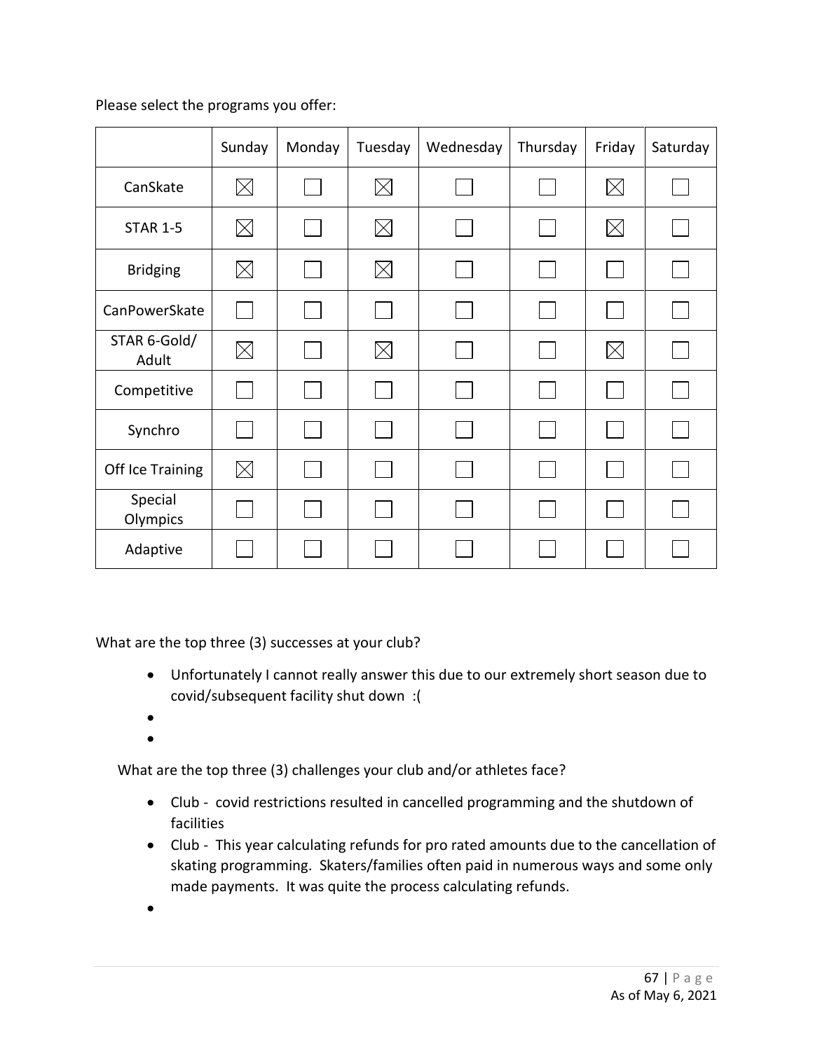Please select the programs you offer:

| | Sunday | Monday | Tuesday | Wednesday | Thursday | Friday | Saturday |
|---|---|---|---|---|---|---|---|
| CanSkate | ☒ | ☐ | ☒ | ☐ | ☐ | ☒ | ☐ |
| STAR 1-5 | ☒ | ☐ | ☒ | ☐ | ☐ | ☒ | ☐ |
| Bridging | ☒ | ☐ | ☒ | ☐ | ☐ | ☐ | ☐ |
| CanPowerSkate | ☐ | ☐ | ☐ | ☐ | ☐ | ☐ | ☐ |
| STAR 6-Gold/ Adult | ☒ | ☐ | ☒ | ☐ | ☐ | ☒ | ☐ |
| Competitive | ☐ | ☐ | ☐ | ☐ | ☐ | ☐ | ☐ |
| Synchro | ☐ | ☐ | ☐ | ☐ | ☐ | ☐ | ☐ |
| Off Ice Training | ☒ | ☐ | ☐ | ☐ | ☐ | ☐ | ☐ |
| Special Olympics | ☐ | ☐ | ☐ | ☐ | ☐ | ☐ | ☐ |
| Adaptive | ☐ | ☐ | ☐ | ☐ | ☐ | ☐ | ☐ |

What are the top three (3) successes at your club?

- Unfortunately I cannot really answer this due to our extremely short season due to covid/subsequent facility shut down :(
- 
- 

What are the top three (3) challenges your club and/or athletes face?

- Club - covid restrictions resulted in cancelled programming and the shutdown of facilities
- Club - This year calculating refunds for pro rated amounts due to the cancellation of skating programming. Skaters/families often paid in numerous ways and some only made payments. It was quite the process calculating refunds.
- 

As of May 6, 2021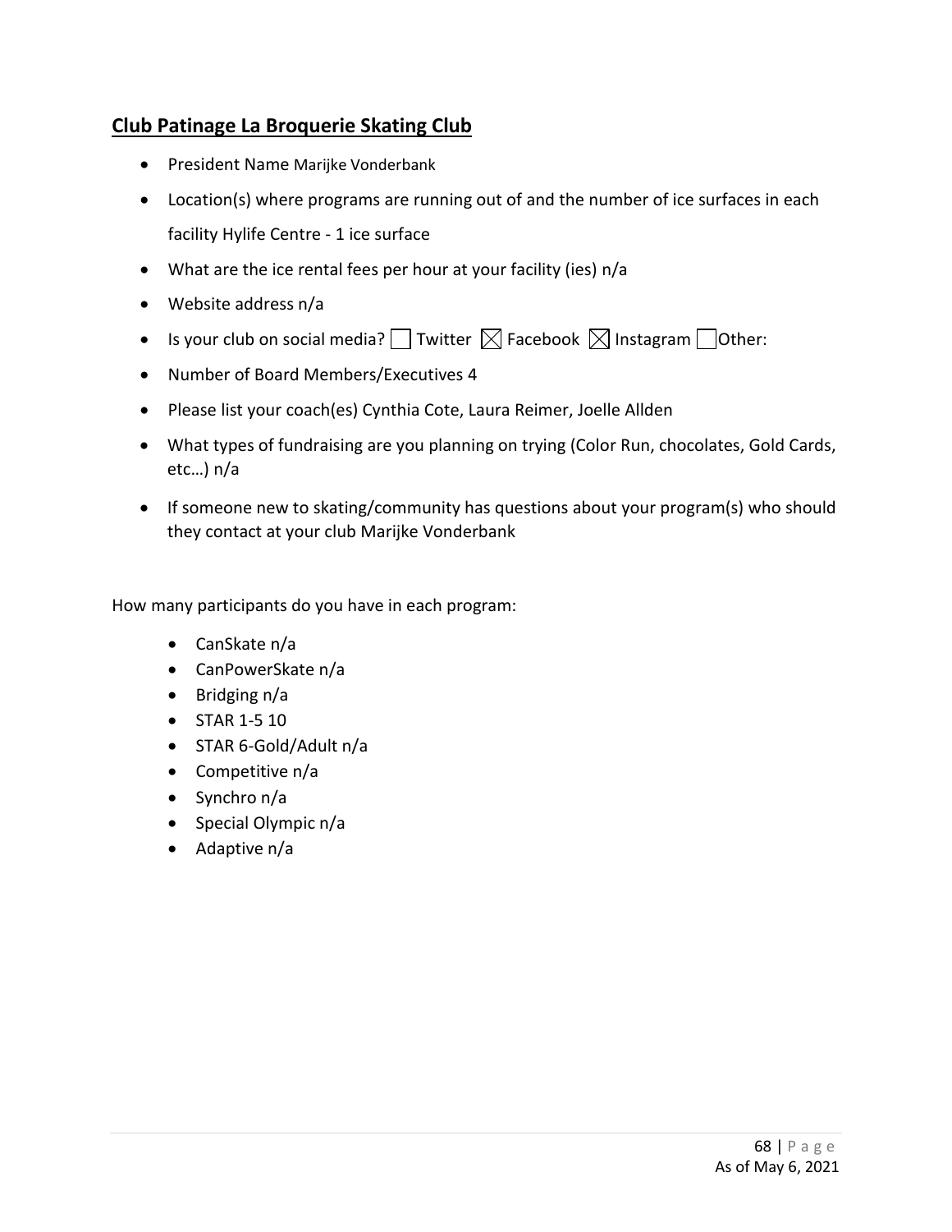## Club Patinage La Broquerie Skating Club

- President Name Marijke Vonderbank
- Location(s) where programs are running out of and the number of ice surfaces in each facility Hylife Centre - 1 ice surface
- What are the ice rental fees per hour at your facility (ies) n/a
- Website address n/a
- Is your club on social media? ☐ Twitter ☒ Facebook ☒ Instagram ☐ Other:
- Number of Board Members/Executives 4
- Please list your coach(es) Cynthia Cote, Laura Reimer, Joelle Allden
- What types of fundraising are you planning on trying (Color Run, chocolates, Gold Cards, etc…) n/a
- If someone new to skating/community has questions about your program(s) who should they contact at your club Marijke Vonderbank

How many participants do you have in each program:

- CanSkate n/a
- CanPowerSkate n/a
- Bridging n/a
- STAR 1-5 10
- STAR 6-Gold/Adult n/a
- Competitive n/a
- Synchro n/a
- Special Olympic n/a
- Adaptive n/a

As of May 6, 2021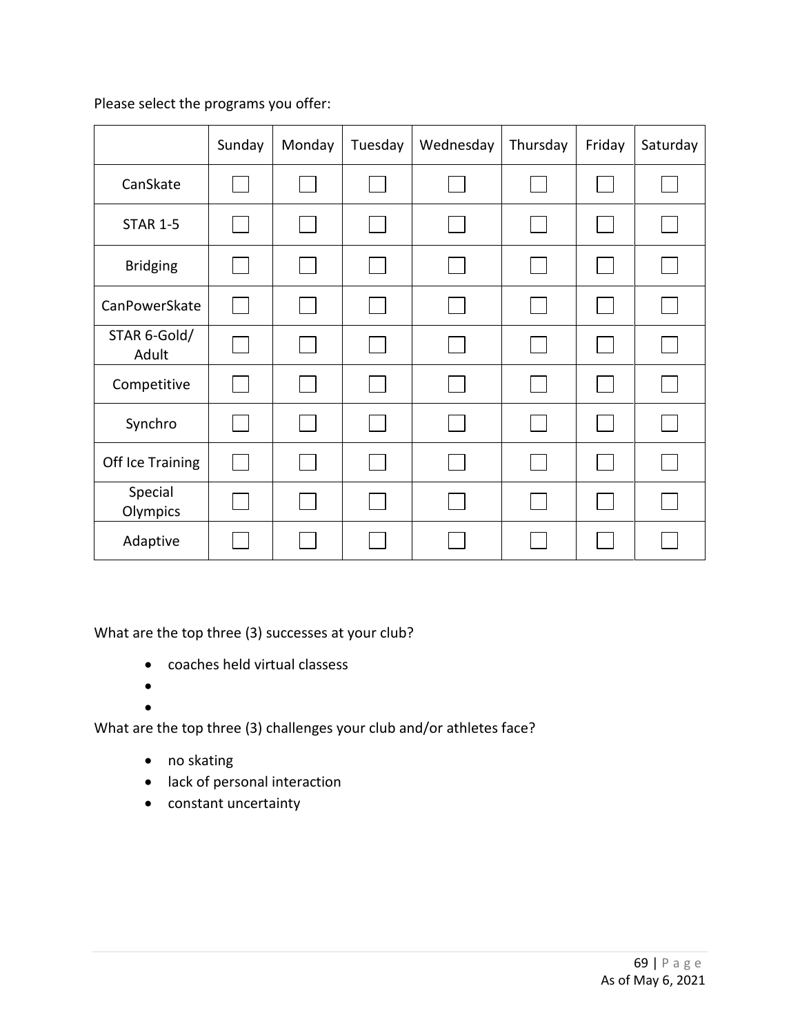Please select the programs you offer:

| | Sunday | Monday | Tuesday | Wednesday | Thursday | Friday | Saturday |
|---|---|---|---|---|---|---|---|
| CanSkate | ☐ | ☐ | ☐ | ☐ | ☐ | ☐ | ☐ |
| STAR 1-5 | ☐ | ☐ | ☐ | ☐ | ☐ | ☐ | ☐ |
| Bridging | ☐ | ☐ | ☐ | ☐ | ☐ | ☐ | ☐ |
| CanPowerSkate | ☐ | ☐ | ☐ | ☐ | ☐ | ☐ | ☐ |
| STAR 6-Gold/ Adult | ☐ | ☐ | ☐ | ☐ | ☐ | ☐ | ☐ |
| Competitive | ☐ | ☐ | ☐ | ☐ | ☐ | ☐ | ☐ |
| Synchro | ☐ | ☐ | ☐ | ☐ | ☐ | ☐ | ☐ |
| Off Ice Training | ☐ | ☐ | ☐ | ☐ | ☐ | ☐ | ☐ |
| Special Olympics | ☐ | ☐ | ☐ | ☐ | ☐ | ☐ | ☐ |
| Adaptive | ☐ | ☐ | ☐ | ☐ | ☐ | ☐ | ☐ |

What are the top three (3) successes at your club?

- coaches held virtual classess
- 
- 

What are the top three (3) challenges your club and/or athletes face?

- no skating
- lack of personal interaction
- constant uncertainty

As of May 6, 2021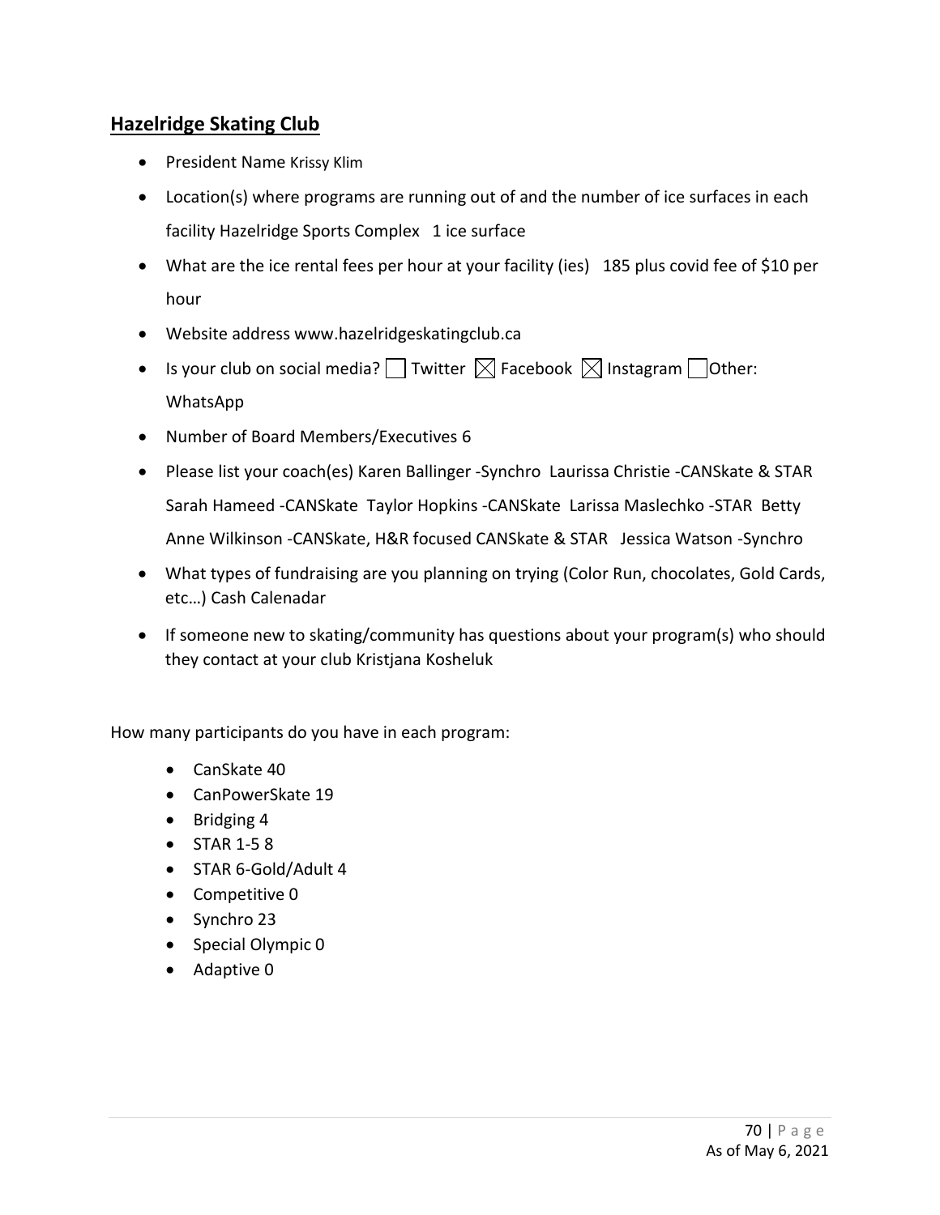## Hazelridge Skating Club

- President Name Krissy Klim
- Location(s) where programs are running out of and the number of ice surfaces in each facility Hazelridge Sports Complex 1 ice surface
- What are the ice rental fees per hour at your facility (ies) 185 plus covid fee of $10 per hour
- Website address www.hazelridgeskatingclub.ca
- Is your club on social media? ☐ Twitter ☒ Facebook ☒ Instagram ☐Other: WhatsApp
- Number of Board Members/Executives 6
- Please list your coach(es) Karen Ballinger -Synchro Laurissa Christie -CANSkate & STAR Sarah Hameed -CANSkate Taylor Hopkins -CANSkate Larissa Maslechko -STAR Betty Anne Wilkinson -CANSkate, H&R focused CANSkate & STAR Jessica Watson -Synchro
- What types of fundraising are you planning on trying (Color Run, chocolates, Gold Cards, etc…) Cash Calenadar
- If someone new to skating/community has questions about your program(s) who should they contact at your club Kristjana Kosheluk

How many participants do you have in each program:

- CanSkate 40
- CanPowerSkate 19
- Bridging 4
- STAR 1-5 8
- STAR 6-Gold/Adult 4
- Competitive 0
- Synchro 23
- Special Olympic 0
- Adaptive 0

As of May 6, 2021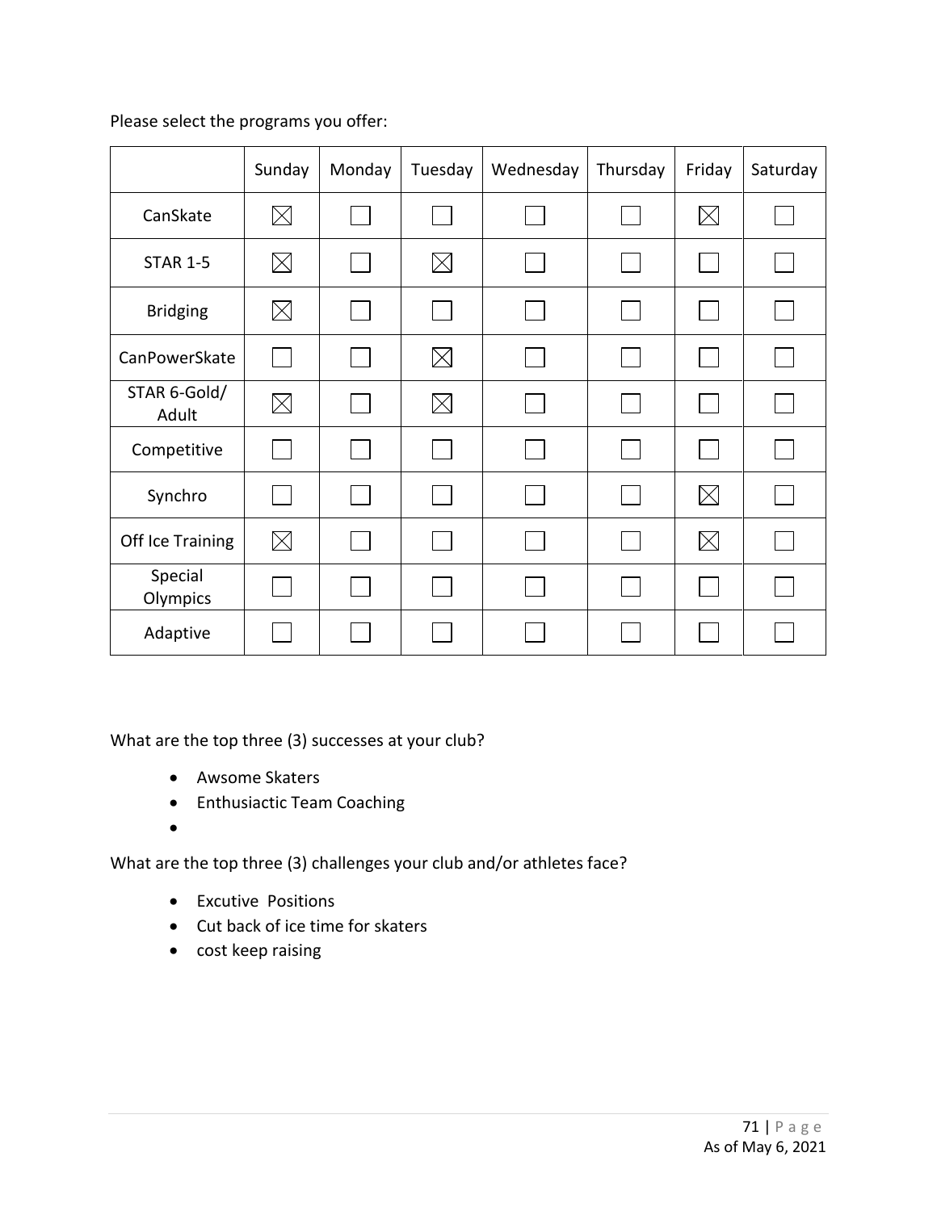Please select the programs you offer:

| | Sunday | Monday | Tuesday | Wednesday | Thursday | Friday | Saturday |
|---|---|---|---|---|---|---|---|
| CanSkate | ☒ | ☐ | ☐ | ☐ | ☐ | ☒ | ☐ |
| STAR 1-5 | ☒ | ☐ | ☒ | ☐ | ☐ | ☐ | ☐ |
| Bridging | ☒ | ☐ | ☐ | ☐ | ☐ | ☐ | ☐ |
| CanPowerSkate | ☐ | ☐ | ☒ | ☐ | ☐ | ☐ | ☐ |
| STAR 6-Gold/ Adult | ☒ | ☐ | ☒ | ☐ | ☐ | ☐ | ☐ |
| Competitive | ☐ | ☐ | ☐ | ☐ | ☐ | ☐ | ☐ |
| Synchro | ☐ | ☐ | ☐ | ☐ | ☐ | ☒ | ☐ |
| Off Ice Training | ☒ | ☐ | ☐ | ☐ | ☐ | ☒ | ☐ |
| Special Olympics | ☐ | ☐ | ☐ | ☐ | ☐ | ☐ | ☐ |
| Adaptive | ☐ | ☐ | ☐ | ☐ | ☐ | ☐ | ☐ |

What are the top three (3) successes at your club?

- Awsome Skaters
- Enthusiactic Team Coaching
- 

What are the top three (3) challenges your club and/or athletes face?

- Excutive Positions
- Cut back of ice time for skaters
- cost keep raising

As of May 6, 2021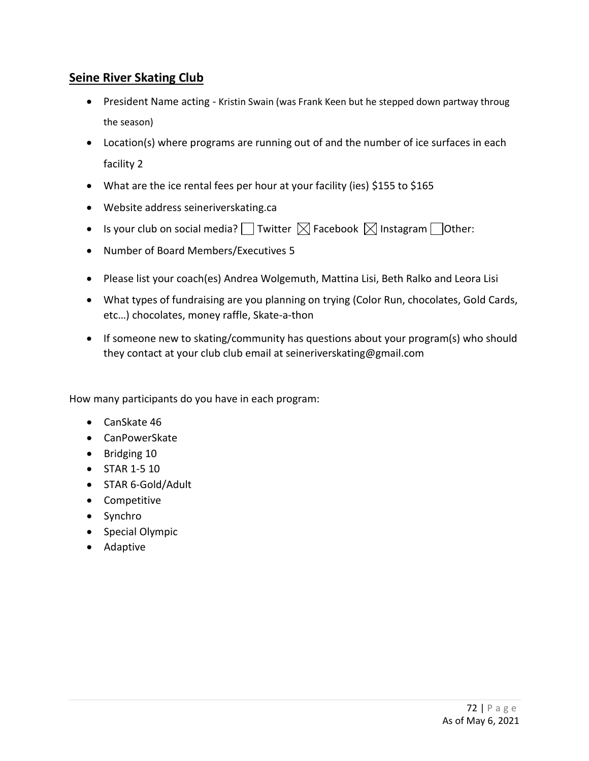## Seine River Skating Club

- President Name acting - Kristin Swain (was Frank Keen but he stepped down partway throug the season)
- Location(s) where programs are running out of and the number of ice surfaces in each facility 2
- What are the ice rental fees per hour at your facility (ies) $155 to $165
- Website address seineriverskating.ca
- Is your club on social media? ☐ Twitter ☒ Facebook ☒ Instagram ☐ Other:
- Number of Board Members/Executives 5
- Please list your coach(es) Andrea Wolgemuth, Mattina Lisi, Beth Ralko and Leora Lisi
- What types of fundraising are you planning on trying (Color Run, chocolates, Gold Cards, etc…) chocolates, money raffle, Skate-a-thon
- If someone new to skating/community has questions about your program(s) who should they contact at your club club email at seineriverskating@gmail.com

How many participants do you have in each program:

- CanSkate 46
- CanPowerSkate
- Bridging 10
- STAR 1-5 10
- STAR 6-Gold/Adult
- Competitive
- Synchro
- Special Olympic
- Adaptive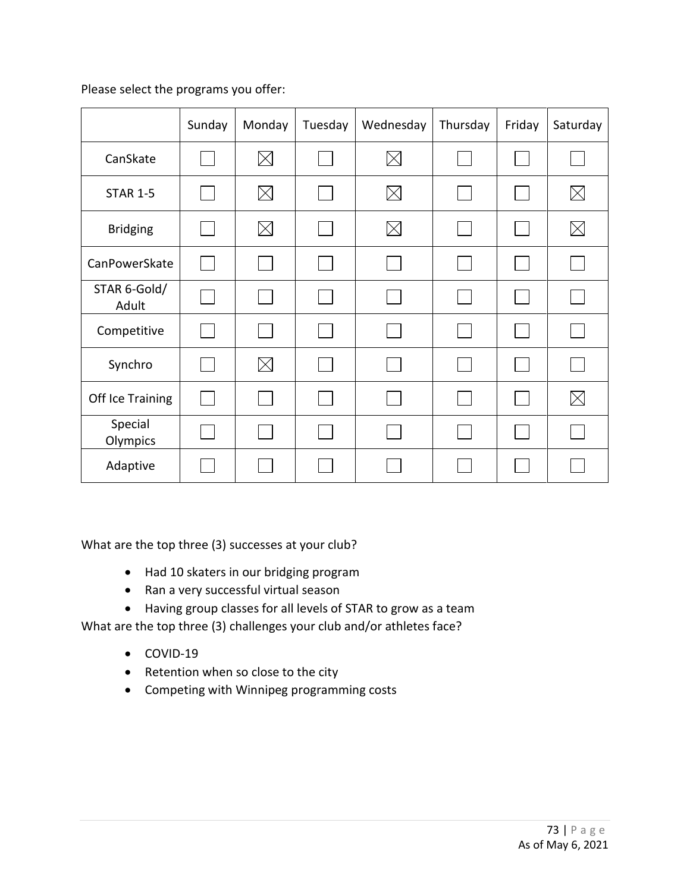Please select the programs you offer:

| | Sunday | Monday | Tuesday | Wednesday | Thursday | Friday | Saturday |
|---|---|---|---|---|---|---|---|
| CanSkate | ☐ | ☒ | ☐ | ☒ | ☐ | ☐ | ☐ |
| STAR 1-5 | ☐ | ☒ | ☐ | ☒ | ☐ | ☐ | ☒ |
| Bridging | ☐ | ☒ | ☐ | ☒ | ☐ | ☐ | ☒ |
| CanPowerSkate | ☐ | ☐ | ☐ | ☐ | ☐ | ☐ | ☐ |
| STAR 6-Gold/ Adult | ☐ | ☐ | ☐ | ☐ | ☐ | ☐ | ☐ |
| Competitive | ☐ | ☐ | ☐ | ☐ | ☐ | ☐ | ☐ |
| Synchro | ☐ | ☒ | ☐ | ☐ | ☐ | ☐ | ☐ |
| Off Ice Training | ☐ | ☐ | ☐ | ☐ | ☐ | ☐ | ☒ |
| Special Olympics | ☐ | ☐ | ☐ | ☐ | ☐ | ☐ | ☐ |
| Adaptive | ☐ | ☐ | ☐ | ☐ | ☐ | ☐ | ☐ |

What are the top three (3) successes at your club?

- Had 10 skaters in our bridging program
- Ran a very successful virtual season
- Having group classes for all levels of STAR to grow as a team

What are the top three (3) challenges your club and/or athletes face?

- COVID-19
- Retention when so close to the city
- Competing with Winnipeg programming costs

As of May 6, 2021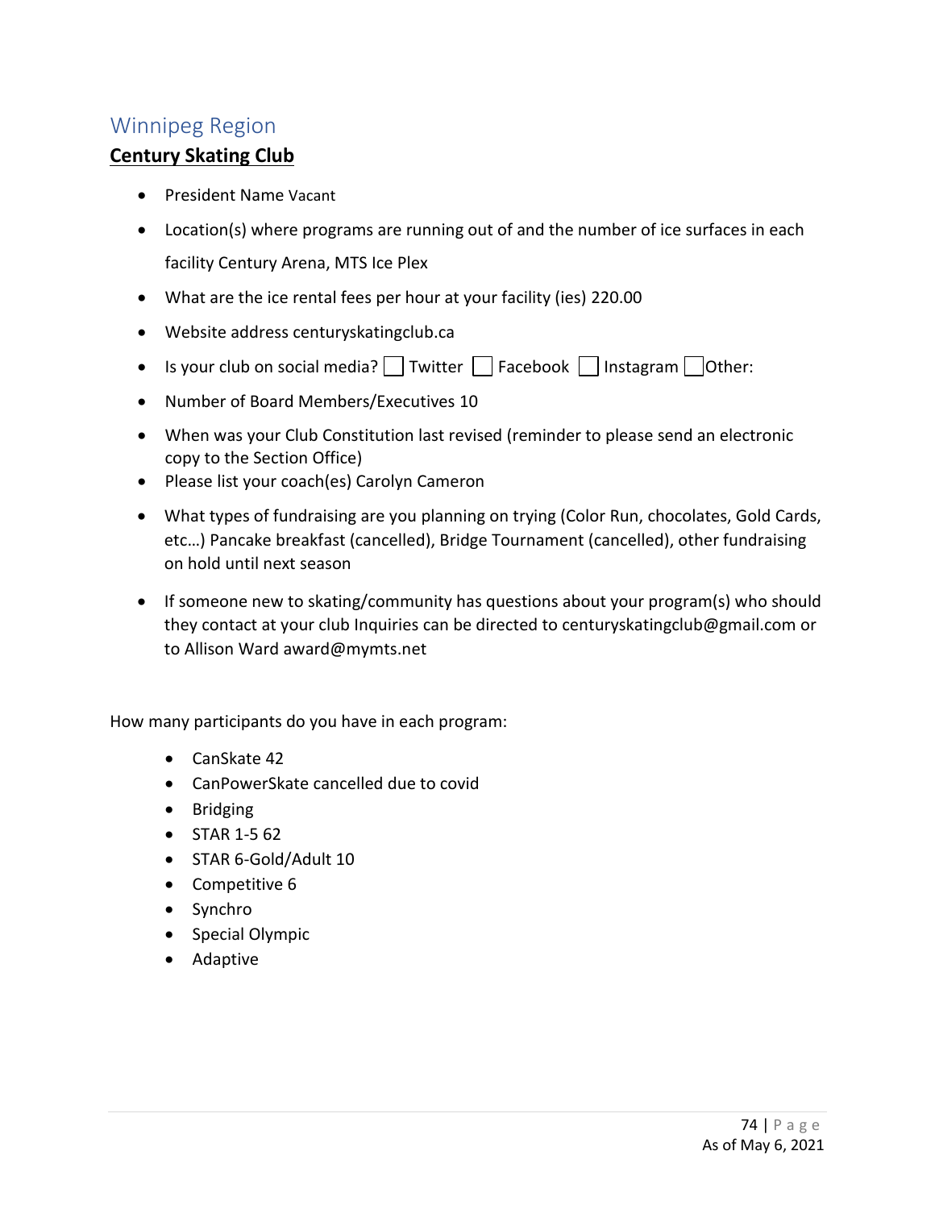## Winnipeg Region

### Century Skating Club

- President Name Vacant
- Location(s) where programs are running out of and the number of ice surfaces in each facility Century Arena, MTS Ice Plex
- What are the ice rental fees per hour at your facility (ies) 220.00
- Website address centuryskatingclub.ca
- Is your club on social media? ☐ Twitter ☐ Facebook ☐ Instagram ☐ Other:
- Number of Board Members/Executives 10
- When was your Club Constitution last revised (reminder to please send an electronic copy to the Section Office)
- Please list your coach(es) Carolyn Cameron
- What types of fundraising are you planning on trying (Color Run, chocolates, Gold Cards, etc…) Pancake breakfast (cancelled), Bridge Tournament (cancelled), other fundraising on hold until next season
- If someone new to skating/community has questions about your program(s) who should they contact at your club Inquiries can be directed to centuryskatingclub@gmail.com or to Allison Ward award@mymts.net

How many participants do you have in each program:

- CanSkate 42
- CanPowerSkate cancelled due to covid
- Bridging
- STAR 1-5 62
- STAR 6-Gold/Adult 10
- Competitive 6
- Synchro
- Special Olympic
- Adaptive

As of May 6, 2021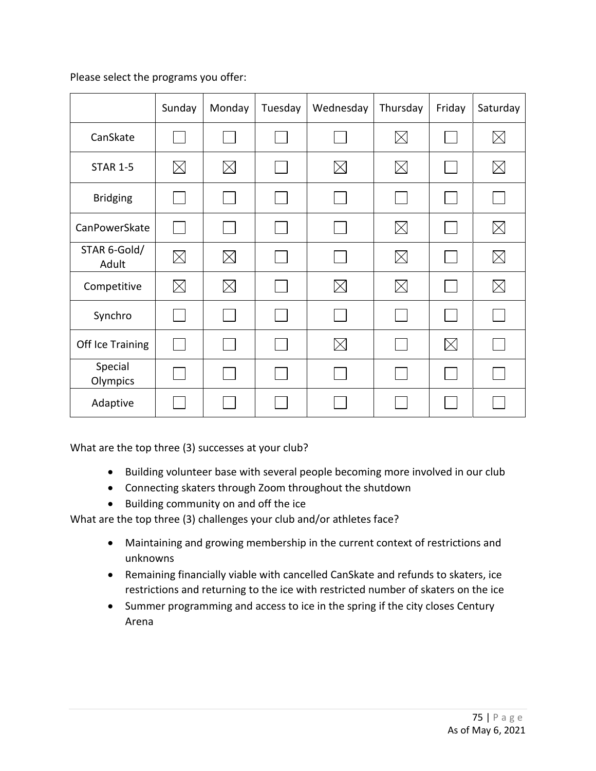Please select the programs you offer:

| | Sunday | Monday | Tuesday | Wednesday | Thursday | Friday | Saturday |
|---|---|---|---|---|---|---|---|
| CanSkate | ☐ | ☐ | ☐ | ☐ | ☒ | ☐ | ☒ |
| STAR 1-5 | ☒ | ☒ | ☐ | ☒ | ☒ | ☐ | ☒ |
| Bridging | ☐ | ☐ | ☐ | ☐ | ☐ | ☐ | ☐ |
| CanPowerSkate | ☐ | ☐ | ☐ | ☐ | ☒ | ☐ | ☒ |
| STAR 6-Gold/ Adult | ☒ | ☒ | ☐ | ☐ | ☒ | ☐ | ☒ |
| Competitive | ☒ | ☒ | ☐ | ☒ | ☒ | ☐ | ☒ |
| Synchro | ☐ | ☐ | ☐ | ☐ | ☐ | ☐ | ☐ |
| Off Ice Training | ☐ | ☐ | ☐ | ☒ | ☐ | ☒ | ☐ |
| Special Olympics | ☐ | ☐ | ☐ | ☐ | ☐ | ☐ | ☐ |
| Adaptive | ☐ | ☐ | ☐ | ☐ | ☐ | ☐ | ☐ |

What are the top three (3) successes at your club?

- Building volunteer base with several people becoming more involved in our club
- Connecting skaters through Zoom throughout the shutdown
- Building community on and off the ice

What are the top three (3) challenges your club and/or athletes face?

- Maintaining and growing membership in the current context of restrictions and unknowns
- Remaining financially viable with cancelled CanSkate and refunds to skaters, ice restrictions and returning to the ice with restricted number of skaters on the ice
- Summer programming and access to ice in the spring if the city closes Century Arena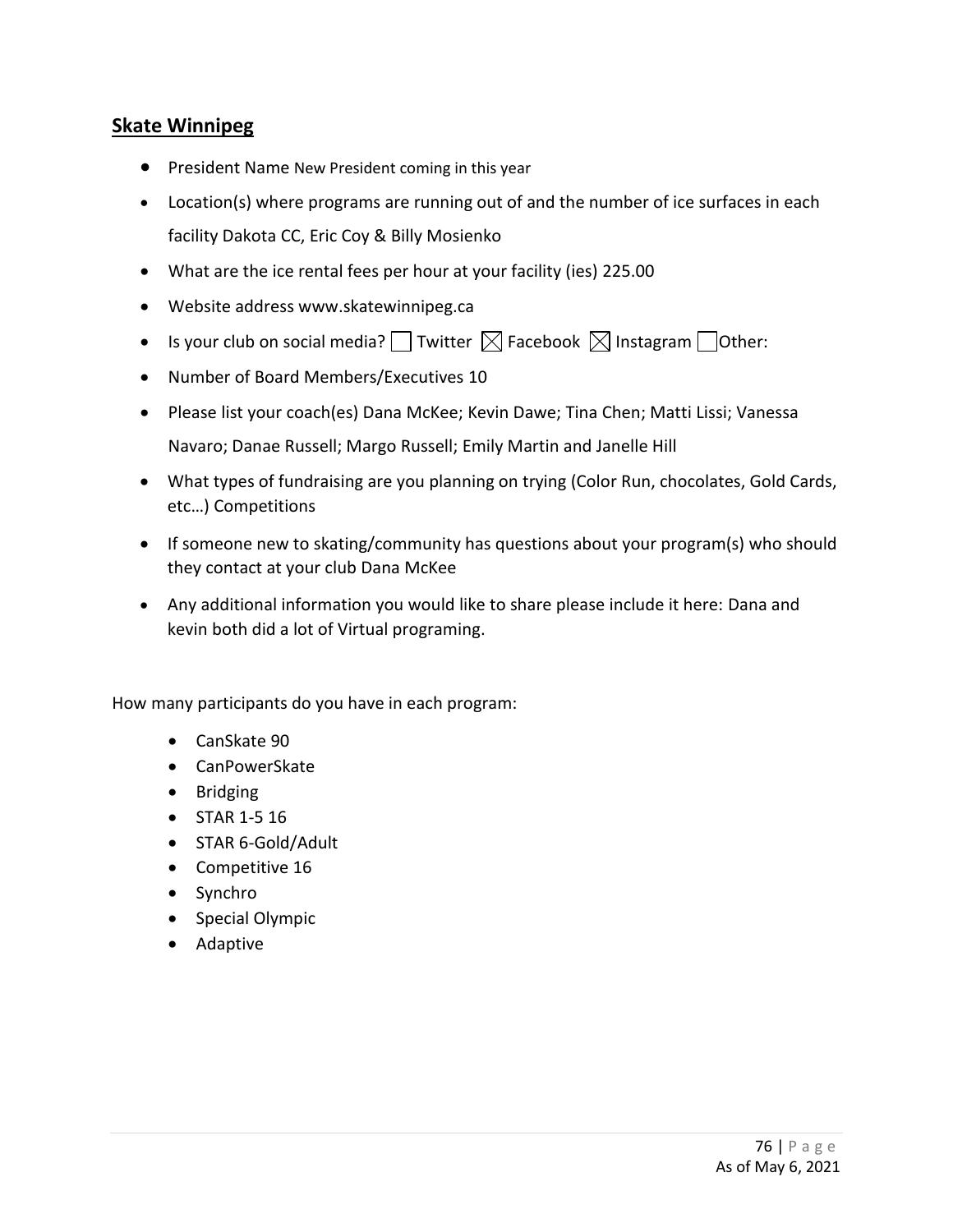## Skate Winnipeg

- President Name New President coming in this year
- Location(s) where programs are running out of and the number of ice surfaces in each facility Dakota CC, Eric Coy & Billy Mosienko
- What are the ice rental fees per hour at your facility (ies) 225.00
- Website address www.skatewinnipeg.ca
- Is your club on social media? ☐ Twitter ☒ Facebook ☒ Instagram ☐ Other:
- Number of Board Members/Executives 10
- Please list your coach(es) Dana McKee; Kevin Dawe; Tina Chen; Matti Lissi; Vanessa Navaro; Danae Russell; Margo Russell; Emily Martin and Janelle Hill
- What types of fundraising are you planning on trying (Color Run, chocolates, Gold Cards, etc…) Competitions
- If someone new to skating/community has questions about your program(s) who should they contact at your club Dana McKee
- Any additional information you would like to share please include it here: Dana and kevin both did a lot of Virtual programing.

How many participants do you have in each program:

- CanSkate 90
- CanPowerSkate
- Bridging
- STAR 1-5 16
- STAR 6-Gold/Adult
- Competitive 16
- Synchro
- Special Olympic
- Adaptive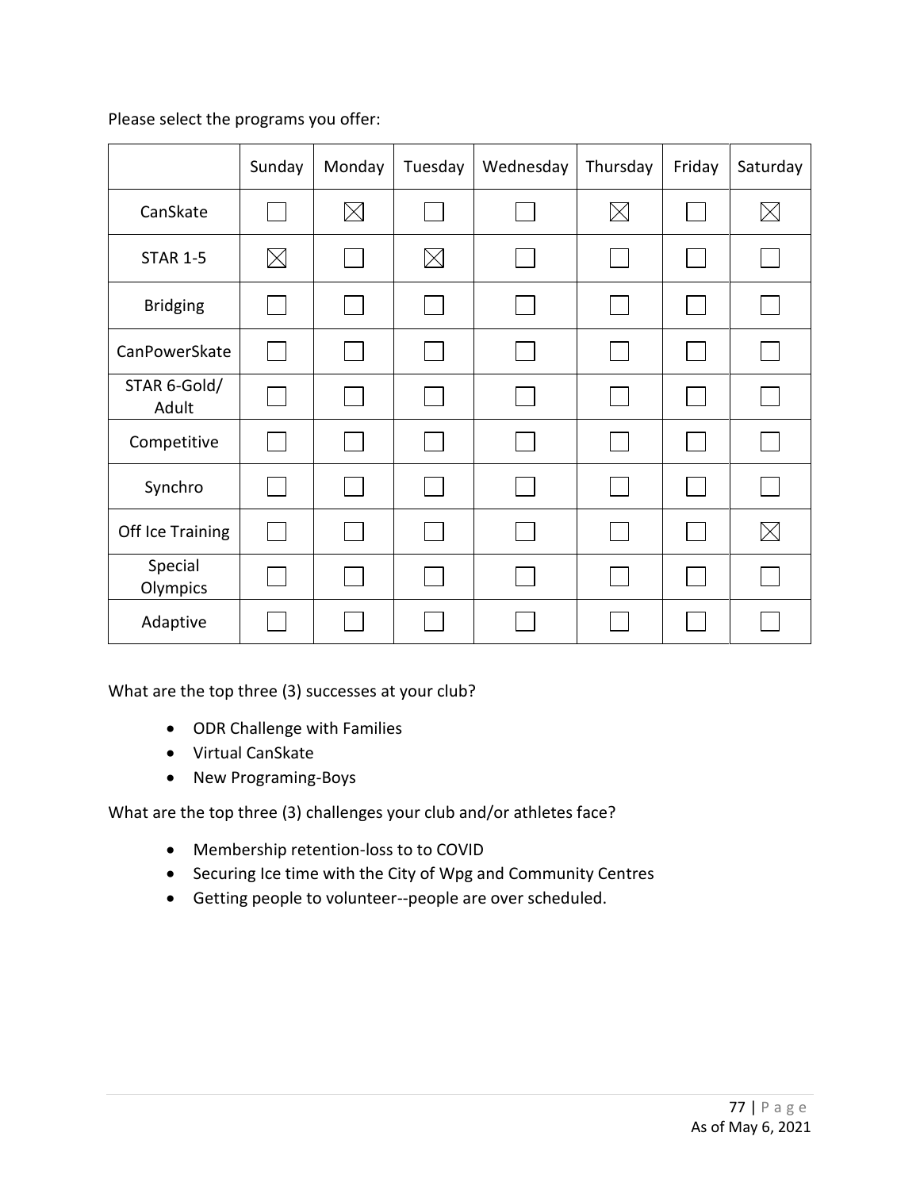Please select the programs you offer:

| | Sunday | Monday | Tuesday | Wednesday | Thursday | Friday | Saturday |
|---|---|---|---|---|---|---|---|
| CanSkate | ☐ | ☒ | ☐ | ☐ | ☒ | ☐ | ☒ |
| STAR 1-5 | ☒ | ☐ | ☒ | ☐ | ☐ | ☐ | ☐ |
| Bridging | ☐ | ☐ | ☐ | ☐ | ☐ | ☐ | ☐ |
| CanPowerSkate | ☐ | ☐ | ☐ | ☐ | ☐ | ☐ | ☐ |
| STAR 6-Gold/ Adult | ☐ | ☐ | ☐ | ☐ | ☐ | ☐ | ☐ |
| Competitive | ☐ | ☐ | ☐ | ☐ | ☐ | ☐ | ☐ |
| Synchro | ☐ | ☐ | ☐ | ☐ | ☐ | ☐ | ☐ |
| Off Ice Training | ☐ | ☐ | ☐ | ☐ | ☐ | ☐ | ☒ |
| Special Olympics | ☐ | ☐ | ☐ | ☐ | ☐ | ☐ | ☐ |
| Adaptive | ☐ | ☐ | ☐ | ☐ | ☐ | ☐ | ☐ |

What are the top three (3) successes at your club?

- ODR Challenge with Families
- Virtual CanSkate
- New Programing-Boys

What are the top three (3) challenges your club and/or athletes face?

- Membership retention-loss to to COVID
- Securing Ice time with the City of Wpg and Community Centres
- Getting people to volunteer--people are over scheduled.